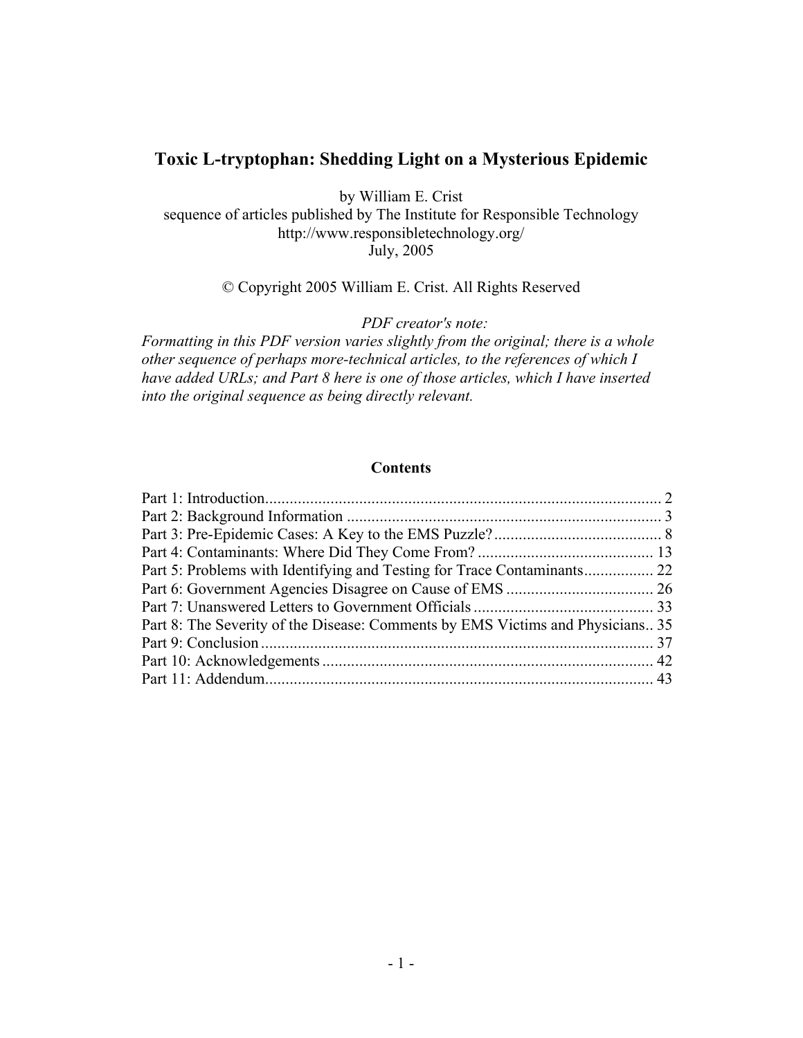# Toxic L-tryptophan: Shedding Light on a Mysterious Epidemic

by William E. Crist
sequence of articles published by The Institute for Responsible Technology
http://www.responsibletechnology.org/
July, 2005

© Copyright 2005 William E. Crist. All Rights Reserved

*PDF creator's note:*
*Formatting in this PDF version varies slightly from the original; there is a whole other sequence of perhaps more-technical articles, to the references of which I have added URLs; and Part 8 here is one of those articles, which I have inserted into the original sequence as being directly relevant.*

## Contents

Part 1: Introduction ..... 2
Part 2: Background Information ..... 3
Part 3: Pre-Epidemic Cases: A Key to the EMS Puzzle? ..... 8
Part 4: Contaminants: Where Did They Come From? ..... 13
Part 5: Problems with Identifying and Testing for Trace Contaminants ..... 22
Part 6: Government Agencies Disagree on Cause of EMS ..... 26
Part 7: Unanswered Letters to Government Officials ..... 33
Part 8: The Severity of the Disease: Comments by EMS Victims and Physicians ..... 35
Part 9: Conclusion ..... 37
Part 10: Acknowledgements ..... 42
Part 11: Addendum ..... 43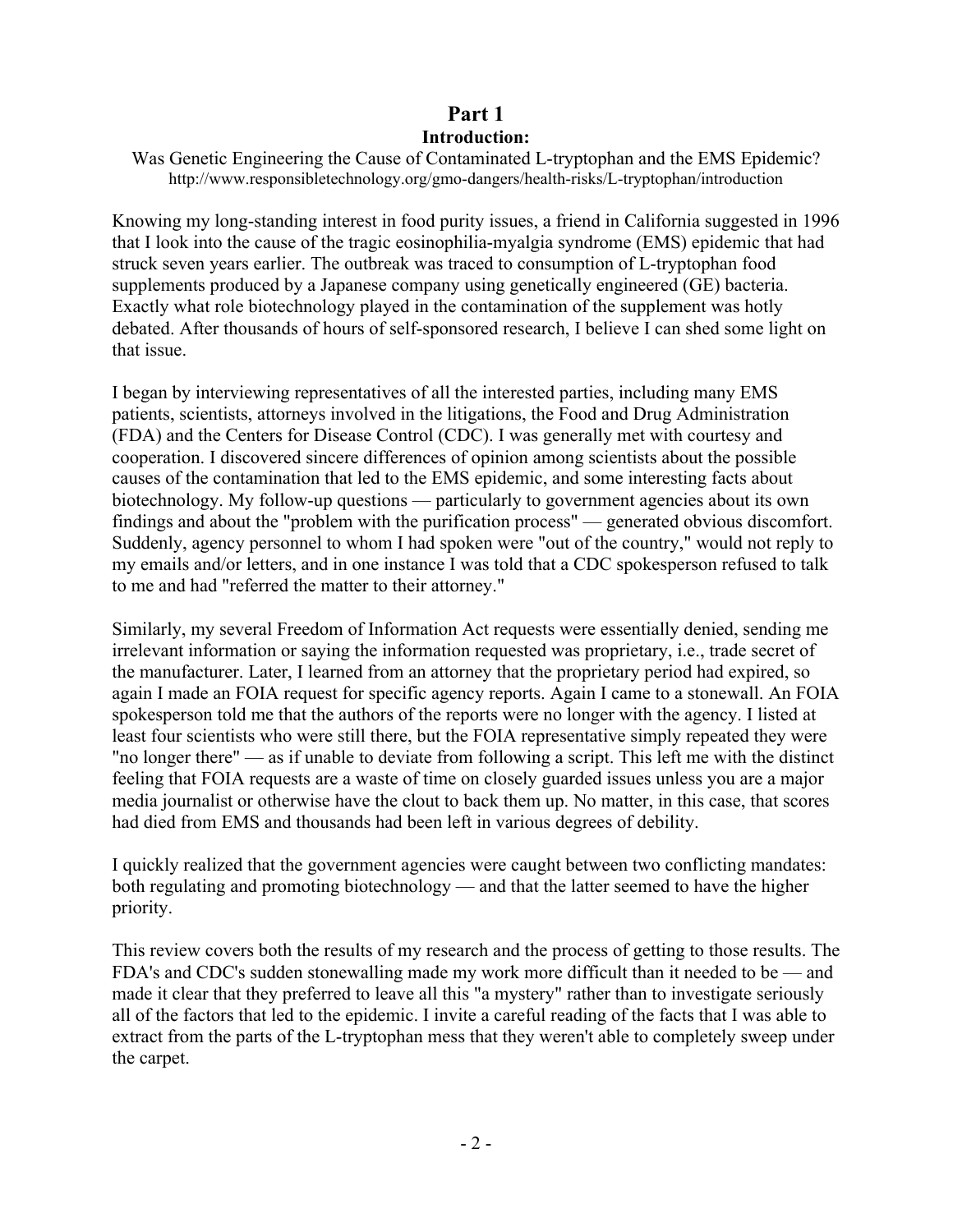# Part 1

## Introduction:

Was Genetic Engineering the Cause of Contaminated L-tryptophan and the EMS Epidemic?
http://www.responsibletechnology.org/gmo-dangers/health-risks/L-tryptophan/introduction

Knowing my long-standing interest in food purity issues, a friend in California suggested in 1996 that I look into the cause of the tragic eosinophilia-myalgia syndrome (EMS) epidemic that had struck seven years earlier. The outbreak was traced to consumption of L-tryptophan food supplements produced by a Japanese company using genetically engineered (GE) bacteria. Exactly what role biotechnology played in the contamination of the supplement was hotly debated. After thousands of hours of self-sponsored research, I believe I can shed some light on that issue.

I began by interviewing representatives of all the interested parties, including many EMS patients, scientists, attorneys involved in the litigations, the Food and Drug Administration (FDA) and the Centers for Disease Control (CDC). I was generally met with courtesy and cooperation. I discovered sincere differences of opinion among scientists about the possible causes of the contamination that led to the EMS epidemic, and some interesting facts about biotechnology. My follow-up questions — particularly to government agencies about its own findings and about the "problem with the purification process" — generated obvious discomfort. Suddenly, agency personnel to whom I had spoken were "out of the country," would not reply to my emails and/or letters, and in one instance I was told that a CDC spokesperson refused to talk to me and had "referred the matter to their attorney."

Similarly, my several Freedom of Information Act requests were essentially denied, sending me irrelevant information or saying the information requested was proprietary, i.e., trade secret of the manufacturer. Later, I learned from an attorney that the proprietary period had expired, so again I made an FOIA request for specific agency reports. Again I came to a stonewall. An FOIA spokesperson told me that the authors of the reports were no longer with the agency. I listed at least four scientists who were still there, but the FOIA representative simply repeated they were "no longer there" — as if unable to deviate from following a script. This left me with the distinct feeling that FOIA requests are a waste of time on closely guarded issues unless you are a major media journalist or otherwise have the clout to back them up. No matter, in this case, that scores had died from EMS and thousands had been left in various degrees of debility.

I quickly realized that the government agencies were caught between two conflicting mandates: both regulating and promoting biotechnology — and that the latter seemed to have the higher priority.

This review covers both the results of my research and the process of getting to those results. The FDA's and CDC's sudden stonewalling made my work more difficult than it needed to be — and made it clear that they preferred to leave all this "a mystery" rather than to investigate seriously all of the factors that led to the epidemic. I invite a careful reading of the facts that I was able to extract from the parts of the L-tryptophan mess that they weren't able to completely sweep under the carpet.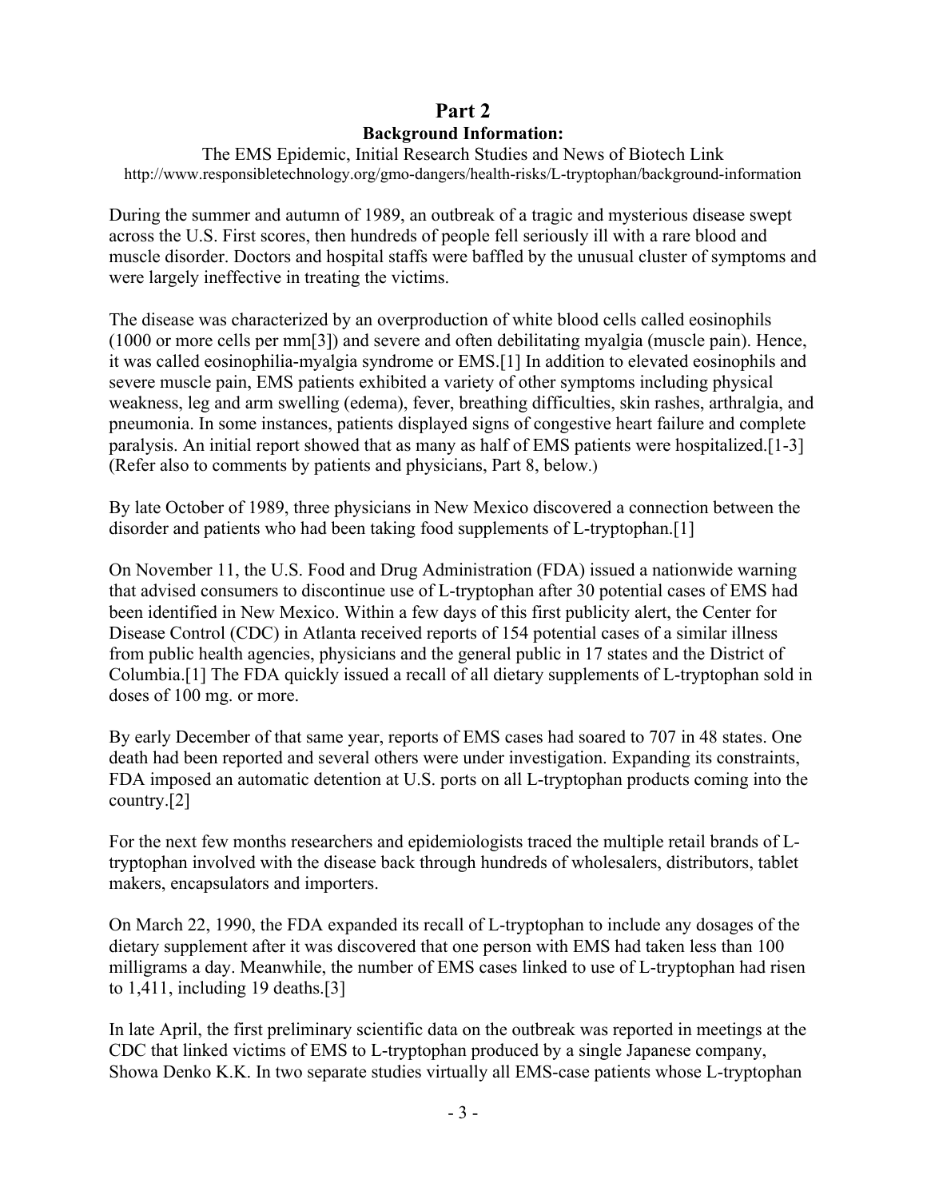# Part 2

## Background Information:

The EMS Epidemic, Initial Research Studies and News of Biotech Link
http://www.responsibletechnology.org/gmo-dangers/health-risks/L-tryptophan/background-information

During the summer and autumn of 1989, an outbreak of a tragic and mysterious disease swept across the U.S. First scores, then hundreds of people fell seriously ill with a rare blood and muscle disorder. Doctors and hospital staffs were baffled by the unusual cluster of symptoms and were largely ineffective in treating the victims.

The disease was characterized by an overproduction of white blood cells called eosinophils (1000 or more cells per mm[3]) and severe and often debilitating myalgia (muscle pain). Hence, it was called eosinophilia-myalgia syndrome or EMS.[1] In addition to elevated eosinophils and severe muscle pain, EMS patients exhibited a variety of other symptoms including physical weakness, leg and arm swelling (edema), fever, breathing difficulties, skin rashes, arthralgia, and pneumonia. In some instances, patients displayed signs of congestive heart failure and complete paralysis. An initial report showed that as many as half of EMS patients were hospitalized.[1-3] (Refer also to comments by patients and physicians, Part 8, below.)

By late October of 1989, three physicians in New Mexico discovered a connection between the disorder and patients who had been taking food supplements of L-tryptophan.[1]

On November 11, the U.S. Food and Drug Administration (FDA) issued a nationwide warning that advised consumers to discontinue use of L-tryptophan after 30 potential cases of EMS had been identified in New Mexico. Within a few days of this first publicity alert, the Center for Disease Control (CDC) in Atlanta received reports of 154 potential cases of a similar illness from public health agencies, physicians and the general public in 17 states and the District of Columbia.[1] The FDA quickly issued a recall of all dietary supplements of L-tryptophan sold in doses of 100 mg. or more.

By early December of that same year, reports of EMS cases had soared to 707 in 48 states. One death had been reported and several others were under investigation. Expanding its constraints, FDA imposed an automatic detention at U.S. ports on all L-tryptophan products coming into the country.[2]

For the next few months researchers and epidemiologists traced the multiple retail brands of L-tryptophan involved with the disease back through hundreds of wholesalers, distributors, tablet makers, encapsulators and importers.

On March 22, 1990, the FDA expanded its recall of L-tryptophan to include any dosages of the dietary supplement after it was discovered that one person with EMS had taken less than 100 milligrams a day. Meanwhile, the number of EMS cases linked to use of L-tryptophan had risen to 1,411, including 19 deaths.[3]

In late April, the first preliminary scientific data on the outbreak was reported in meetings at the CDC that linked victims of EMS to L-tryptophan produced by a single Japanese company, Showa Denko K.K. In two separate studies virtually all EMS-case patients whose L-tryptophan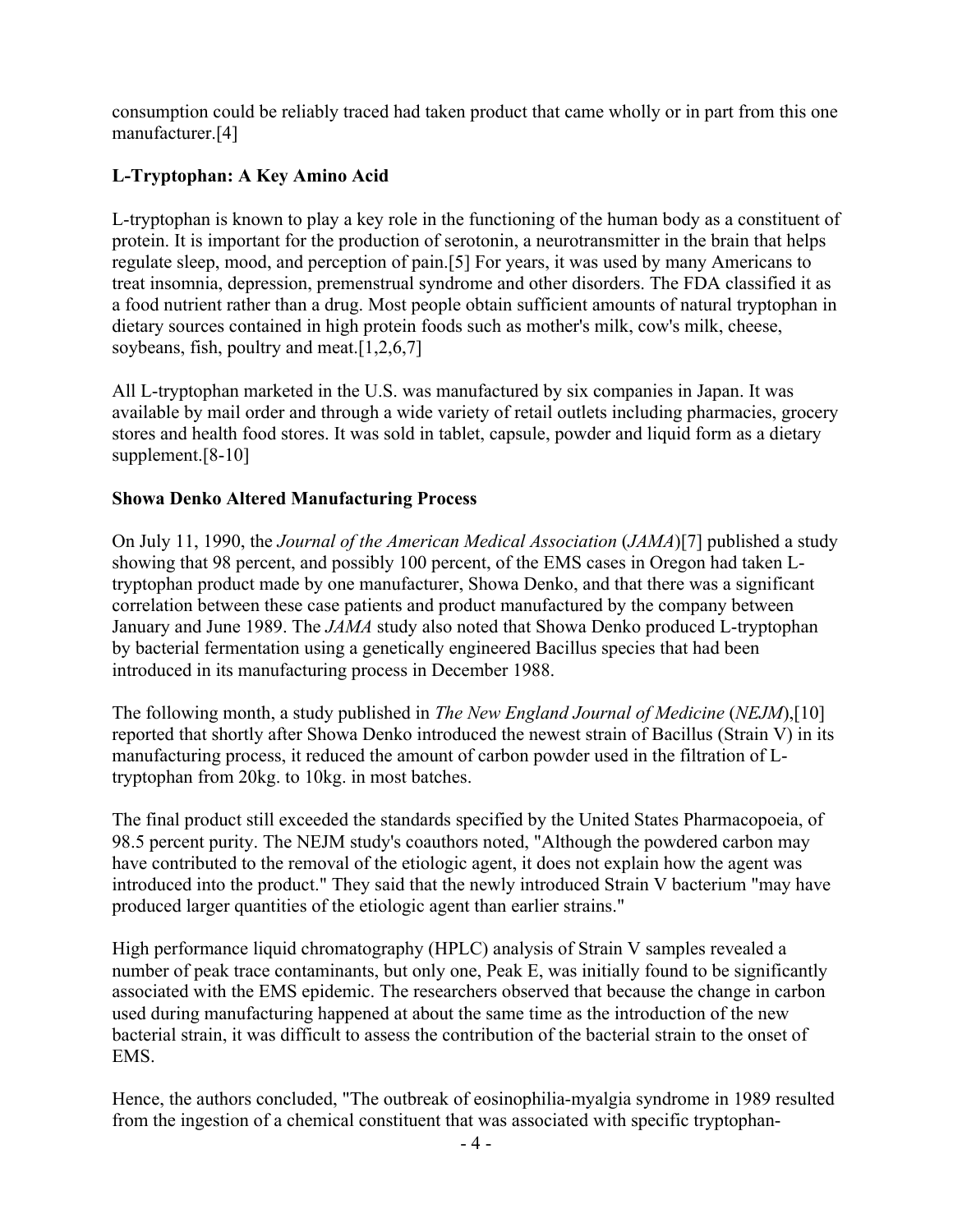consumption could be reliably traced had taken product that came wholly or in part from this one manufacturer.[4]

### L-Tryptophan: A Key Amino Acid

L-tryptophan is known to play a key role in the functioning of the human body as a constituent of protein. It is important for the production of serotonin, a neurotransmitter in the brain that helps regulate sleep, mood, and perception of pain.[5] For years, it was used by many Americans to treat insomnia, depression, premenstrual syndrome and other disorders. The FDA classified it as a food nutrient rather than a drug. Most people obtain sufficient amounts of natural tryptophan in dietary sources contained in high protein foods such as mother's milk, cow's milk, cheese, soybeans, fish, poultry and meat.[1,2,6,7]

All L-tryptophan marketed in the U.S. was manufactured by six companies in Japan. It was available by mail order and through a wide variety of retail outlets including pharmacies, grocery stores and health food stores. It was sold in tablet, capsule, powder and liquid form as a dietary supplement.[8-10]

### Showa Denko Altered Manufacturing Process

On July 11, 1990, the *Journal of the American Medical Association* (*JAMA*)[7] published a study showing that 98 percent, and possibly 100 percent, of the EMS cases in Oregon had taken L-tryptophan product made by one manufacturer, Showa Denko, and that there was a significant correlation between these case patients and product manufactured by the company between January and June 1989. The *JAMA* study also noted that Showa Denko produced L-tryptophan by bacterial fermentation using a genetically engineered Bacillus species that had been introduced in its manufacturing process in December 1988.

The following month, a study published in *The New England Journal of Medicine* (*NEJM*),[10] reported that shortly after Showa Denko introduced the newest strain of Bacillus (Strain V) in its manufacturing process, it reduced the amount of carbon powder used in the filtration of L-tryptophan from 20kg. to 10kg. in most batches.

The final product still exceeded the standards specified by the United States Pharmacopoeia, of 98.5 percent purity. The NEJM study's coauthors noted, "Although the powdered carbon may have contributed to the removal of the etiologic agent, it does not explain how the agent was introduced into the product." They said that the newly introduced Strain V bacterium "may have produced larger quantities of the etiologic agent than earlier strains."

High performance liquid chromatography (HPLC) analysis of Strain V samples revealed a number of peak trace contaminants, but only one, Peak E, was initially found to be significantly associated with the EMS epidemic. The researchers observed that because the change in carbon used during manufacturing happened at about the same time as the introduction of the new bacterial strain, it was difficult to assess the contribution of the bacterial strain to the onset of EMS.

Hence, the authors concluded, "The outbreak of eosinophilia-myalgia syndrome in 1989 resulted from the ingestion of a chemical constituent that was associated with specific tryptophan-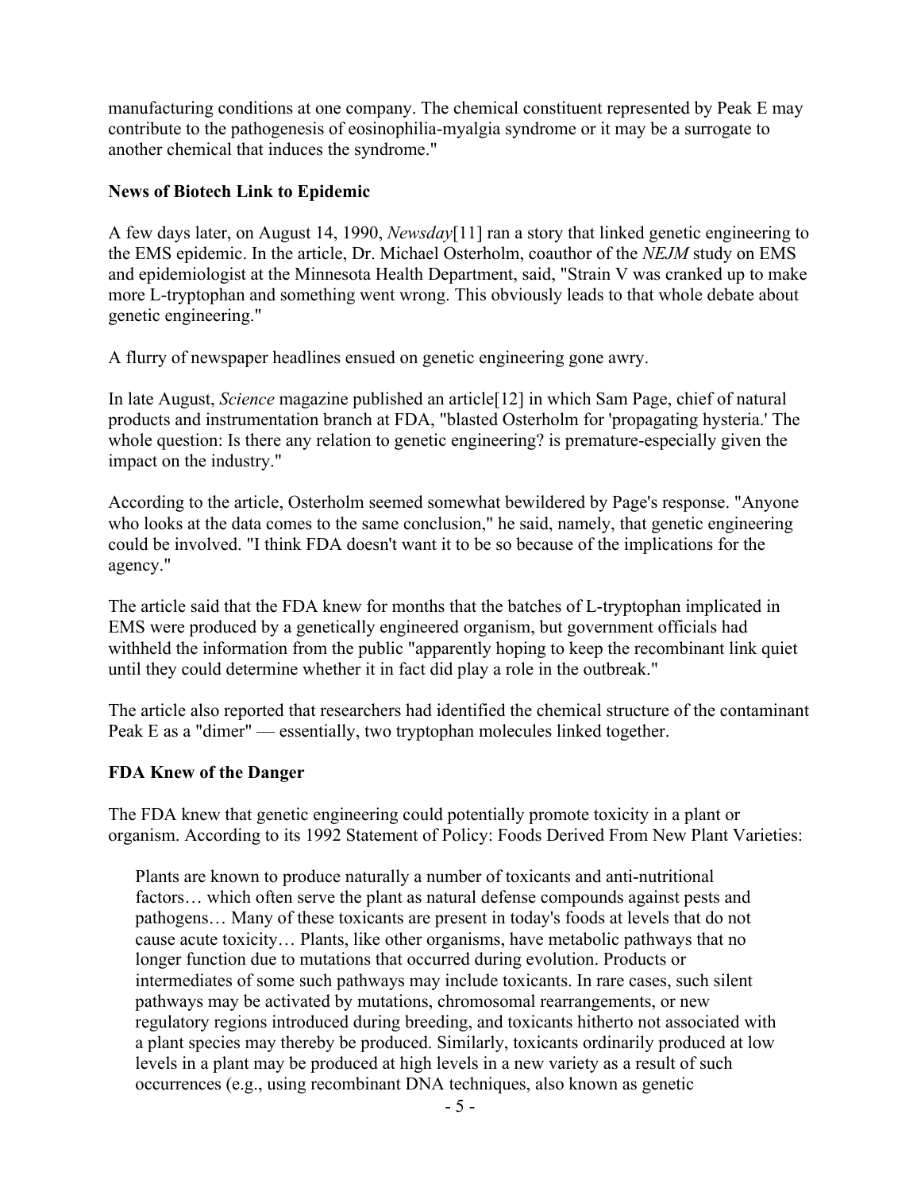manufacturing conditions at one company. The chemical constituent represented by Peak E may contribute to the pathogenesis of eosinophilia-myalgia syndrome or it may be a surrogate to another chemical that induces the syndrome."

**News of Biotech Link to Epidemic**

A few days later, on August 14, 1990, *Newsday*[11] ran a story that linked genetic engineering to the EMS epidemic. In the article, Dr. Michael Osterholm, coauthor of the *NEJM* study on EMS and epidemiologist at the Minnesota Health Department, said, "Strain V was cranked up to make more L-tryptophan and something went wrong. This obviously leads to that whole debate about genetic engineering."

A flurry of newspaper headlines ensued on genetic engineering gone awry.

In late August, *Science* magazine published an article[12] in which Sam Page, chief of natural products and instrumentation branch at FDA, "blasted Osterholm for 'propagating hysteria.' The whole question: Is there any relation to genetic engineering? is premature-especially given the impact on the industry."

According to the article, Osterholm seemed somewhat bewildered by Page's response. "Anyone who looks at the data comes to the same conclusion," he said, namely, that genetic engineering could be involved. "I think FDA doesn't want it to be so because of the implications for the agency."

The article said that the FDA knew for months that the batches of L-tryptophan implicated in EMS were produced by a genetically engineered organism, but government officials had withheld the information from the public "apparently hoping to keep the recombinant link quiet until they could determine whether it in fact did play a role in the outbreak."

The article also reported that researchers had identified the chemical structure of the contaminant Peak E as a "dimer" — essentially, two tryptophan molecules linked together.

**FDA Knew of the Danger**

The FDA knew that genetic engineering could potentially promote toxicity in a plant or organism. According to its 1992 Statement of Policy: Foods Derived From New Plant Varieties:

> Plants are known to produce naturally a number of toxicants and anti-nutritional factors… which often serve the plant as natural defense compounds against pests and pathogens… Many of these toxicants are present in today's foods at levels that do not cause acute toxicity… Plants, like other organisms, have metabolic pathways that no longer function due to mutations that occurred during evolution. Products or intermediates of some such pathways may include toxicants. In rare cases, such silent pathways may be activated by mutations, chromosomal rearrangements, or new regulatory regions introduced during breeding, and toxicants hitherto not associated with a plant species may thereby be produced. Similarly, toxicants ordinarily produced at low levels in a plant may be produced at high levels in a new variety as a result of such occurrences (e.g., using recombinant DNA techniques, also known as genetic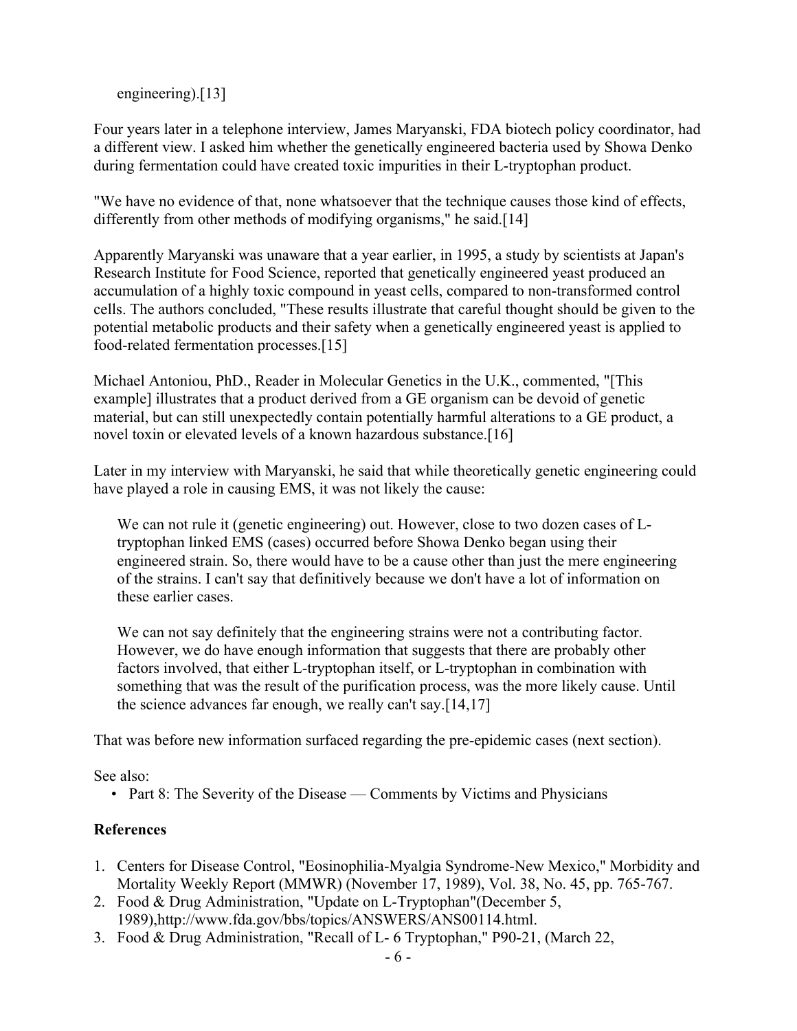engineering).[13]

Four years later in a telephone interview, James Maryanski, FDA biotech policy coordinator, had a different view. I asked him whether the genetically engineered bacteria used by Showa Denko during fermentation could have created toxic impurities in their L-tryptophan product.

"We have no evidence of that, none whatsoever that the technique causes those kind of effects, differently from other methods of modifying organisms," he said.[14]

Apparently Maryanski was unaware that a year earlier, in 1995, a study by scientists at Japan's Research Institute for Food Science, reported that genetically engineered yeast produced an accumulation of a highly toxic compound in yeast cells, compared to non-transformed control cells. The authors concluded, "These results illustrate that careful thought should be given to the potential metabolic products and their safety when a genetically engineered yeast is applied to food-related fermentation processes.[15]

Michael Antoniou, PhD., Reader in Molecular Genetics in the U.K., commented, "[This example] illustrates that a product derived from a GE organism can be devoid of genetic material, but can still unexpectedly contain potentially harmful alterations to a GE product, a novel toxin or elevated levels of a known hazardous substance.[16]

Later in my interview with Maryanski, he said that while theoretically genetic engineering could have played a role in causing EMS, it was not likely the cause:

> We can not rule it (genetic engineering) out. However, close to two dozen cases of L-tryptophan linked EMS (cases) occurred before Showa Denko began using their engineered strain. So, there would have to be a cause other than just the mere engineering of the strains. I can't say that definitively because we don't have a lot of information on these earlier cases.
>
> We can not say definitely that the engineering strains were not a contributing factor. However, we do have enough information that suggests that there are probably other factors involved, that either L-tryptophan itself, or L-tryptophan in combination with something that was the result of the purification process, was the more likely cause. Until the science advances far enough, we really can't say.[14,17]

That was before new information surfaced regarding the pre-epidemic cases (next section).

See also:

- Part 8: The Severity of the Disease — Comments by Victims and Physicians

### References

1. Centers for Disease Control, "Eosinophilia-Myalgia Syndrome-New Mexico," Morbidity and Mortality Weekly Report (MMWR) (November 17, 1989), Vol. 38, No. 45, pp. 765-767.
2. Food & Drug Administration, "Update on L-Tryptophan"(December 5, 1989),http://www.fda.gov/bbs/topics/ANSWERS/ANS00114.html.
3. Food & Drug Administration, "Recall of L- 6 Tryptophan," P90-21, (March 22,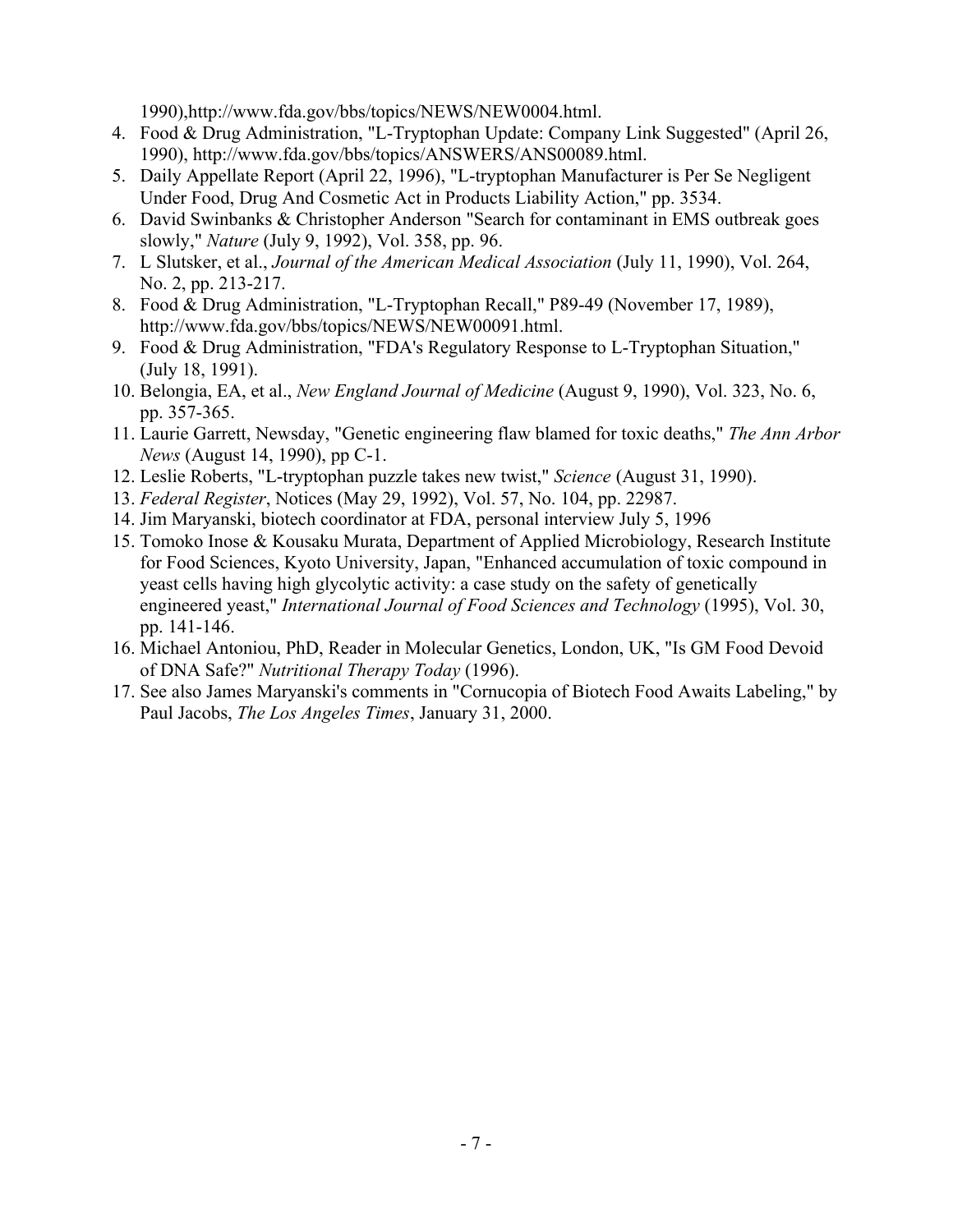1990),http://www.fda.gov/bbs/topics/NEWS/NEW0004.html.

4. Food & Drug Administration, "L-Tryptophan Update: Company Link Suggested" (April 26, 1990), http://www.fda.gov/bbs/topics/ANSWERS/ANS00089.html.
5. Daily Appellate Report (April 22, 1996), "L-tryptophan Manufacturer is Per Se Negligent Under Food, Drug And Cosmetic Act in Products Liability Action," pp. 3534.
6. David Swinbanks & Christopher Anderson "Search for contaminant in EMS outbreak goes slowly," *Nature* (July 9, 1992), Vol. 358, pp. 96.
7. L Slutsker, et al., *Journal of the American Medical Association* (July 11, 1990), Vol. 264, No. 2, pp. 213-217.
8. Food & Drug Administration, "L-Tryptophan Recall," P89-49 (November 17, 1989), http://www.fda.gov/bbs/topics/NEWS/NEW00091.html.
9. Food & Drug Administration, "FDA's Regulatory Response to L-Tryptophan Situation," (July 18, 1991).
10. Belongia, EA, et al., *New England Journal of Medicine* (August 9, 1990), Vol. 323, No. 6, pp. 357-365.
11. Laurie Garrett, Newsday, "Genetic engineering flaw blamed for toxic deaths," *The Ann Arbor News* (August 14, 1990), pp C-1.
12. Leslie Roberts, "L-tryptophan puzzle takes new twist," *Science* (August 31, 1990).
13. *Federal Register*, Notices (May 29, 1992), Vol. 57, No. 104, pp. 22987.
14. Jim Maryanski, biotech coordinator at FDA, personal interview July 5, 1996
15. Tomoko Inose & Kousaku Murata, Department of Applied Microbiology, Research Institute for Food Sciences, Kyoto University, Japan, "Enhanced accumulation of toxic compound in yeast cells having high glycolytic activity: a case study on the safety of genetically engineered yeast," *International Journal of Food Sciences and Technology* (1995), Vol. 30, pp. 141-146.
16. Michael Antoniou, PhD, Reader in Molecular Genetics, London, UK, "Is GM Food Devoid of DNA Safe?" *Nutritional Therapy Today* (1996).
17. See also James Maryanski's comments in "Cornucopia of Biotech Food Awaits Labeling," by Paul Jacobs, *The Los Angeles Times*, January 31, 2000.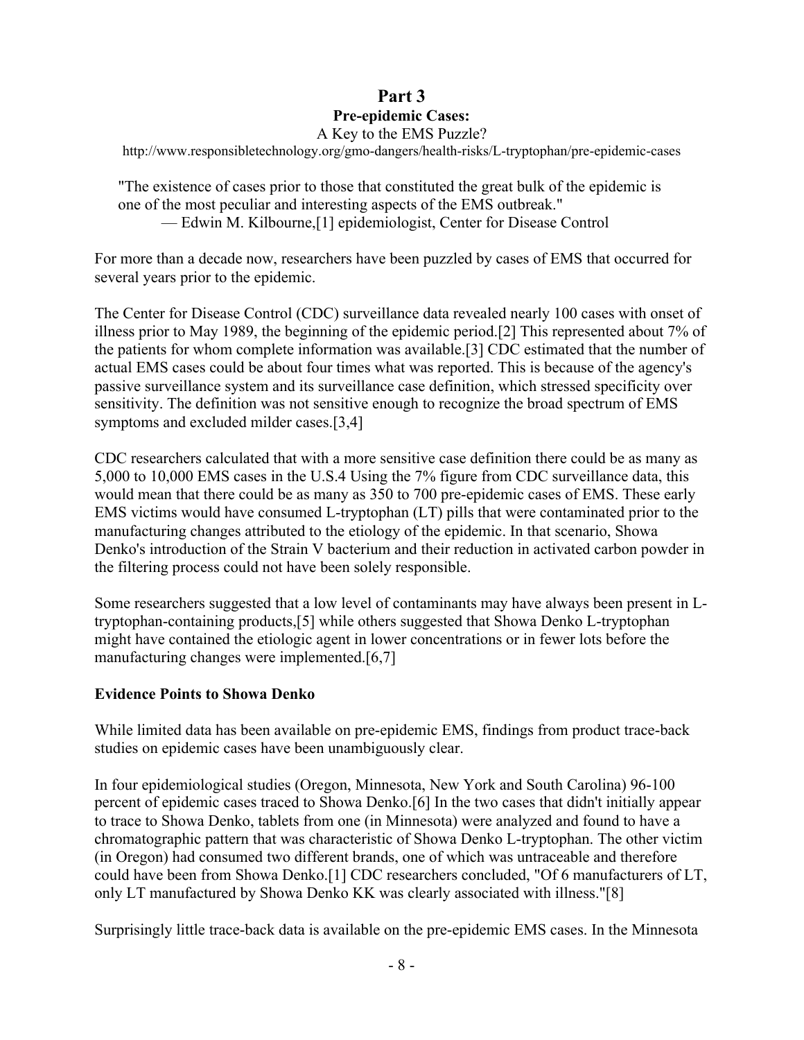# Part 3

## Pre-epidemic Cases:

A Key to the EMS Puzzle?

http://www.responsibletechnology.org/gmo-dangers/health-risks/L-tryptophan/pre-epidemic-cases

> "The existence of cases prior to those that constituted the great bulk of the epidemic is one of the most peculiar and interesting aspects of the EMS outbreak."
> — Edwin M. Kilbourne,[1] epidemiologist, Center for Disease Control

For more than a decade now, researchers have been puzzled by cases of EMS that occurred for several years prior to the epidemic.

The Center for Disease Control (CDC) surveillance data revealed nearly 100 cases with onset of illness prior to May 1989, the beginning of the epidemic period.[2] This represented about 7% of the patients for whom complete information was available.[3] CDC estimated that the number of actual EMS cases could be about four times what was reported. This is because of the agency's passive surveillance system and its surveillance case definition, which stressed specificity over sensitivity. The definition was not sensitive enough to recognize the broad spectrum of EMS symptoms and excluded milder cases.[3,4]

CDC researchers calculated that with a more sensitive case definition there could be as many as 5,000 to 10,000 EMS cases in the U.S.4 Using the 7% figure from CDC surveillance data, this would mean that there could be as many as 350 to 700 pre-epidemic cases of EMS. These early EMS victims would have consumed L-tryptophan (LT) pills that were contaminated prior to the manufacturing changes attributed to the etiology of the epidemic. In that scenario, Showa Denko's introduction of the Strain V bacterium and their reduction in activated carbon powder in the filtering process could not have been solely responsible.

Some researchers suggested that a low level of contaminants may have always been present in L-tryptophan-containing products,[5] while others suggested that Showa Denko L-tryptophan might have contained the etiologic agent in lower concentrations or in fewer lots before the manufacturing changes were implemented.[6,7]

### Evidence Points to Showa Denko

While limited data has been available on pre-epidemic EMS, findings from product trace-back studies on epidemic cases have been unambiguously clear.

In four epidemiological studies (Oregon, Minnesota, New York and South Carolina) 96-100 percent of epidemic cases traced to Showa Denko.[6] In the two cases that didn't initially appear to trace to Showa Denko, tablets from one (in Minnesota) were analyzed and found to have a chromatographic pattern that was characteristic of Showa Denko L-tryptophan. The other victim (in Oregon) had consumed two different brands, one of which was untraceable and therefore could have been from Showa Denko.[1] CDC researchers concluded, "Of 6 manufacturers of LT, only LT manufactured by Showa Denko KK was clearly associated with illness."[8]

Surprisingly little trace-back data is available on the pre-epidemic EMS cases. In the Minnesota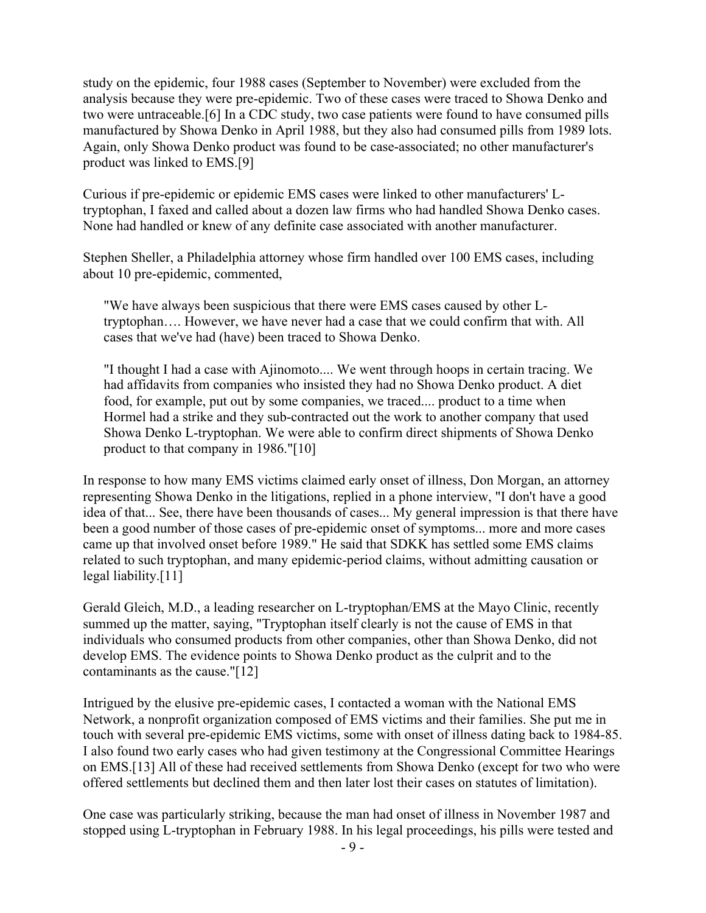study on the epidemic, four 1988 cases (September to November) were excluded from the analysis because they were pre-epidemic. Two of these cases were traced to Showa Denko and two were untraceable.[6] In a CDC study, two case patients were found to have consumed pills manufactured by Showa Denko in April 1988, but they also had consumed pills from 1989 lots. Again, only Showa Denko product was found to be case-associated; no other manufacturer's product was linked to EMS.[9]

Curious if pre-epidemic or epidemic EMS cases were linked to other manufacturers' L-tryptophan, I faxed and called about a dozen law firms who had handled Showa Denko cases. None had handled or knew of any definite case associated with another manufacturer.

Stephen Sheller, a Philadelphia attorney whose firm handled over 100 EMS cases, including about 10 pre-epidemic, commented,

> "We have always been suspicious that there were EMS cases caused by other L-tryptophan…. However, we have never had a case that we could confirm that with. All cases that we've had (have) been traced to Showa Denko.
>
> "I thought I had a case with Ajinomoto.... We went through hoops in certain tracing. We had affidavits from companies who insisted they had no Showa Denko product. A diet food, for example, put out by some companies, we traced.... product to a time when Hormel had a strike and they sub-contracted out the work to another company that used Showa Denko L-tryptophan. We were able to confirm direct shipments of Showa Denko product to that company in 1986."[10]

In response to how many EMS victims claimed early onset of illness, Don Morgan, an attorney representing Showa Denko in the litigations, replied in a phone interview, "I don't have a good idea of that... See, there have been thousands of cases... My general impression is that there have been a good number of those cases of pre-epidemic onset of symptoms... more and more cases came up that involved onset before 1989." He said that SDKK has settled some EMS claims related to such tryptophan, and many epidemic-period claims, without admitting causation or legal liability.[11]

Gerald Gleich, M.D., a leading researcher on L-tryptophan/EMS at the Mayo Clinic, recently summed up the matter, saying, "Tryptophan itself clearly is not the cause of EMS in that individuals who consumed products from other companies, other than Showa Denko, did not develop EMS. The evidence points to Showa Denko product as the culprit and to the contaminants as the cause."[12]

Intrigued by the elusive pre-epidemic cases, I contacted a woman with the National EMS Network, a nonprofit organization composed of EMS victims and their families. She put me in touch with several pre-epidemic EMS victims, some with onset of illness dating back to 1984-85. I also found two early cases who had given testimony at the Congressional Committee Hearings on EMS.[13] All of these had received settlements from Showa Denko (except for two who were offered settlements but declined them and then later lost their cases on statutes of limitation).

One case was particularly striking, because the man had onset of illness in November 1987 and stopped using L-tryptophan in February 1988. In his legal proceedings, his pills were tested and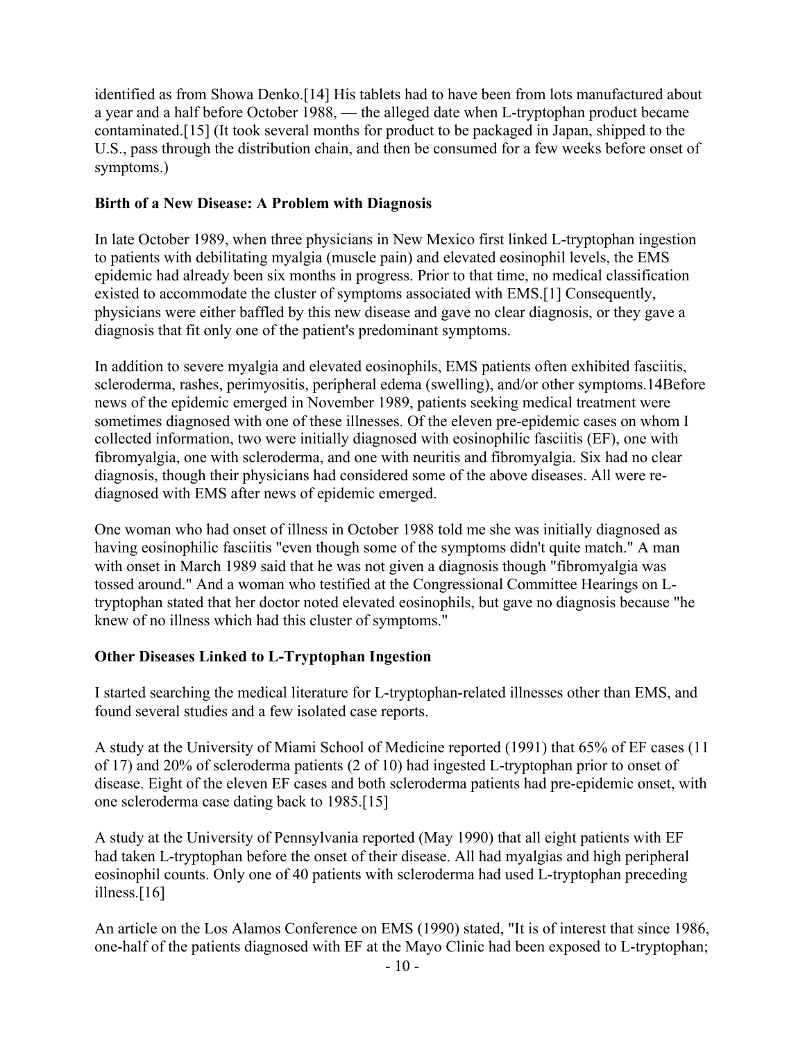identified as from Showa Denko.[14] His tablets had to have been from lots manufactured about a year and a half before October 1988, — the alleged date when L-tryptophan product became contaminated.[15] (It took several months for product to be packaged in Japan, shipped to the U.S., pass through the distribution chain, and then be consumed for a few weeks before onset of symptoms.)

**Birth of a New Disease: A Problem with Diagnosis**

In late October 1989, when three physicians in New Mexico first linked L-tryptophan ingestion to patients with debilitating myalgia (muscle pain) and elevated eosinophil levels, the EMS epidemic had already been six months in progress. Prior to that time, no medical classification existed to accommodate the cluster of symptoms associated with EMS.[1] Consequently, physicians were either baffled by this new disease and gave no clear diagnosis, or they gave a diagnosis that fit only one of the patient's predominant symptoms.

In addition to severe myalgia and elevated eosinophils, EMS patients often exhibited fasciitis, scleroderma, rashes, perimyositis, peripheral edema (swelling), and/or other symptoms.14Before news of the epidemic emerged in November 1989, patients seeking medical treatment were sometimes diagnosed with one of these illnesses. Of the eleven pre-epidemic cases on whom I collected information, two were initially diagnosed with eosinophilic fasciitis (EF), one with fibromyalgia, one with scleroderma, and one with neuritis and fibromyalgia. Six had no clear diagnosis, though their physicians had considered some of the above diseases. All were re-diagnosed with EMS after news of epidemic emerged.

One woman who had onset of illness in October 1988 told me she was initially diagnosed as having eosinophilic fasciitis "even though some of the symptoms didn't quite match." A man with onset in March 1989 said that he was not given a diagnosis though "fibromyalgia was tossed around." And a woman who testified at the Congressional Committee Hearings on L-tryptophan stated that her doctor noted elevated eosinophils, but gave no diagnosis because "he knew of no illness which had this cluster of symptoms."

**Other Diseases Linked to L-Tryptophan Ingestion**

I started searching the medical literature for L-tryptophan-related illnesses other than EMS, and found several studies and a few isolated case reports.

A study at the University of Miami School of Medicine reported (1991) that 65% of EF cases (11 of 17) and 20% of scleroderma patients (2 of 10) had ingested L-tryptophan prior to onset of disease. Eight of the eleven EF cases and both scleroderma patients had pre-epidemic onset, with one scleroderma case dating back to 1985.[15]

A study at the University of Pennsylvania reported (May 1990) that all eight patients with EF had taken L-tryptophan before the onset of their disease. All had myalgias and high peripheral eosinophil counts. Only one of 40 patients with scleroderma had used L-tryptophan preceding illness.[16]

An article on the Los Alamos Conference on EMS (1990) stated, "It is of interest that since 1986, one-half of the patients diagnosed with EF at the Mayo Clinic had been exposed to L-tryptophan;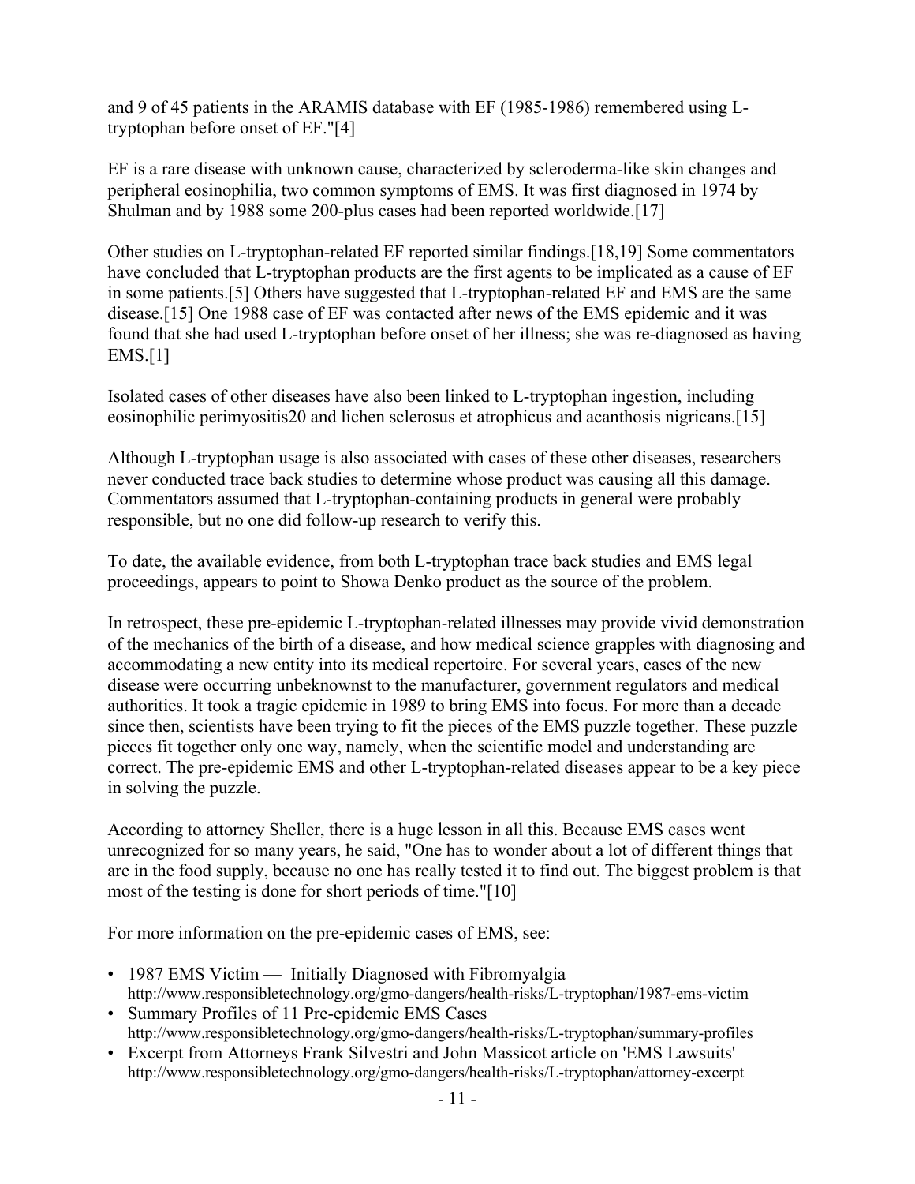and 9 of 45 patients in the ARAMIS database with EF (1985-1986) remembered using L-tryptophan before onset of EF."[4]

EF is a rare disease with unknown cause, characterized by scleroderma-like skin changes and peripheral eosinophilia, two common symptoms of EMS. It was first diagnosed in 1974 by Shulman and by 1988 some 200-plus cases had been reported worldwide.[17]

Other studies on L-tryptophan-related EF reported similar findings.[18,19] Some commentators have concluded that L-tryptophan products are the first agents to be implicated as a cause of EF in some patients.[5] Others have suggested that L-tryptophan-related EF and EMS are the same disease.[15] One 1988 case of EF was contacted after news of the EMS epidemic and it was found that she had used L-tryptophan before onset of her illness; she was re-diagnosed as having EMS.[1]

Isolated cases of other diseases have also been linked to L-tryptophan ingestion, including eosinophilic perimyositis20 and lichen sclerosus et atrophicus and acanthosis nigricans.[15]

Although L-tryptophan usage is also associated with cases of these other diseases, researchers never conducted trace back studies to determine whose product was causing all this damage. Commentators assumed that L-tryptophan-containing products in general were probably responsible, but no one did follow-up research to verify this.

To date, the available evidence, from both L-tryptophan trace back studies and EMS legal proceedings, appears to point to Showa Denko product as the source of the problem.

In retrospect, these pre-epidemic L-tryptophan-related illnesses may provide vivid demonstration of the mechanics of the birth of a disease, and how medical science grapples with diagnosing and accommodating a new entity into its medical repertoire. For several years, cases of the new disease were occurring unbeknownst to the manufacturer, government regulators and medical authorities. It took a tragic epidemic in 1989 to bring EMS into focus. For more than a decade since then, scientists have been trying to fit the pieces of the EMS puzzle together. These puzzle pieces fit together only one way, namely, when the scientific model and understanding are correct. The pre-epidemic EMS and other L-tryptophan-related diseases appear to be a key piece in solving the puzzle.

According to attorney Sheller, there is a huge lesson in all this. Because EMS cases went unrecognized for so many years, he said, "One has to wonder about a lot of different things that are in the food supply, because no one has really tested it to find out. The biggest problem is that most of the testing is done for short periods of time."[10]

For more information on the pre-epidemic cases of EMS, see:

- 1987 EMS Victim — Initially Diagnosed with Fibromyalgia
  http://www.responsibletechnology.org/gmo-dangers/health-risks/L-tryptophan/1987-ems-victim
- Summary Profiles of 11 Pre-epidemic EMS Cases
  http://www.responsibletechnology.org/gmo-dangers/health-risks/L-tryptophan/summary-profiles
- Excerpt from Attorneys Frank Silvestri and John Massicot article on 'EMS Lawsuits'
  http://www.responsibletechnology.org/gmo-dangers/health-risks/L-tryptophan/attorney-excerpt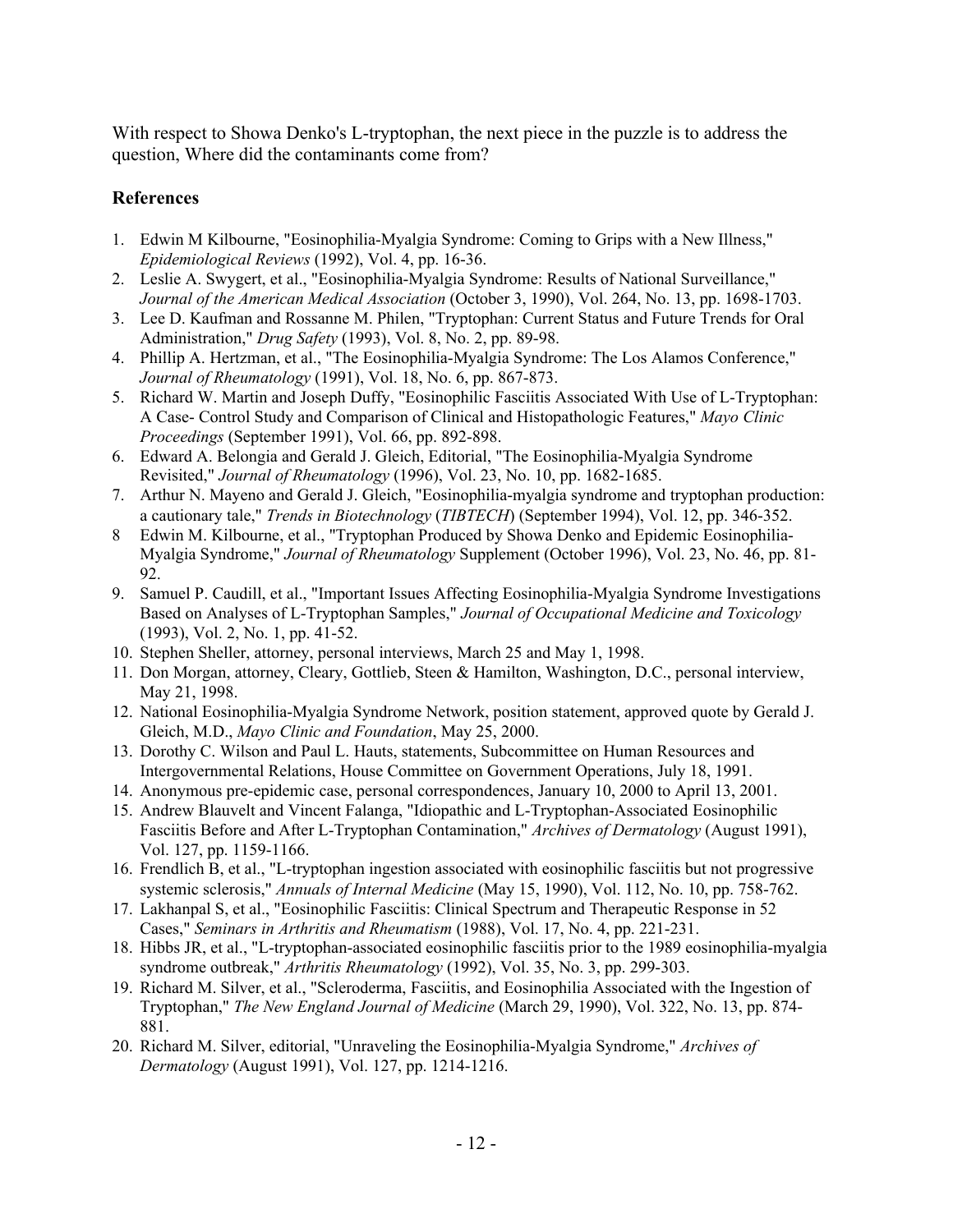With respect to Showa Denko's L-tryptophan, the next piece in the puzzle is to address the question, Where did the contaminants come from?

### References

1. Edwin M Kilbourne, "Eosinophilia-Myalgia Syndrome: Coming to Grips with a New Illness," *Epidemiological Reviews* (1992), Vol. 4, pp. 16-36.
2. Leslie A. Swygert, et al., "Eosinophilia-Myalgia Syndrome: Results of National Surveillance," *Journal of the American Medical Association* (October 3, 1990), Vol. 264, No. 13, pp. 1698-1703.
3. Lee D. Kaufman and Rossanne M. Philen, "Tryptophan: Current Status and Future Trends for Oral Administration," *Drug Safety* (1993), Vol. 8, No. 2, pp. 89-98.
4. Phillip A. Hertzman, et al., "The Eosinophilia-Myalgia Syndrome: The Los Alamos Conference," *Journal of Rheumatology* (1991), Vol. 18, No. 6, pp. 867-873.
5. Richard W. Martin and Joseph Duffy, "Eosinophilic Fasciitis Associated With Use of L-Tryptophan: A Case- Control Study and Comparison of Clinical and Histopathologic Features," *Mayo Clinic Proceedings* (September 1991), Vol. 66, pp. 892-898.
6. Edward A. Belongia and Gerald J. Gleich, Editorial, "The Eosinophilia-Myalgia Syndrome Revisited," *Journal of Rheumatology* (1996), Vol. 23, No. 10, pp. 1682-1685.
7. Arthur N. Mayeno and Gerald J. Gleich, "Eosinophilia-myalgia syndrome and tryptophan production: a cautionary tale," *Trends in Biotechnology* (*TIBTECH*) (September 1994), Vol. 12, pp. 346-352.
8. Edwin M. Kilbourne, et al., "Tryptophan Produced by Showa Denko and Epidemic Eosinophilia-Myalgia Syndrome," *Journal of Rheumatology* Supplement (October 1996), Vol. 23, No. 46, pp. 81-92.
9. Samuel P. Caudill, et al., "Important Issues Affecting Eosinophilia-Myalgia Syndrome Investigations Based on Analyses of L-Tryptophan Samples," *Journal of Occupational Medicine and Toxicology* (1993), Vol. 2, No. 1, pp. 41-52.
10. Stephen Sheller, attorney, personal interviews, March 25 and May 1, 1998.
11. Don Morgan, attorney, Cleary, Gottlieb, Steen & Hamilton, Washington, D.C., personal interview, May 21, 1998.
12. National Eosinophilia-Myalgia Syndrome Network, position statement, approved quote by Gerald J. Gleich, M.D., *Mayo Clinic and Foundation*, May 25, 2000.
13. Dorothy C. Wilson and Paul L. Hauts, statements, Subcommittee on Human Resources and Intergovernmental Relations, House Committee on Government Operations, July 18, 1991.
14. Anonymous pre-epidemic case, personal correspondences, January 10, 2000 to April 13, 2001.
15. Andrew Blauvelt and Vincent Falanga, "Idiopathic and L-Tryptophan-Associated Eosinophilic Fasciitis Before and After L-Tryptophan Contamination," *Archives of Dermatology* (August 1991), Vol. 127, pp. 1159-1166.
16. Frendlich B, et al., "L-tryptophan ingestion associated with eosinophilic fasciitis but not progressive systemic sclerosis," *Annuals of Internal Medicine* (May 15, 1990), Vol. 112, No. 10, pp. 758-762.
17. Lakhanpal S, et al., "Eosinophilic Fasciitis: Clinical Spectrum and Therapeutic Response in 52 Cases," *Seminars in Arthritis and Rheumatism* (1988), Vol. 17, No. 4, pp. 221-231.
18. Hibbs JR, et al., "L-tryptophan-associated eosinophilic fasciitis prior to the 1989 eosinophilia-myalgia syndrome outbreak," *Arthritis Rheumatology* (1992), Vol. 35, No. 3, pp. 299-303.
19. Richard M. Silver, et al., "Scleroderma, Fasciitis, and Eosinophilia Associated with the Ingestion of Tryptophan," *The New England Journal of Medicine* (March 29, 1990), Vol. 322, No. 13, pp. 874-881.
20. Richard M. Silver, editorial, "Unraveling the Eosinophilia-Myalgia Syndrome," *Archives of Dermatology* (August 1991), Vol. 127, pp. 1214-1216.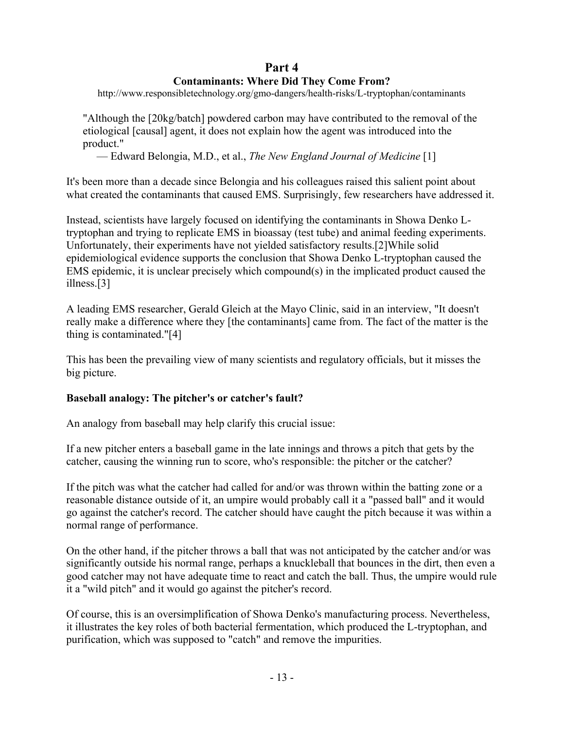# Part 4

## Contaminants: Where Did They Come From?

http://www.responsibletechnology.org/gmo-dangers/health-risks/L-tryptophan/contaminants

> "Although the [20kg/batch] powdered carbon may have contributed to the removal of the etiological [causal] agent, it does not explain how the agent was introduced into the product."
>
> — Edward Belongia, M.D., et al., *The New England Journal of Medicine* [1]

It's been more than a decade since Belongia and his colleagues raised this salient point about what created the contaminants that caused EMS. Surprisingly, few researchers have addressed it.

Instead, scientists have largely focused on identifying the contaminants in Showa Denko L-tryptophan and trying to replicate EMS in bioassay (test tube) and animal feeding experiments. Unfortunately, their experiments have not yielded satisfactory results.[2] While solid epidemiological evidence supports the conclusion that Showa Denko L-tryptophan caused the EMS epidemic, it is unclear precisely which compound(s) in the implicated product caused the illness.[3]

A leading EMS researcher, Gerald Gleich at the Mayo Clinic, said in an interview, "It doesn't really make a difference where they [the contaminants] came from. The fact of the matter is the thing is contaminated."[4]

This has been the prevailing view of many scientists and regulatory officials, but it misses the big picture.

**Baseball analogy: The pitcher's or catcher's fault?**

An analogy from baseball may help clarify this crucial issue:

If a new pitcher enters a baseball game in the late innings and throws a pitch that gets by the catcher, causing the winning run to score, who's responsible: the pitcher or the catcher?

If the pitch was what the catcher had called for and/or was thrown within the batting zone or a reasonable distance outside of it, an umpire would probably call it a "passed ball" and it would go against the catcher's record. The catcher should have caught the pitch because it was within a normal range of performance.

On the other hand, if the pitcher throws a ball that was not anticipated by the catcher and/or was significantly outside his normal range, perhaps a knuckleball that bounces in the dirt, then even a good catcher may not have adequate time to react and catch the ball. Thus, the umpire would rule it a "wild pitch" and it would go against the pitcher's record.

Of course, this is an oversimplification of Showa Denko's manufacturing process. Nevertheless, it illustrates the key roles of both bacterial fermentation, which produced the L-tryptophan, and purification, which was supposed to "catch" and remove the impurities.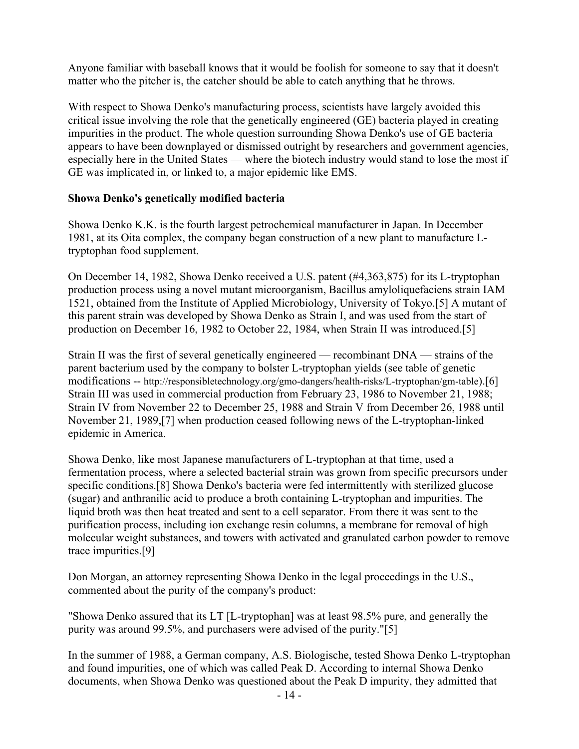Anyone familiar with baseball knows that it would be foolish for someone to say that it doesn't matter who the pitcher is, the catcher should be able to catch anything that he throws.

With respect to Showa Denko's manufacturing process, scientists have largely avoided this critical issue involving the role that the genetically engineered (GE) bacteria played in creating impurities in the product. The whole question surrounding Showa Denko's use of GE bacteria appears to have been downplayed or dismissed outright by researchers and government agencies, especially here in the United States — where the biotech industry would stand to lose the most if GE was implicated in, or linked to, a major epidemic like EMS.

**Showa Denko's genetically modified bacteria**

Showa Denko K.K. is the fourth largest petrochemical manufacturer in Japan. In December 1981, at its Oita complex, the company began construction of a new plant to manufacture L-tryptophan food supplement.

On December 14, 1982, Showa Denko received a U.S. patent (#4,363,875) for its L-tryptophan production process using a novel mutant microorganism, Bacillus amyloliquefaciens strain IAM 1521, obtained from the Institute of Applied Microbiology, University of Tokyo.[5] A mutant of this parent strain was developed by Showa Denko as Strain I, and was used from the start of production on December 16, 1982 to October 22, 1984, when Strain II was introduced.[5]

Strain II was the first of several genetically engineered — recombinant DNA — strains of the parent bacterium used by the company to bolster L-tryptophan yields (see table of genetic modifications -- http://responsibletechnology.org/gmo-dangers/health-risks/L-tryptophan/gm-table).[6] Strain III was used in commercial production from February 23, 1986 to November 21, 1988; Strain IV from November 22 to December 25, 1988 and Strain V from December 26, 1988 until November 21, 1989,[7] when production ceased following news of the L-tryptophan-linked epidemic in America.

Showa Denko, like most Japanese manufacturers of L-tryptophan at that time, used a fermentation process, where a selected bacterial strain was grown from specific precursors under specific conditions.[8] Showa Denko's bacteria were fed intermittently with sterilized glucose (sugar) and anthranilic acid to produce a broth containing L-tryptophan and impurities. The liquid broth was then heat treated and sent to a cell separator. From there it was sent to the purification process, including ion exchange resin columns, a membrane for removal of high molecular weight substances, and towers with activated and granulated carbon powder to remove trace impurities.[9]

Don Morgan, an attorney representing Showa Denko in the legal proceedings in the U.S., commented about the purity of the company's product:

"Showa Denko assured that its LT [L-tryptophan] was at least 98.5% pure, and generally the purity was around 99.5%, and purchasers were advised of the purity."[5]

In the summer of 1988, a German company, A.S. Biologische, tested Showa Denko L-tryptophan and found impurities, one of which was called Peak D. According to internal Showa Denko documents, when Showa Denko was questioned about the Peak D impurity, they admitted that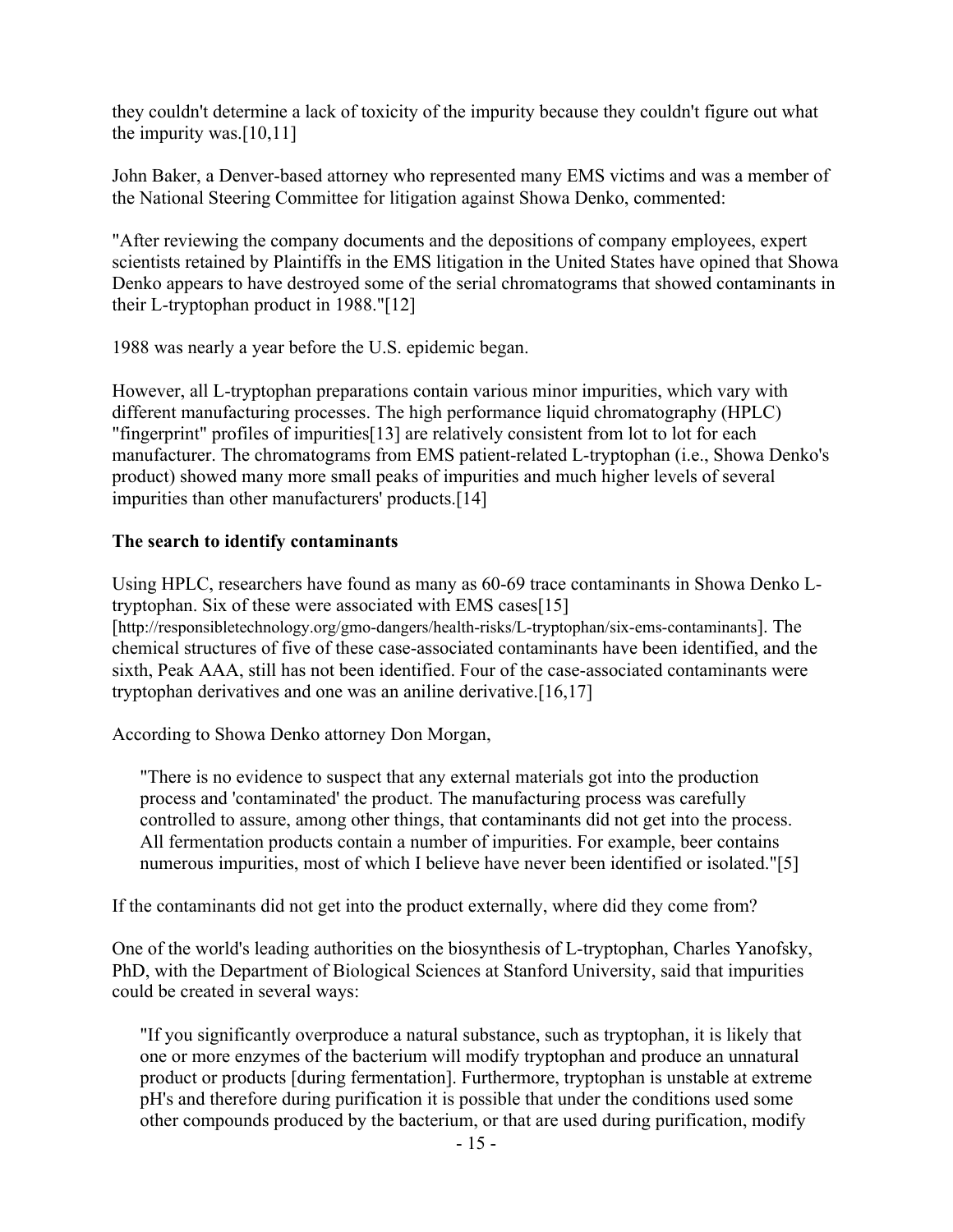they couldn't determine a lack of toxicity of the impurity because they couldn't figure out what the impurity was.[10,11]

John Baker, a Denver-based attorney who represented many EMS victims and was a member of the National Steering Committee for litigation against Showa Denko, commented:

"After reviewing the company documents and the depositions of company employees, expert scientists retained by Plaintiffs in the EMS litigation in the United States have opined that Showa Denko appears to have destroyed some of the serial chromatograms that showed contaminants in their L-tryptophan product in 1988."[12]

1988 was nearly a year before the U.S. epidemic began.

However, all L-tryptophan preparations contain various minor impurities, which vary with different manufacturing processes. The high performance liquid chromatography (HPLC) "fingerprint" profiles of impurities[13] are relatively consistent from lot to lot for each manufacturer. The chromatograms from EMS patient-related L-tryptophan (i.e., Showa Denko's product) showed many more small peaks of impurities and much higher levels of several impurities than other manufacturers' products.[14]

### The search to identify contaminants

Using HPLC, researchers have found as many as 60-69 trace contaminants in Showa Denko L-tryptophan. Six of these were associated with EMS cases[15] [http://responsibletechnology.org/gmo-dangers/health-risks/L-tryptophan/six-ems-contaminants]. The chemical structures of five of these case-associated contaminants have been identified, and the sixth, Peak AAA, still has not been identified. Four of the case-associated contaminants were tryptophan derivatives and one was an aniline derivative.[16,17]

According to Showa Denko attorney Don Morgan,

> "There is no evidence to suspect that any external materials got into the production process and 'contaminated' the product. The manufacturing process was carefully controlled to assure, among other things, that contaminants did not get into the process. All fermentation products contain a number of impurities. For example, beer contains numerous impurities, most of which I believe have never been identified or isolated."[5]

If the contaminants did not get into the product externally, where did they come from?

One of the world's leading authorities on the biosynthesis of L-tryptophan, Charles Yanofsky, PhD, with the Department of Biological Sciences at Stanford University, said that impurities could be created in several ways:

> "If you significantly overproduce a natural substance, such as tryptophan, it is likely that one or more enzymes of the bacterium will modify tryptophan and produce an unnatural product or products [during fermentation]. Furthermore, tryptophan is unstable at extreme pH's and therefore during purification it is possible that under the conditions used some other compounds produced by the bacterium, or that are used during purification, modify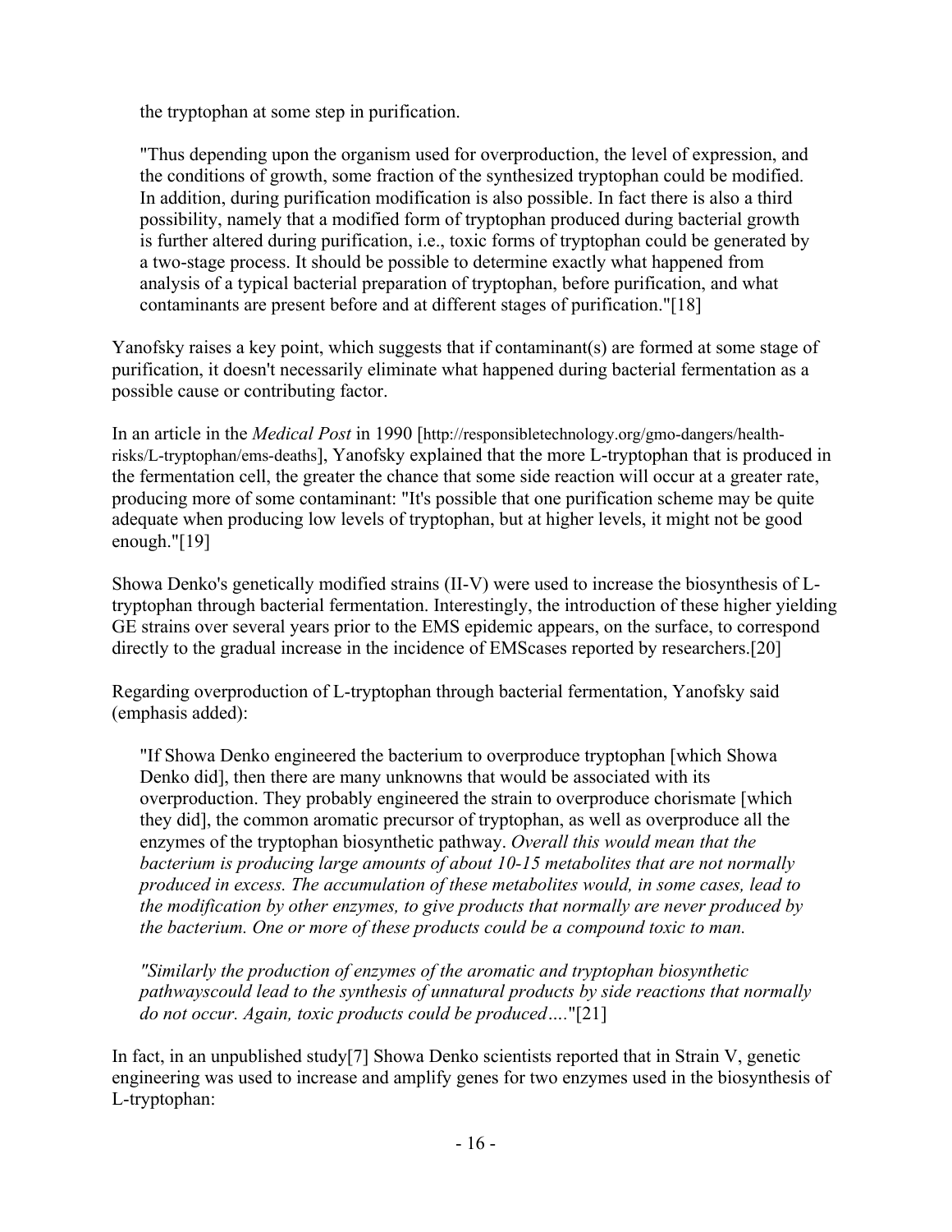the tryptophan at some step in purification.

> "Thus depending upon the organism used for overproduction, the level of expression, and the conditions of growth, some fraction of the synthesized tryptophan could be modified. In addition, during purification modification is also possible. In fact there is also a third possibility, namely that a modified form of tryptophan produced during bacterial growth is further altered during purification, i.e., toxic forms of tryptophan could be generated by a two-stage process. It should be possible to determine exactly what happened from analysis of a typical bacterial preparation of tryptophan, before purification, and what contaminants are present before and at different stages of purification."[18]

Yanofsky raises a key point, which suggests that if contaminant(s) are formed at some stage of purification, it doesn't necessarily eliminate what happened during bacterial fermentation as a possible cause or contributing factor.

In an article in the *Medical Post* in 1990 [http://responsibletechnology.org/gmo-dangers/health-risks/L-tryptophan/ems-deaths], Yanofsky explained that the more L-tryptophan that is produced in the fermentation cell, the greater the chance that some side reaction will occur at a greater rate, producing more of some contaminant: "It's possible that one purification scheme may be quite adequate when producing low levels of tryptophan, but at higher levels, it might not be good enough."[19]

Showa Denko's genetically modified strains (II-V) were used to increase the biosynthesis of L-tryptophan through bacterial fermentation. Interestingly, the introduction of these higher yielding GE strains over several years prior to the EMS epidemic appears, on the surface, to correspond directly to the gradual increase in the incidence of EMScases reported by researchers.[20]

Regarding overproduction of L-tryptophan through bacterial fermentation, Yanofsky said (emphasis added):

> "If Showa Denko engineered the bacterium to overproduce tryptophan [which Showa Denko did], then there are many unknowns that would be associated with its overproduction. They probably engineered the strain to overproduce chorismate [which they did], the common aromatic precursor of tryptophan, as well as overproduce all the enzymes of the tryptophan biosynthetic pathway. *Overall this would mean that the bacterium is producing large amounts of about 10-15 metabolites that are not normally produced in excess. The accumulation of these metabolites would, in some cases, lead to the modification by other enzymes, to give products that normally are never produced by the bacterium. One or more of these products could be a compound toxic to man.*
>
> *"Similarly the production of enzymes of the aromatic and tryptophan biosynthetic pathwayscould lead to the synthesis of unnatural products by side reactions that normally do not occur. Again, toxic products could be produced….*"[21]

In fact, in an unpublished study[7] Showa Denko scientists reported that in Strain V, genetic engineering was used to increase and amplify genes for two enzymes used in the biosynthesis of L-tryptophan: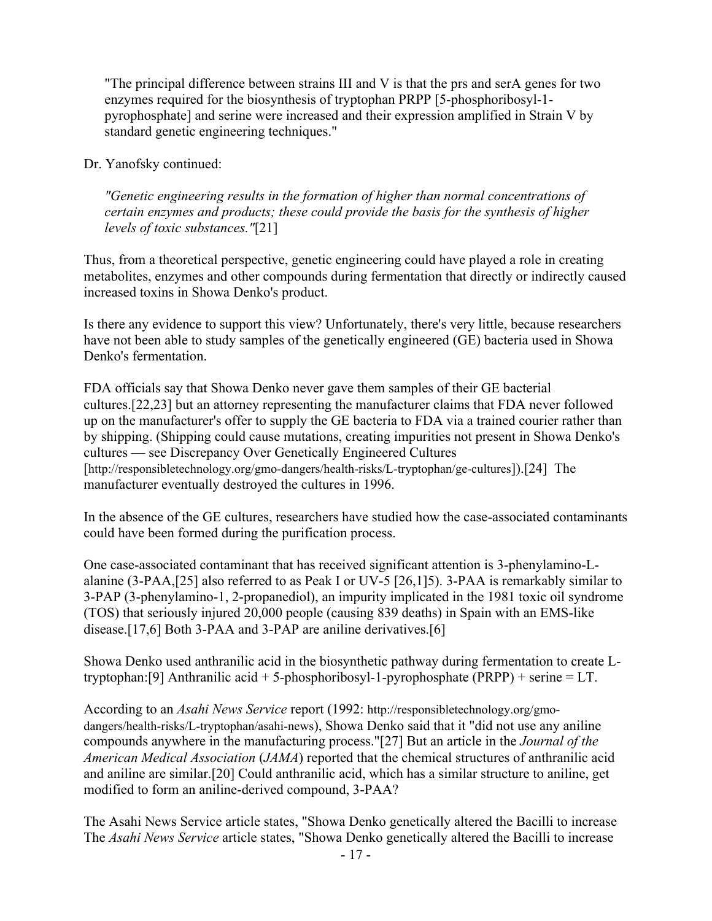> "The principal difference between strains III and V is that the prs and serA genes for two enzymes required for the biosynthesis of tryptophan PRPP [5-phosphoribosyl-1-pyrophosphate] and serine were increased and their expression amplified in Strain V by standard genetic engineering techniques."

Dr. Yanofsky continued:

> *"Genetic engineering results in the formation of higher than normal concentrations of certain enzymes and products; these could provide the basis for the synthesis of higher levels of toxic substances."*[21]

Thus, from a theoretical perspective, genetic engineering could have played a role in creating metabolites, enzymes and other compounds during fermentation that directly or indirectly caused increased toxins in Showa Denko's product.

Is there any evidence to support this view? Unfortunately, there's very little, because researchers have not been able to study samples of the genetically engineered (GE) bacteria used in Showa Denko's fermentation.

FDA officials say that Showa Denko never gave them samples of their GE bacterial cultures.[22,23] but an attorney representing the manufacturer claims that FDA never followed up on the manufacturer's offer to supply the GE bacteria to FDA via a trained courier rather than by shipping. (Shipping could cause mutations, creating impurities not present in Showa Denko's cultures — see Discrepancy Over Genetically Engineered Cultures [http://responsibletechnology.org/gmo-dangers/health-risks/L-tryptophan/ge-cultures]).[24] The manufacturer eventually destroyed the cultures in 1996.

In the absence of the GE cultures, researchers have studied how the case-associated contaminants could have been formed during the purification process.

One case-associated contaminant that has received significant attention is 3-phenylamino-L-alanine (3-PAA,[25] also referred to as Peak I or UV-5 [26,1]5). 3-PAA is remarkably similar to 3-PAP (3-phenylamino-1, 2-propanediol), an impurity implicated in the 1981 toxic oil syndrome (TOS) that seriously injured 20,000 people (causing 839 deaths) in Spain with an EMS-like disease.[17,6] Both 3-PAA and 3-PAP are aniline derivatives.[6]

Showa Denko used anthranilic acid in the biosynthetic pathway during fermentation to create L-tryptophan:[9] Anthranilic acid + 5-phosphoribosyl-1-pyrophosphate (PRPP) + serine = LT.

According to an *Asahi News Service* report (1992: http://responsibletechnology.org/gmo-dangers/health-risks/L-tryptophan/asahi-news), Showa Denko said that it "did not use any aniline compounds anywhere in the manufacturing process."[27] But an article in the *Journal of the American Medical Association* (*JAMA*) reported that the chemical structures of anthranilic acid and aniline are similar.[20] Could anthranilic acid, which has a similar structure to aniline, get modified to form an aniline-derived compound, 3-PAA?

The Asahi News Service article states, "Showa Denko genetically altered the Bacilli to increase
The *Asahi News Service* article states, "Showa Denko genetically altered the Bacilli to increase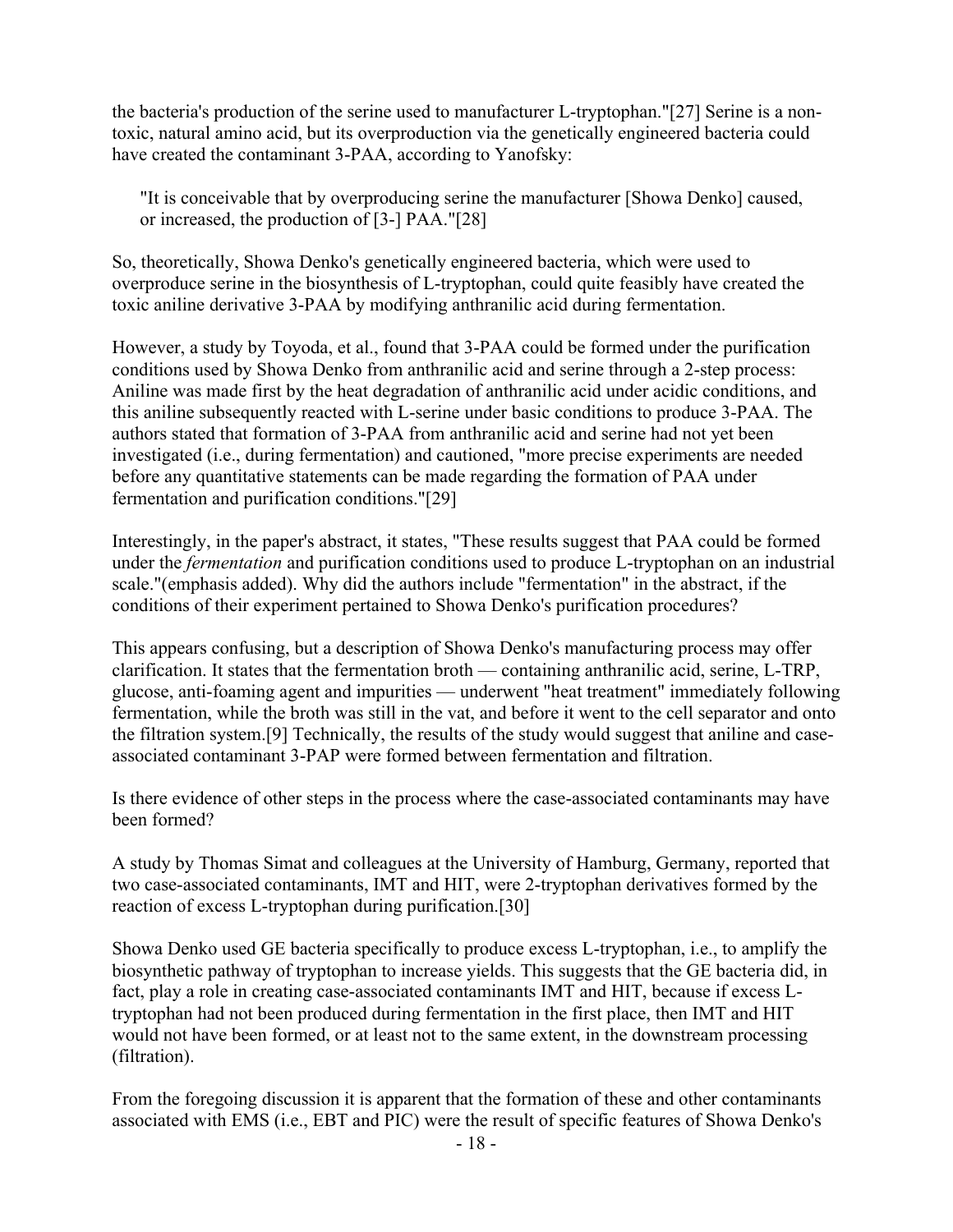the bacteria's production of the serine used to manufacturer L-tryptophan."[27] Serine is a non-toxic, natural amino acid, but its overproduction via the genetically engineered bacteria could have created the contaminant 3-PAA, according to Yanofsky:

> "It is conceivable that by overproducing serine the manufacturer [Showa Denko] caused, or increased, the production of [3-] PAA."[28]

So, theoretically, Showa Denko's genetically engineered bacteria, which were used to overproduce serine in the biosynthesis of L-tryptophan, could quite feasibly have created the toxic aniline derivative 3-PAA by modifying anthranilic acid during fermentation.

However, a study by Toyoda, et al., found that 3-PAA could be formed under the purification conditions used by Showa Denko from anthranilic acid and serine through a 2-step process: Aniline was made first by the heat degradation of anthranilic acid under acidic conditions, and this aniline subsequently reacted with L-serine under basic conditions to produce 3-PAA. The authors stated that formation of 3-PAA from anthranilic acid and serine had not yet been investigated (i.e., during fermentation) and cautioned, "more precise experiments are needed before any quantitative statements can be made regarding the formation of PAA under fermentation and purification conditions."[29]

Interestingly, in the paper's abstract, it states, "These results suggest that PAA could be formed under the *fermentation* and purification conditions used to produce L-tryptophan on an industrial scale."(emphasis added). Why did the authors include "fermentation" in the abstract, if the conditions of their experiment pertained to Showa Denko's purification procedures?

This appears confusing, but a description of Showa Denko's manufacturing process may offer clarification. It states that the fermentation broth — containing anthranilic acid, serine, L-TRP, glucose, anti-foaming agent and impurities — underwent "heat treatment" immediately following fermentation, while the broth was still in the vat, and before it went to the cell separator and onto the filtration system.[9] Technically, the results of the study would suggest that aniline and case-associated contaminant 3-PAP were formed between fermentation and filtration.

Is there evidence of other steps in the process where the case-associated contaminants may have been formed?

A study by Thomas Simat and colleagues at the University of Hamburg, Germany, reported that two case-associated contaminants, IMT and HIT, were 2-tryptophan derivatives formed by the reaction of excess L-tryptophan during purification.[30]

Showa Denko used GE bacteria specifically to produce excess L-tryptophan, i.e., to amplify the biosynthetic pathway of tryptophan to increase yields. This suggests that the GE bacteria did, in fact, play a role in creating case-associated contaminants IMT and HIT, because if excess L-tryptophan had not been produced during fermentation in the first place, then IMT and HIT would not have been formed, or at least not to the same extent, in the downstream processing (filtration).

From the foregoing discussion it is apparent that the formation of these and other contaminants associated with EMS (i.e., EBT and PIC) were the result of specific features of Showa Denko's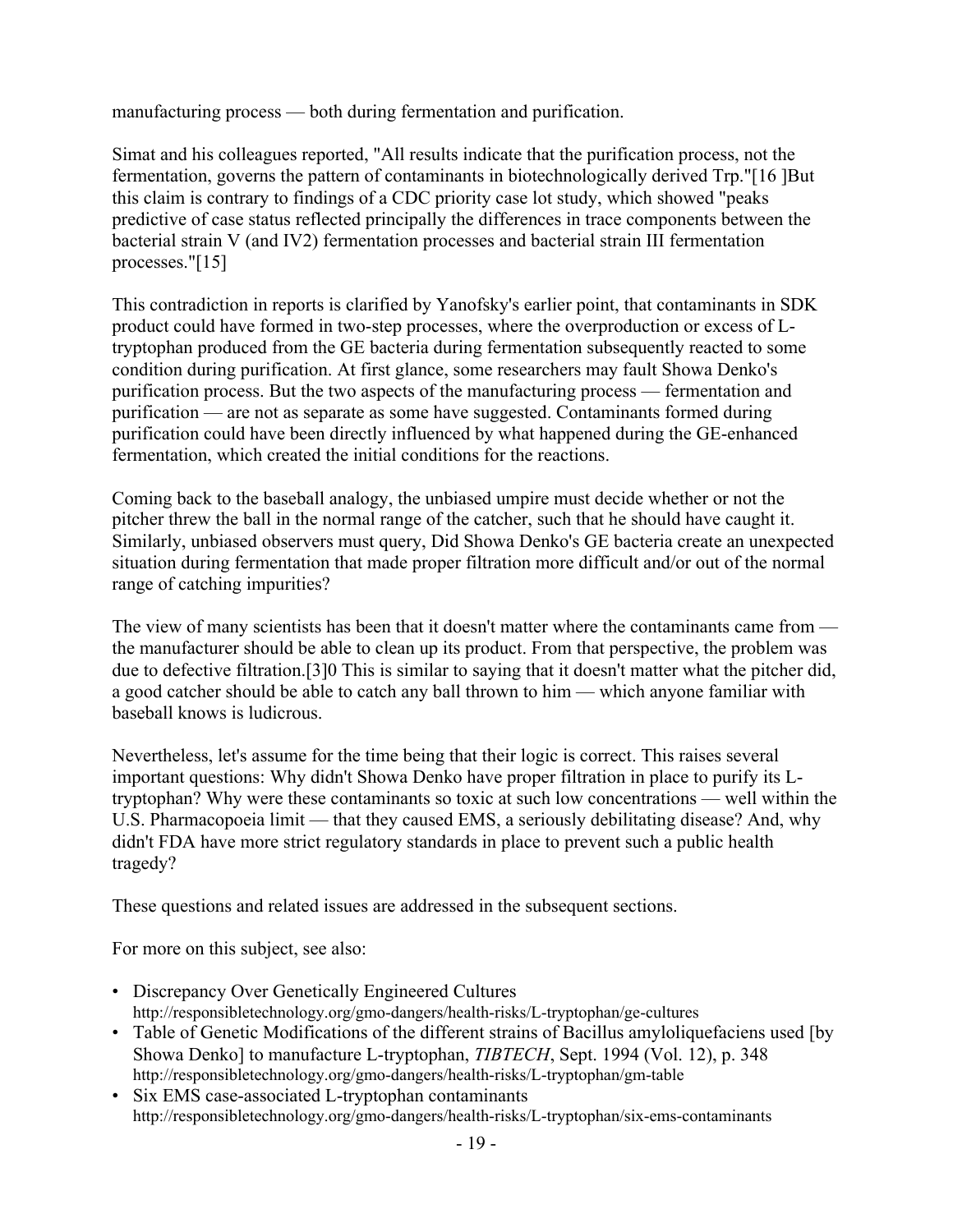manufacturing process — both during fermentation and purification.

Simat and his colleagues reported, "All results indicate that the purification process, not the fermentation, governs the pattern of contaminants in biotechnologically derived Trp."[16 ]But this claim is contrary to findings of a CDC priority case lot study, which showed "peaks predictive of case status reflected principally the differences in trace components between the bacterial strain V (and IV2) fermentation processes and bacterial strain III fermentation processes."[15]

This contradiction in reports is clarified by Yanofsky's earlier point, that contaminants in SDK product could have formed in two-step processes, where the overproduction or excess of L-tryptophan produced from the GE bacteria during fermentation subsequently reacted to some condition during purification. At first glance, some researchers may fault Showa Denko's purification process. But the two aspects of the manufacturing process — fermentation and purification — are not as separate as some have suggested. Contaminants formed during purification could have been directly influenced by what happened during the GE-enhanced fermentation, which created the initial conditions for the reactions.

Coming back to the baseball analogy, the unbiased umpire must decide whether or not the pitcher threw the ball in the normal range of the catcher, such that he should have caught it. Similarly, unbiased observers must query, Did Showa Denko's GE bacteria create an unexpected situation during fermentation that made proper filtration more difficult and/or out of the normal range of catching impurities?

The view of many scientists has been that it doesn't matter where the contaminants came from — the manufacturer should be able to clean up its product. From that perspective, the problem was due to defective filtration.[3]0 This is similar to saying that it doesn't matter what the pitcher did, a good catcher should be able to catch any ball thrown to him — which anyone familiar with baseball knows is ludicrous.

Nevertheless, let's assume for the time being that their logic is correct. This raises several important questions: Why didn't Showa Denko have proper filtration in place to purify its L-tryptophan? Why were these contaminants so toxic at such low concentrations — well within the U.S. Pharmacopoeia limit — that they caused EMS, a seriously debilitating disease? And, why didn't FDA have more strict regulatory standards in place to prevent such a public health tragedy?

These questions and related issues are addressed in the subsequent sections.

For more on this subject, see also:

- Discrepancy Over Genetically Engineered Cultures
  http://responsibletechnology.org/gmo-dangers/health-risks/L-tryptophan/ge-cultures
- Table of Genetic Modifications of the different strains of Bacillus amyloliquefaciens used [by Showa Denko] to manufacture L-tryptophan, *TIBTECH*, Sept. 1994 (Vol. 12), p. 348
  http://responsibletechnology.org/gmo-dangers/health-risks/L-tryptophan/gm-table
- Six EMS case-associated L-tryptophan contaminants
  http://responsibletechnology.org/gmo-dangers/health-risks/L-tryptophan/six-ems-contaminants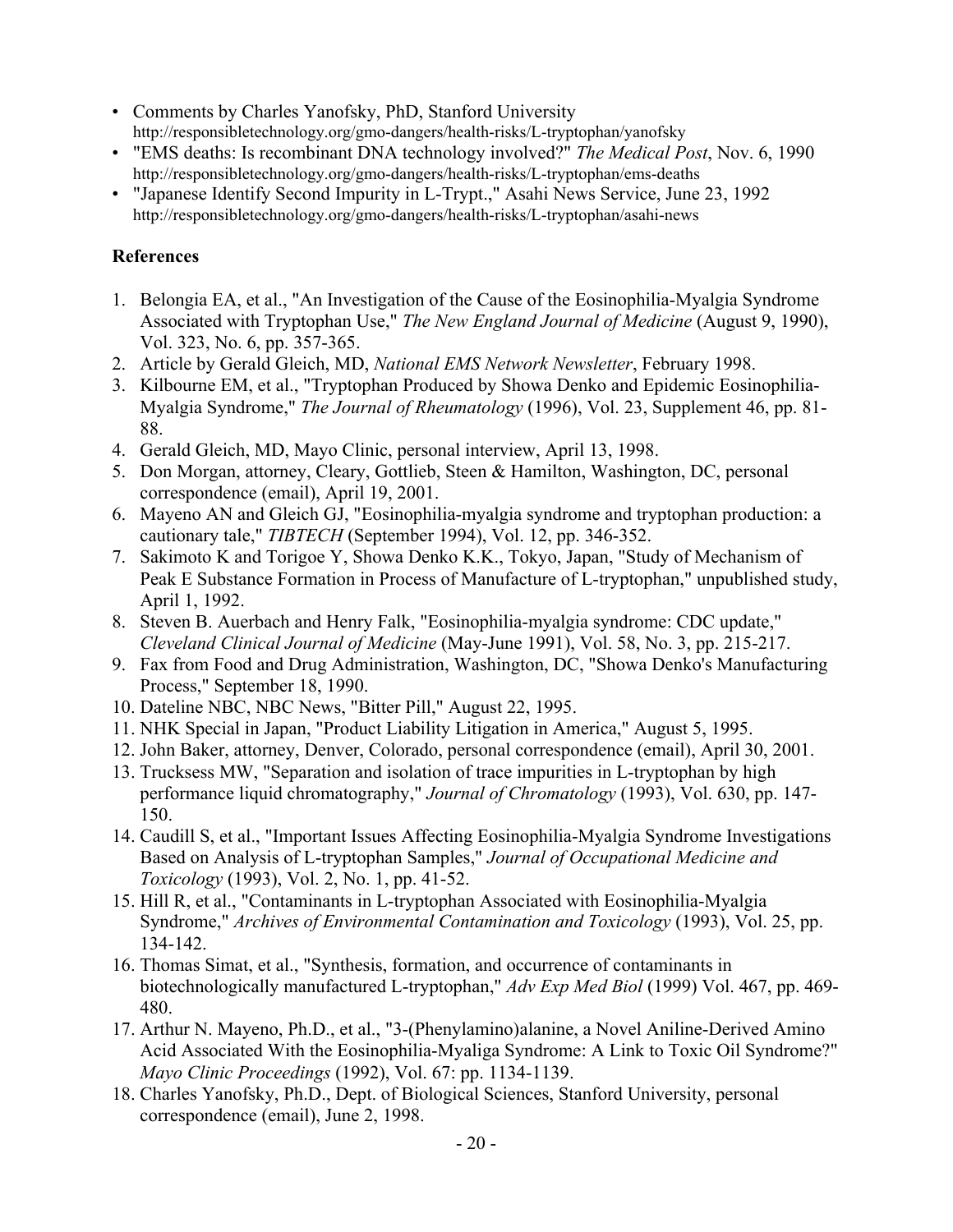- Comments by Charles Yanofsky, PhD, Stanford University
  http://responsibletechnology.org/gmo-dangers/health-risks/L-tryptophan/yanofsky
- "EMS deaths: Is recombinant DNA technology involved?" *The Medical Post*, Nov. 6, 1990
  http://responsibletechnology.org/gmo-dangers/health-risks/L-tryptophan/ems-deaths
- "Japanese Identify Second Impurity in L-Trypt.," Asahi News Service, June 23, 1992
  http://responsibletechnology.org/gmo-dangers/health-risks/L-tryptophan/asahi-news

**References**

1. Belongia EA, et al., "An Investigation of the Cause of the Eosinophilia-Myalgia Syndrome Associated with Tryptophan Use," *The New England Journal of Medicine* (August 9, 1990), Vol. 323, No. 6, pp. 357-365.
2. Article by Gerald Gleich, MD, *National EMS Network Newsletter*, February 1998.
3. Kilbourne EM, et al., "Tryptophan Produced by Showa Denko and Epidemic Eosinophilia-Myalgia Syndrome," *The Journal of Rheumatology* (1996), Vol. 23, Supplement 46, pp. 81-88.
4. Gerald Gleich, MD, Mayo Clinic, personal interview, April 13, 1998.
5. Don Morgan, attorney, Cleary, Gottlieb, Steen & Hamilton, Washington, DC, personal correspondence (email), April 19, 2001.
6. Mayeno AN and Gleich GJ, "Eosinophilia-myalgia syndrome and tryptophan production: a cautionary tale," *TIBTECH* (September 1994), Vol. 12, pp. 346-352.
7. Sakimoto K and Torigoe Y, Showa Denko K.K., Tokyo, Japan, "Study of Mechanism of Peak E Substance Formation in Process of Manufacture of L-tryptophan," unpublished study, April 1, 1992.
8. Steven B. Auerbach and Henry Falk, "Eosinophilia-myalgia syndrome: CDC update," *Cleveland Clinical Journal of Medicine* (May-June 1991), Vol. 58, No. 3, pp. 215-217.
9. Fax from Food and Drug Administration, Washington, DC, "Showa Denko's Manufacturing Process," September 18, 1990.
10. Dateline NBC, NBC News, "Bitter Pill," August 22, 1995.
11. NHK Special in Japan, "Product Liability Litigation in America," August 5, 1995.
12. John Baker, attorney, Denver, Colorado, personal correspondence (email), April 30, 2001.
13. Trucksess MW, "Separation and isolation of trace impurities in L-tryptophan by high performance liquid chromatography," *Journal of Chromatology* (1993), Vol. 630, pp. 147-150.
14. Caudill S, et al., "Important Issues Affecting Eosinophilia-Myalgia Syndrome Investigations Based on Analysis of L-tryptophan Samples," *Journal of Occupational Medicine and Toxicology* (1993), Vol. 2, No. 1, pp. 41-52.
15. Hill R, et al., "Contaminants in L-tryptophan Associated with Eosinophilia-Myalgia Syndrome," *Archives of Environmental Contamination and Toxicology* (1993), Vol. 25, pp. 134-142.
16. Thomas Simat, et al., "Synthesis, formation, and occurrence of contaminants in biotechnologically manufactured L-tryptophan," *Adv Exp Med Biol* (1999) Vol. 467, pp. 469-480.
17. Arthur N. Mayeno, Ph.D., et al., "3-(Phenylamino)alanine, a Novel Aniline-Derived Amino Acid Associated With the Eosinophilia-Myaliga Syndrome: A Link to Toxic Oil Syndrome?" *Mayo Clinic Proceedings* (1992), Vol. 67: pp. 1134-1139.
18. Charles Yanofsky, Ph.D., Dept. of Biological Sciences, Stanford University, personal correspondence (email), June 2, 1998.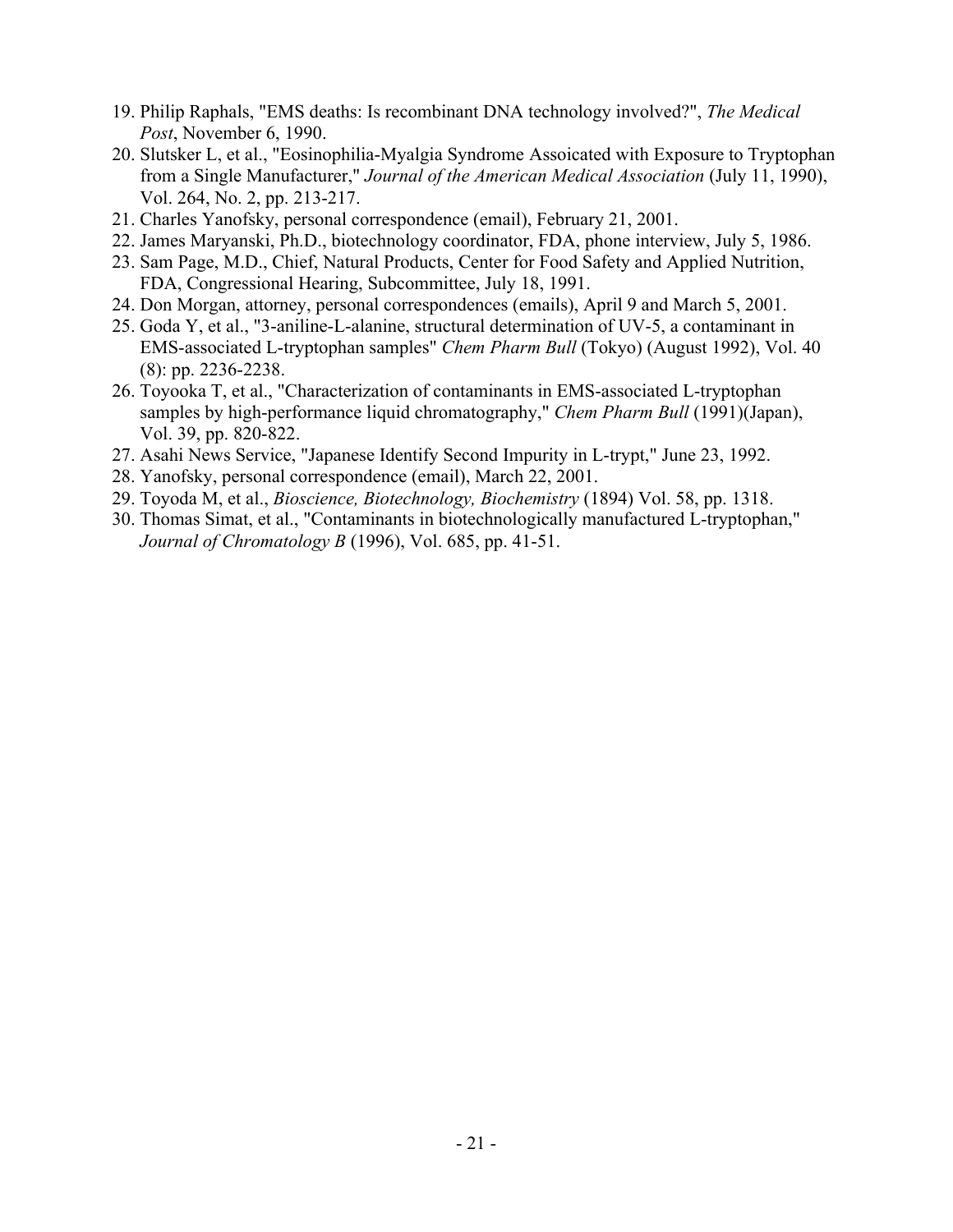19. Philip Raphals, "EMS deaths: Is recombinant DNA technology involved?", *The Medical Post*, November 6, 1990.
20. Slutsker L, et al., "Eosinophilia-Myalgia Syndrome Assoicated with Exposure to Tryptophan from a Single Manufacturer," *Journal of the American Medical Association* (July 11, 1990), Vol. 264, No. 2, pp. 213-217.
21. Charles Yanofsky, personal correspondence (email), February 21, 2001.
22. James Maryanski, Ph.D., biotechnology coordinator, FDA, phone interview, July 5, 1986.
23. Sam Page, M.D., Chief, Natural Products, Center for Food Safety and Applied Nutrition, FDA, Congressional Hearing, Subcommittee, July 18, 1991.
24. Don Morgan, attorney, personal correspondences (emails), April 9 and March 5, 2001.
25. Goda Y, et al., "3-aniline-L-alanine, structural determination of UV-5, a contaminant in EMS-associated L-tryptophan samples" *Chem Pharm Bull* (Tokyo) (August 1992), Vol. 40 (8): pp. 2236-2238.
26. Toyooka T, et al., "Characterization of contaminants in EMS-associated L-tryptophan samples by high-performance liquid chromatography," *Chem Pharm Bull* (1991)(Japan), Vol. 39, pp. 820-822.
27. Asahi News Service, "Japanese Identify Second Impurity in L-trypt," June 23, 1992.
28. Yanofsky, personal correspondence (email), March 22, 2001.
29. Toyoda M, et al., *Bioscience, Biotechnology, Biochemistry* (1894) Vol. 58, pp. 1318.
30. Thomas Simat, et al., "Contaminants in biotechnologically manufactured L-tryptophan," *Journal of Chromatology B* (1996), Vol. 685, pp. 41-51.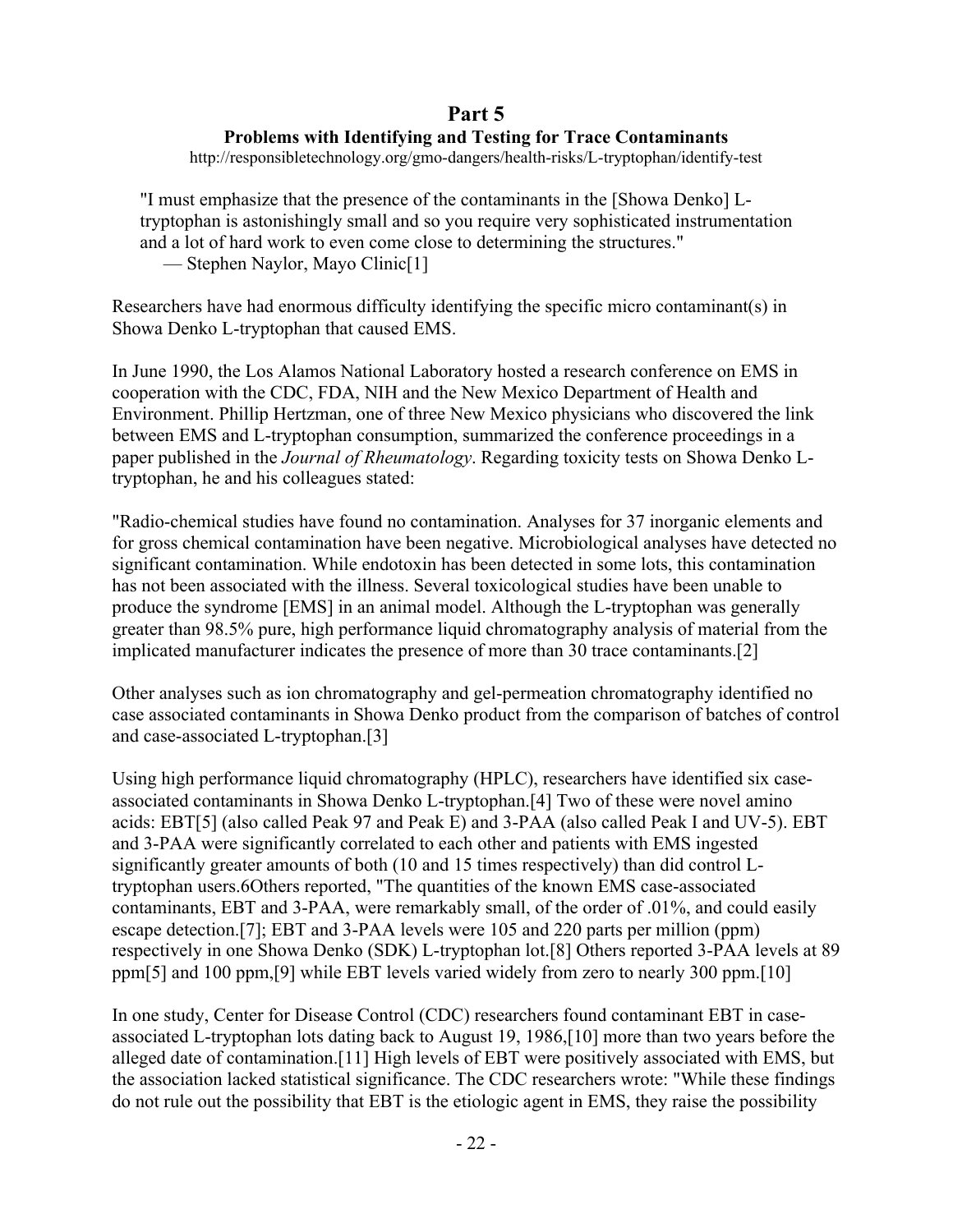# Part 5

### Problems with Identifying and Testing for Trace Contaminants

http://responsibletechnology.org/gmo-dangers/health-risks/L-tryptophan/identify-test

> "I must emphasize that the presence of the contaminants in the [Showa Denko] L-tryptophan is astonishingly small and so you require very sophisticated instrumentation and a lot of hard work to even come close to determining the structures."
> — Stephen Naylor, Mayo Clinic[1]

Researchers have had enormous difficulty identifying the specific micro contaminant(s) in Showa Denko L-tryptophan that caused EMS.

In June 1990, the Los Alamos National Laboratory hosted a research conference on EMS in cooperation with the CDC, FDA, NIH and the New Mexico Department of Health and Environment. Phillip Hertzman, one of three New Mexico physicians who discovered the link between EMS and L-tryptophan consumption, summarized the conference proceedings in a paper published in the *Journal of Rheumatology*. Regarding toxicity tests on Showa Denko L-tryptophan, he and his colleagues stated:

"Radio-chemical studies have found no contamination. Analyses for 37 inorganic elements and for gross chemical contamination have been negative. Microbiological analyses have detected no significant contamination. While endotoxin has been detected in some lots, this contamination has not been associated with the illness. Several toxicological studies have been unable to produce the syndrome [EMS] in an animal model. Although the L-tryptophan was generally greater than 98.5% pure, high performance liquid chromatography analysis of material from the implicated manufacturer indicates the presence of more than 30 trace contaminants.[2]

Other analyses such as ion chromatography and gel-permeation chromatography identified no case associated contaminants in Showa Denko product from the comparison of batches of control and case-associated L-tryptophan.[3]

Using high performance liquid chromatography (HPLC), researchers have identified six case-associated contaminants in Showa Denko L-tryptophan.[4] Two of these were novel amino acids: EBT[5] (also called Peak 97 and Peak E) and 3-PAA (also called Peak I and UV-5). EBT and 3-PAA were significantly correlated to each other and patients with EMS ingested significantly greater amounts of both (10 and 15 times respectively) than did control L-tryptophan users.6Others reported, "The quantities of the known EMS case-associated contaminants, EBT and 3-PAA, were remarkably small, of the order of .01%, and could easily escape detection.[7]; EBT and 3-PAA levels were 105 and 220 parts per million (ppm) respectively in one Showa Denko (SDK) L-tryptophan lot.[8] Others reported 3-PAA levels at 89 ppm[5] and 100 ppm,[9] while EBT levels varied widely from zero to nearly 300 ppm.[10]

In one study, Center for Disease Control (CDC) researchers found contaminant EBT in case-associated L-tryptophan lots dating back to August 19, 1986,[10] more than two years before the alleged date of contamination.[11] High levels of EBT were positively associated with EMS, but the association lacked statistical significance. The CDC researchers wrote: "While these findings do not rule out the possibility that EBT is the etiologic agent in EMS, they raise the possibility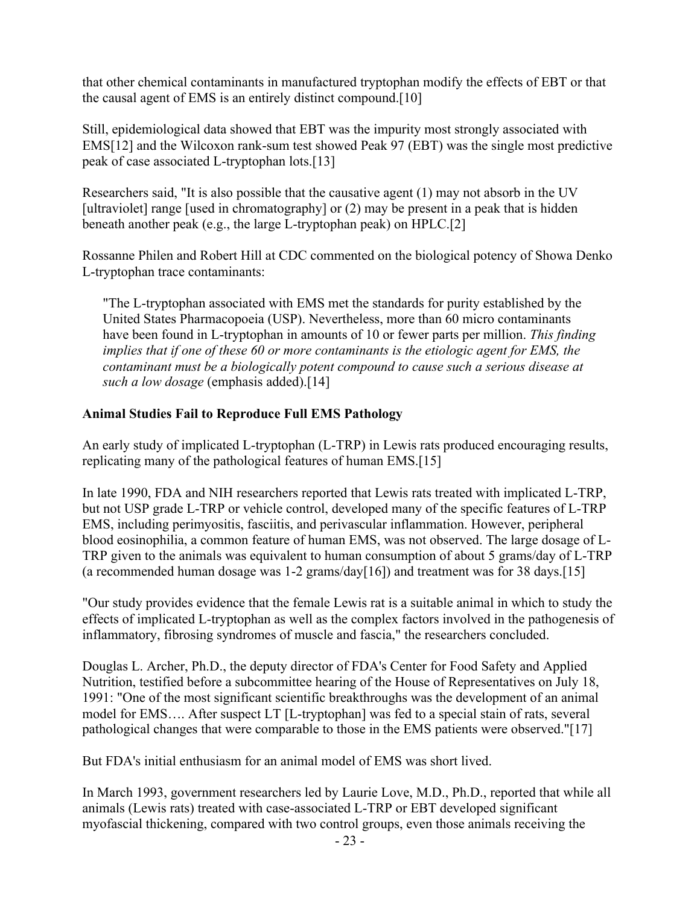that other chemical contaminants in manufactured tryptophan modify the effects of EBT or that the causal agent of EMS is an entirely distinct compound.[10]

Still, epidemiological data showed that EBT was the impurity most strongly associated with EMS[12] and the Wilcoxon rank-sum test showed Peak 97 (EBT) was the single most predictive peak of case associated L-tryptophan lots.[13]

Researchers said, "It is also possible that the causative agent (1) may not absorb in the UV [ultraviolet] range [used in chromatography] or (2) may be present in a peak that is hidden beneath another peak (e.g., the large L-tryptophan peak) on HPLC.[2]

Rossanne Philen and Robert Hill at CDC commented on the biological potency of Showa Denko L-tryptophan trace contaminants:

> "The L-tryptophan associated with EMS met the standards for purity established by the United States Pharmacopoeia (USP). Nevertheless, more than 60 micro contaminants have been found in L-tryptophan in amounts of 10 or fewer parts per million. *This finding implies that if one of these 60 or more contaminants is the etiologic agent for EMS, the contaminant must be a biologically potent compound to cause such a serious disease at such a low dosage* (emphasis added).[14]

**Animal Studies Fail to Reproduce Full EMS Pathology**

An early study of implicated L-tryptophan (L-TRP) in Lewis rats produced encouraging results, replicating many of the pathological features of human EMS.[15]

In late 1990, FDA and NIH researchers reported that Lewis rats treated with implicated L-TRP, but not USP grade L-TRP or vehicle control, developed many of the specific features of L-TRP EMS, including perimyositis, fasciitis, and perivascular inflammation. However, peripheral blood eosinophilia, a common feature of human EMS, was not observed. The large dosage of L-TRP given to the animals was equivalent to human consumption of about 5 grams/day of L-TRP (a recommended human dosage was 1-2 grams/day[16]) and treatment was for 38 days.[15]

"Our study provides evidence that the female Lewis rat is a suitable animal in which to study the effects of implicated L-tryptophan as well as the complex factors involved in the pathogenesis of inflammatory, fibrosing syndromes of muscle and fascia," the researchers concluded.

Douglas L. Archer, Ph.D., the deputy director of FDA's Center for Food Safety and Applied Nutrition, testified before a subcommittee hearing of the House of Representatives on July 18, 1991: "One of the most significant scientific breakthroughs was the development of an animal model for EMS…. After suspect LT [L-tryptophan] was fed to a special stain of rats, several pathological changes that were comparable to those in the EMS patients were observed."[17]

But FDA's initial enthusiasm for an animal model of EMS was short lived.

In March 1993, government researchers led by Laurie Love, M.D., Ph.D., reported that while all animals (Lewis rats) treated with case-associated L-TRP or EBT developed significant myofascial thickening, compared with two control groups, even those animals receiving the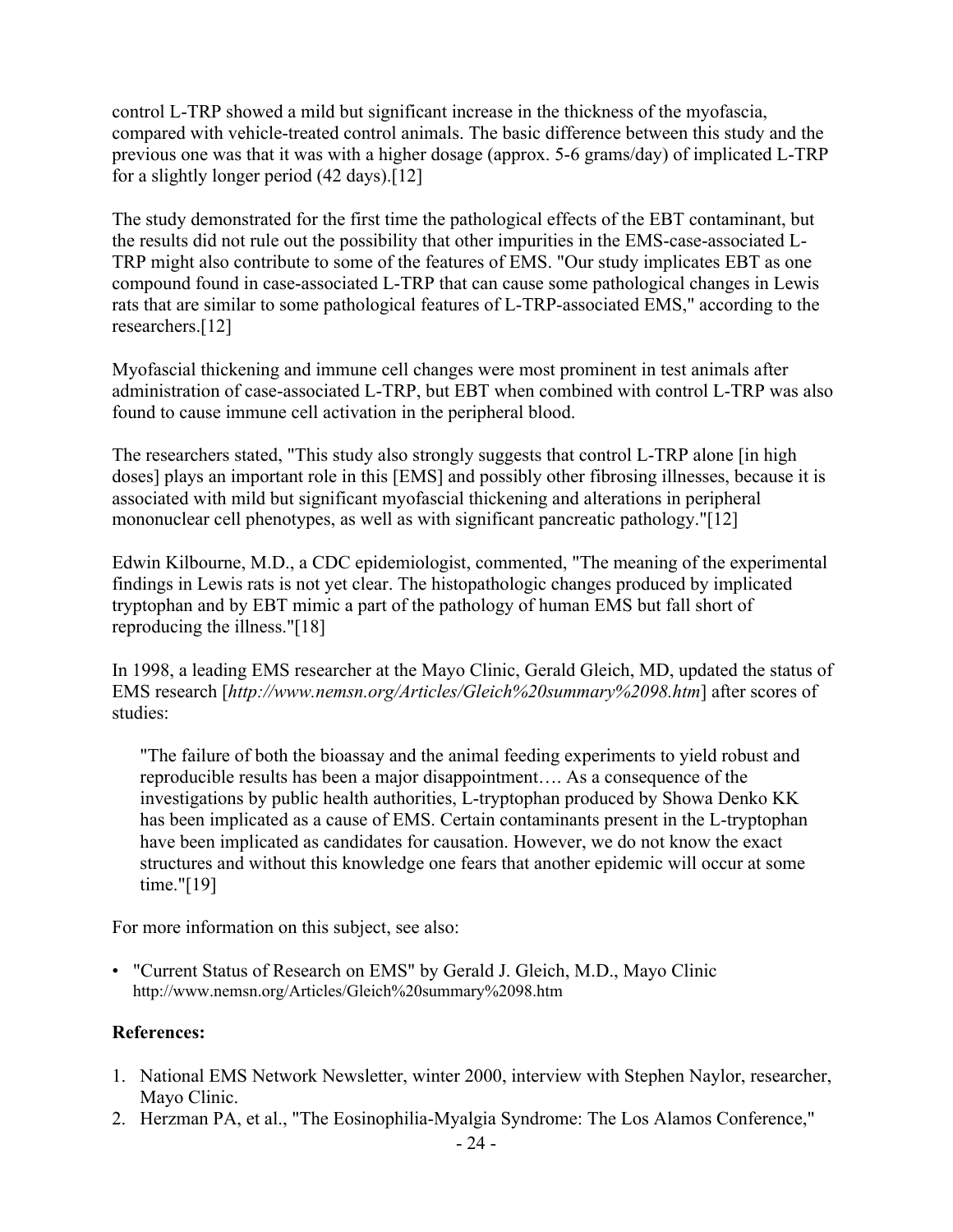control L-TRP showed a mild but significant increase in the thickness of the myofascia, compared with vehicle-treated control animals. The basic difference between this study and the previous one was that it was with a higher dosage (approx. 5-6 grams/day) of implicated L-TRP for a slightly longer period (42 days).[12]

The study demonstrated for the first time the pathological effects of the EBT contaminant, but the results did not rule out the possibility that other impurities in the EMS-case-associated L-TRP might also contribute to some of the features of EMS. "Our study implicates EBT as one compound found in case-associated L-TRP that can cause some pathological changes in Lewis rats that are similar to some pathological features of L-TRP-associated EMS," according to the researchers.[12]

Myofascial thickening and immune cell changes were most prominent in test animals after administration of case-associated L-TRP, but EBT when combined with control L-TRP was also found to cause immune cell activation in the peripheral blood.

The researchers stated, "This study also strongly suggests that control L-TRP alone [in high doses] plays an important role in this [EMS] and possibly other fibrosing illnesses, because it is associated with mild but significant myofascial thickening and alterations in peripheral mononuclear cell phenotypes, as well as with significant pancreatic pathology."[12]

Edwin Kilbourne, M.D., a CDC epidemiologist, commented, "The meaning of the experimental findings in Lewis rats is not yet clear. The histopathologic changes produced by implicated tryptophan and by EBT mimic a part of the pathology of human EMS but fall short of reproducing the illness."[18]

In 1998, a leading EMS researcher at the Mayo Clinic, Gerald Gleich, MD, updated the status of EMS research [*http://www.nemsn.org/Articles/Gleich%20summary%2098.htm*] after scores of studies:

> "The failure of both the bioassay and the animal feeding experiments to yield robust and reproducible results has been a major disappointment…. As a consequence of the investigations by public health authorities, L-tryptophan produced by Showa Denko KK has been implicated as a cause of EMS. Certain contaminants present in the L-tryptophan have been implicated as candidates for causation. However, we do not know the exact structures and without this knowledge one fears that another epidemic will occur at some time."[19]

For more information on this subject, see also:

- "Current Status of Research on EMS" by Gerald J. Gleich, M.D., Mayo Clinic http://www.nemsn.org/Articles/Gleich%20summary%2098.htm

**References:**

1. National EMS Network Newsletter, winter 2000, interview with Stephen Naylor, researcher, Mayo Clinic.
2. Herzman PA, et al., "The Eosinophilia-Myalgia Syndrome: The Los Alamos Conference,"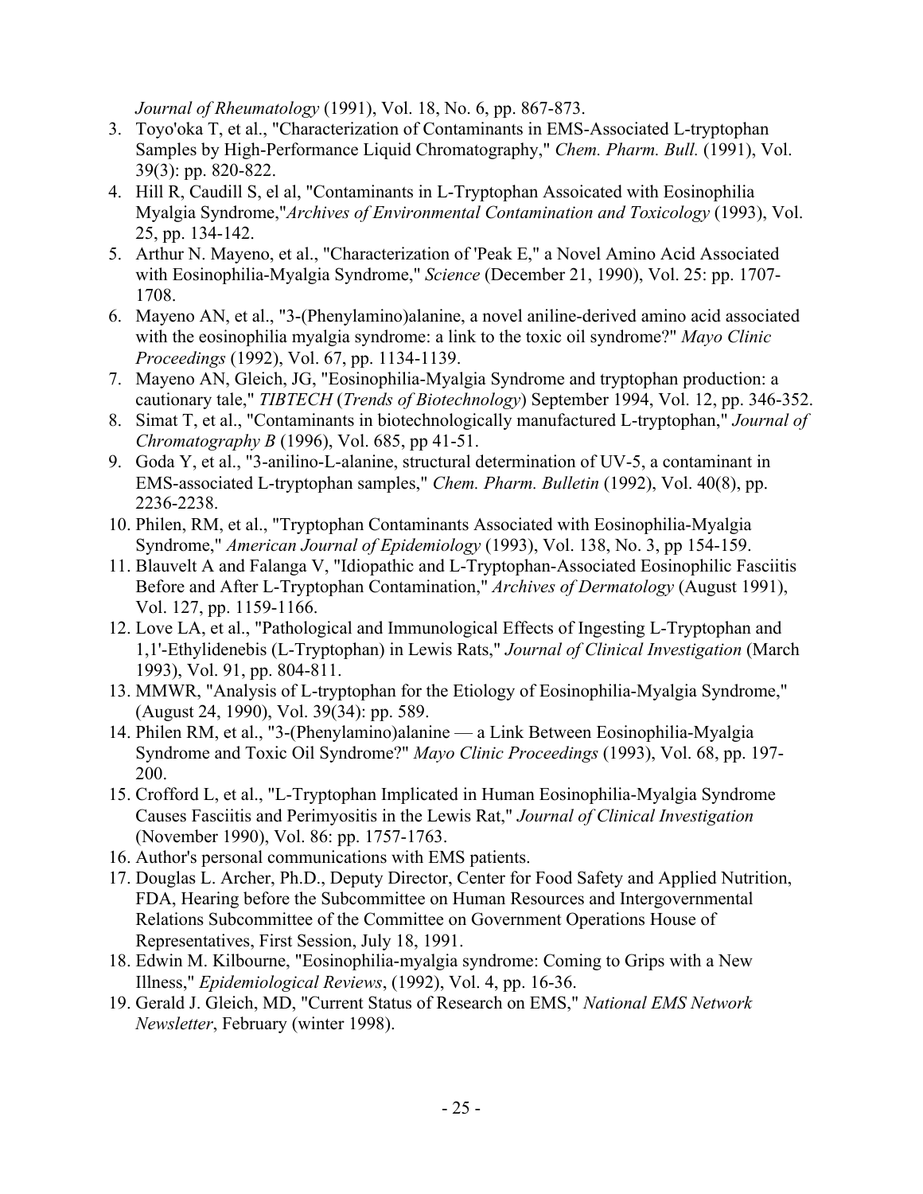*Journal of Rheumatology* (1991), Vol. 18, No. 6, pp. 867-873.

3. Toyo'oka T, et al., "Characterization of Contaminants in EMS-Associated L-tryptophan Samples by High-Performance Liquid Chromatography," *Chem. Pharm. Bull.* (1991), Vol. 39(3): pp. 820-822.
4. Hill R, Caudill S, el al, "Contaminants in L-Tryptophan Assoicated with Eosinophilia Myalgia Syndrome,"*Archives of Environmental Contamination and Toxicology* (1993), Vol. 25, pp. 134-142.
5. Arthur N. Mayeno, et al., "Characterization of 'Peak E," a Novel Amino Acid Associated with Eosinophilia-Myalgia Syndrome," *Science* (December 21, 1990), Vol. 25: pp. 1707-1708.
6. Mayeno AN, et al., "3-(Phenylamino)alanine, a novel aniline-derived amino acid associated with the eosinophilia myalgia syndrome: a link to the toxic oil syndrome?" *Mayo Clinic Proceedings* (1992), Vol. 67, pp. 1134-1139.
7. Mayeno AN, Gleich, JG, "Eosinophilia-Myalgia Syndrome and tryptophan production: a cautionary tale," *TIBTECH* (*Trends of Biotechnology*) September 1994, Vol. 12, pp. 346-352.
8. Simat T, et al., "Contaminants in biotechnologically manufactured L-tryptophan," *Journal of Chromatography B* (1996), Vol. 685, pp 41-51.
9. Goda Y, et al., "3-anilino-L-alanine, structural determination of UV-5, a contaminant in EMS-associated L-tryptophan samples," *Chem. Pharm. Bulletin* (1992), Vol. 40(8), pp. 2236-2238.
10. Philen, RM, et al., "Tryptophan Contaminants Associated with Eosinophilia-Myalgia Syndrome," *American Journal of Epidemiology* (1993), Vol. 138, No. 3, pp 154-159.
11. Blauvelt A and Falanga V, "Idiopathic and L-Tryptophan-Associated Eosinophilic Fasciitis Before and After L-Tryptophan Contamination," *Archives of Dermatology* (August 1991), Vol. 127, pp. 1159-1166.
12. Love LA, et al., "Pathological and Immunological Effects of Ingesting L-Tryptophan and 1,1'-Ethylidenebis (L-Tryptophan) in Lewis Rats," *Journal of Clinical Investigation* (March 1993), Vol. 91, pp. 804-811.
13. MMWR, "Analysis of L-tryptophan for the Etiology of Eosinophilia-Myalgia Syndrome," (August 24, 1990), Vol. 39(34): pp. 589.
14. Philen RM, et al., "3-(Phenylamino)alanine — a Link Between Eosinophilia-Myalgia Syndrome and Toxic Oil Syndrome?" *Mayo Clinic Proceedings* (1993), Vol. 68, pp. 197-200.
15. Crofford L, et al., "L-Tryptophan Implicated in Human Eosinophilia-Myalgia Syndrome Causes Fasciitis and Perimyositis in the Lewis Rat," *Journal of Clinical Investigation* (November 1990), Vol. 86: pp. 1757-1763.
16. Author's personal communications with EMS patients.
17. Douglas L. Archer, Ph.D., Deputy Director, Center for Food Safety and Applied Nutrition, FDA, Hearing before the Subcommittee on Human Resources and Intergovernmental Relations Subcommittee of the Committee on Government Operations House of Representatives, First Session, July 18, 1991.
18. Edwin M. Kilbourne, "Eosinophilia-myalgia syndrome: Coming to Grips with a New Illness," *Epidemiological Reviews*, (1992), Vol. 4, pp. 16-36.
19. Gerald J. Gleich, MD, "Current Status of Research on EMS," *National EMS Network Newsletter*, February (winter 1998).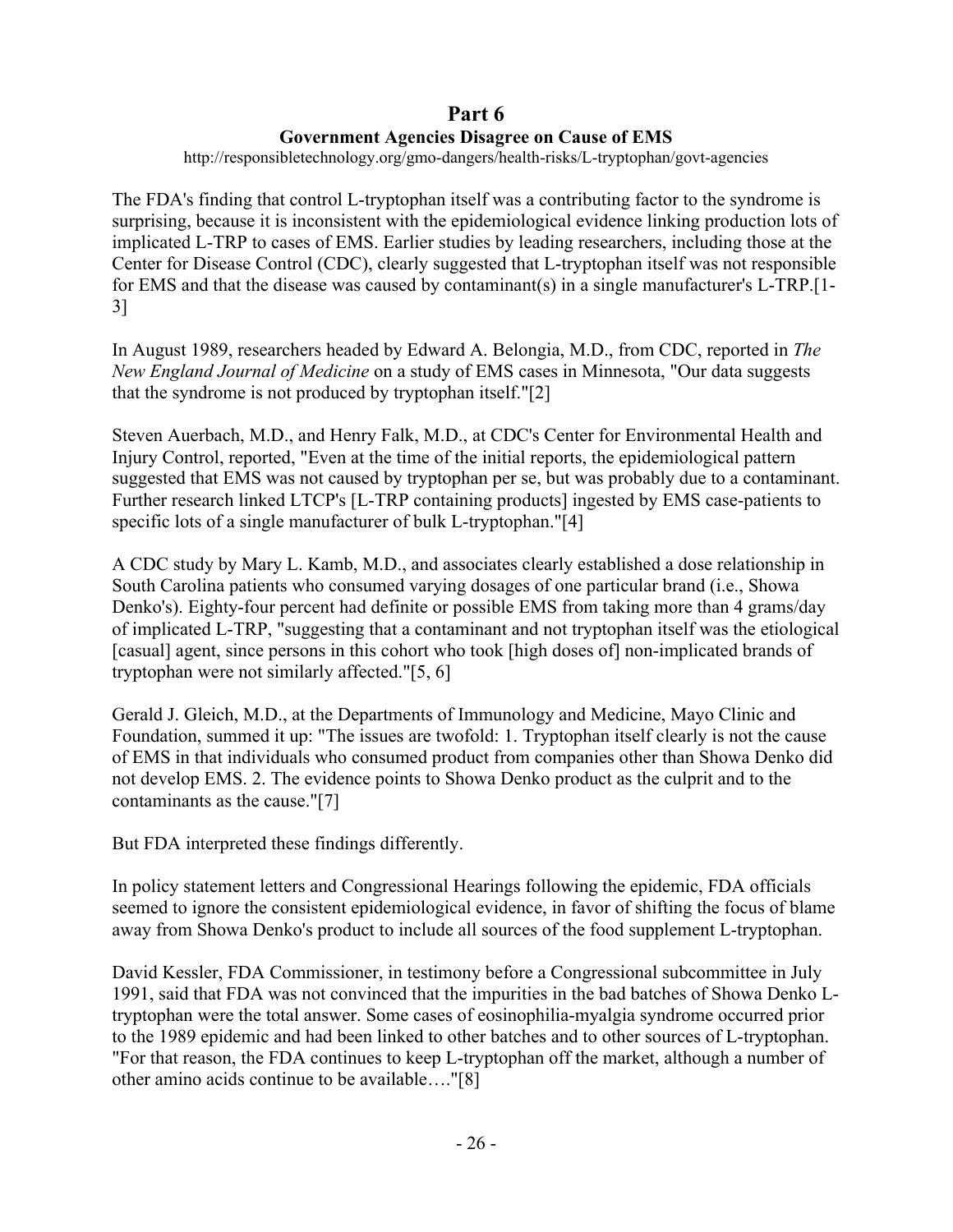# Part 6

## Government Agencies Disagree on Cause of EMS

http://responsibletechnology.org/gmo-dangers/health-risks/L-tryptophan/govt-agencies

The FDA's finding that control L-tryptophan itself was a contributing factor to the syndrome is surprising, because it is inconsistent with the epidemiological evidence linking production lots of implicated L-TRP to cases of EMS. Earlier studies by leading researchers, including those at the Center for Disease Control (CDC), clearly suggested that L-tryptophan itself was not responsible for EMS and that the disease was caused by contaminant(s) in a single manufacturer's L-TRP.[1-3]

In August 1989, researchers headed by Edward A. Belongia, M.D., from CDC, reported in *The New England Journal of Medicine* on a study of EMS cases in Minnesota, "Our data suggests that the syndrome is not produced by tryptophan itself."[2]

Steven Auerbach, M.D., and Henry Falk, M.D., at CDC's Center for Environmental Health and Injury Control, reported, "Even at the time of the initial reports, the epidemiological pattern suggested that EMS was not caused by tryptophan per se, but was probably due to a contaminant. Further research linked LTCP's [L-TRP containing products] ingested by EMS case-patients to specific lots of a single manufacturer of bulk L-tryptophan."[4]

A CDC study by Mary L. Kamb, M.D., and associates clearly established a dose relationship in South Carolina patients who consumed varying dosages of one particular brand (i.e., Showa Denko's). Eighty-four percent had definite or possible EMS from taking more than 4 grams/day of implicated L-TRP, "suggesting that a contaminant and not tryptophan itself was the etiological [casual] agent, since persons in this cohort who took [high doses of] non-implicated brands of tryptophan were not similarly affected."[5, 6]

Gerald J. Gleich, M.D., at the Departments of Immunology and Medicine, Mayo Clinic and Foundation, summed it up: "The issues are twofold: 1. Tryptophan itself clearly is not the cause of EMS in that individuals who consumed product from companies other than Showa Denko did not develop EMS. 2. The evidence points to Showa Denko product as the culprit and to the contaminants as the cause."[7]

But FDA interpreted these findings differently.

In policy statement letters and Congressional Hearings following the epidemic, FDA officials seemed to ignore the consistent epidemiological evidence, in favor of shifting the focus of blame away from Showa Denko's product to include all sources of the food supplement L-tryptophan.

David Kessler, FDA Commissioner, in testimony before a Congressional subcommittee in July 1991, said that FDA was not convinced that the impurities in the bad batches of Showa Denko L-tryptophan were the total answer. Some cases of eosinophilia-myalgia syndrome occurred prior to the 1989 epidemic and had been linked to other batches and to other sources of L-tryptophan. "For that reason, the FDA continues to keep L-tryptophan off the market, although a number of other amino acids continue to be available…."[8]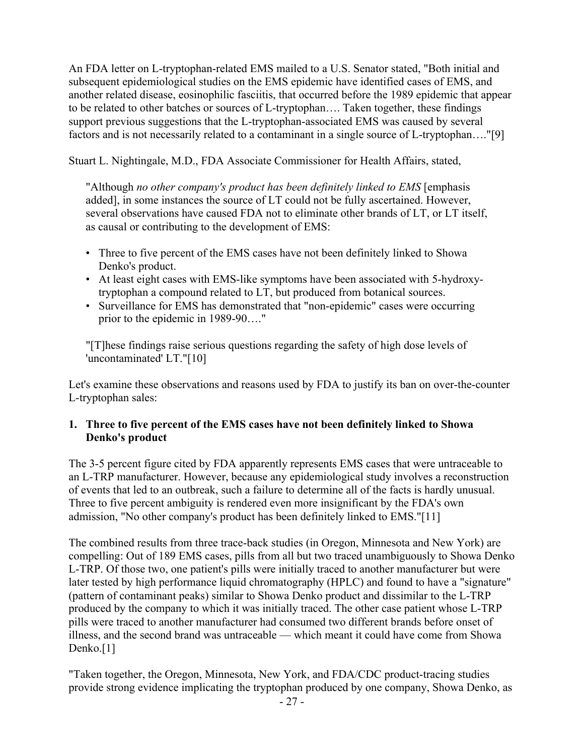An FDA letter on L-tryptophan-related EMS mailed to a U.S. Senator stated, "Both initial and subsequent epidemiological studies on the EMS epidemic have identified cases of EMS, and another related disease, eosinophilic fasciitis, that occurred before the 1989 epidemic that appear to be related to other batches or sources of L-tryptophan…. Taken together, these findings support previous suggestions that the L-tryptophan-associated EMS was caused by several factors and is not necessarily related to a contaminant in a single source of L-tryptophan…."[9]

Stuart L. Nightingale, M.D., FDA Associate Commissioner for Health Affairs, stated,

> "Although *no other company's product has been definitely linked to EMS* [emphasis added], in some instances the source of LT could not be fully ascertained. However, several observations have caused FDA not to eliminate other brands of LT, or LT itself, as causal or contributing to the development of EMS:
>
> - Three to five percent of the EMS cases have not been definitely linked to Showa Denko's product.
> - At least eight cases with EMS-like symptoms have been associated with 5-hydroxy-tryptophan a compound related to LT, but produced from botanical sources.
> - Surveillance for EMS has demonstrated that "non-epidemic" cases were occurring prior to the epidemic in 1989-90…."
>
> "[T]hese findings raise serious questions regarding the safety of high dose levels of 'uncontaminated' LT."[10]

Let's examine these observations and reasons used by FDA to justify its ban on over-the-counter L-tryptophan sales:

**1. Three to five percent of the EMS cases have not been definitely linked to Showa Denko's product**

The 3-5 percent figure cited by FDA apparently represents EMS cases that were untraceable to an L-TRP manufacturer. However, because any epidemiological study involves a reconstruction of events that led to an outbreak, such a failure to determine all of the facts is hardly unusual. Three to five percent ambiguity is rendered even more insignificant by the FDA's own admission, "No other company's product has been definitely linked to EMS."[11]

The combined results from three trace-back studies (in Oregon, Minnesota and New York) are compelling: Out of 189 EMS cases, pills from all but two traced unambiguously to Showa Denko L-TRP. Of those two, one patient's pills were initially traced to another manufacturer but were later tested by high performance liquid chromatography (HPLC) and found to have a "signature" (pattern of contaminant peaks) similar to Showa Denko product and dissimilar to the L-TRP produced by the company to which it was initially traced. The other case patient whose L-TRP pills were traced to another manufacturer had consumed two different brands before onset of illness, and the second brand was untraceable — which meant it could have come from Showa Denko.[1]

"Taken together, the Oregon, Minnesota, New York, and FDA/CDC product-tracing studies provide strong evidence implicating the tryptophan produced by one company, Showa Denko, as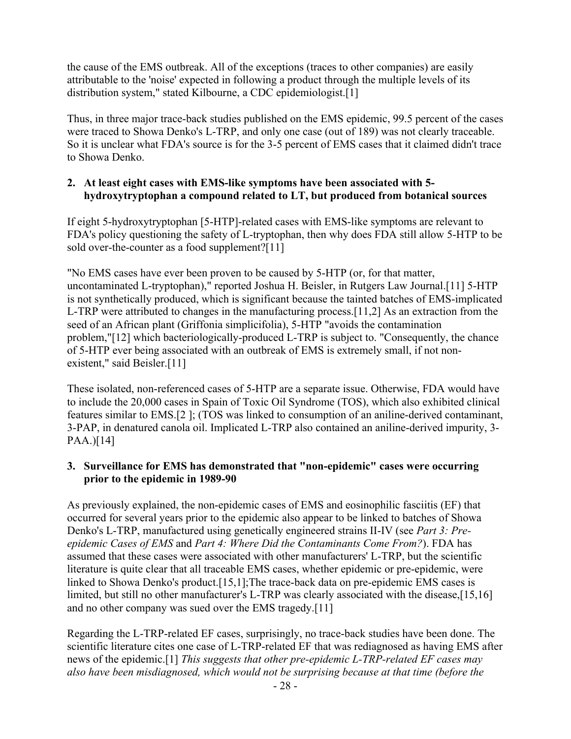the cause of the EMS outbreak. All of the exceptions (traces to other companies) are easily attributable to the 'noise' expected in following a product through the multiple levels of its distribution system," stated Kilbourne, a CDC epidemiologist.[1]

Thus, in three major trace-back studies published on the EMS epidemic, 99.5 percent of the cases were traced to Showa Denko's L-TRP, and only one case (out of 189) was not clearly traceable. So it is unclear what FDA's source is for the 3-5 percent of EMS cases that it claimed didn't trace to Showa Denko.

2. **At least eight cases with EMS-like symptoms have been associated with 5-hydroxytryptophan a compound related to LT, but produced from botanical sources**

If eight 5-hydroxytryptophan [5-HTP]-related cases with EMS-like symptoms are relevant to FDA's policy questioning the safety of L-tryptophan, then why does FDA still allow 5-HTP to be sold over-the-counter as a food supplement?[11]

"No EMS cases have ever been proven to be caused by 5-HTP (or, for that matter, uncontaminated L-tryptophan)," reported Joshua H. Beisler, in Rutgers Law Journal.[11] 5-HTP is not synthetically produced, which is significant because the tainted batches of EMS-implicated L-TRP were attributed to changes in the manufacturing process.[11,2] As an extraction from the seed of an African plant (Griffonia simplicifolia), 5-HTP "avoids the contamination problem,"[12] which bacteriologically-produced L-TRP is subject to. "Consequently, the chance of 5-HTP ever being associated with an outbreak of EMS is extremely small, if not non-existent," said Beisler.[11]

These isolated, non-referenced cases of 5-HTP are a separate issue. Otherwise, FDA would have to include the 20,000 cases in Spain of Toxic Oil Syndrome (TOS), which also exhibited clinical features similar to EMS.[2 ]; (TOS was linked to consumption of an aniline-derived contaminant, 3-PAP, in denatured canola oil. Implicated L-TRP also contained an aniline-derived impurity, 3-PAA.)[14]

3. **Surveillance for EMS has demonstrated that "non-epidemic" cases were occurring prior to the epidemic in 1989-90**

As previously explained, the non-epidemic cases of EMS and eosinophilic fasciitis (EF) that occurred for several years prior to the epidemic also appear to be linked to batches of Showa Denko's L-TRP, manufactured using genetically engineered strains II-IV (see *Part 3: Pre-epidemic Cases of EMS* and *Part 4: Where Did the Contaminants Come From?*). FDA has assumed that these cases were associated with other manufacturers' L-TRP, but the scientific literature is quite clear that all traceable EMS cases, whether epidemic or pre-epidemic, were linked to Showa Denko's product.[15,1];The trace-back data on pre-epidemic EMS cases is limited, but still no other manufacturer's L-TRP was clearly associated with the disease,[15,16] and no other company was sued over the EMS tragedy.[11]

Regarding the L-TRP-related EF cases, surprisingly, no trace-back studies have been done. The scientific literature cites one case of L-TRP-related EF that was rediagnosed as having EMS after news of the epidemic.[1] *This suggests that other pre-epidemic L-TRP-related EF cases may also have been misdiagnosed, which would not be surprising because at that time (before the*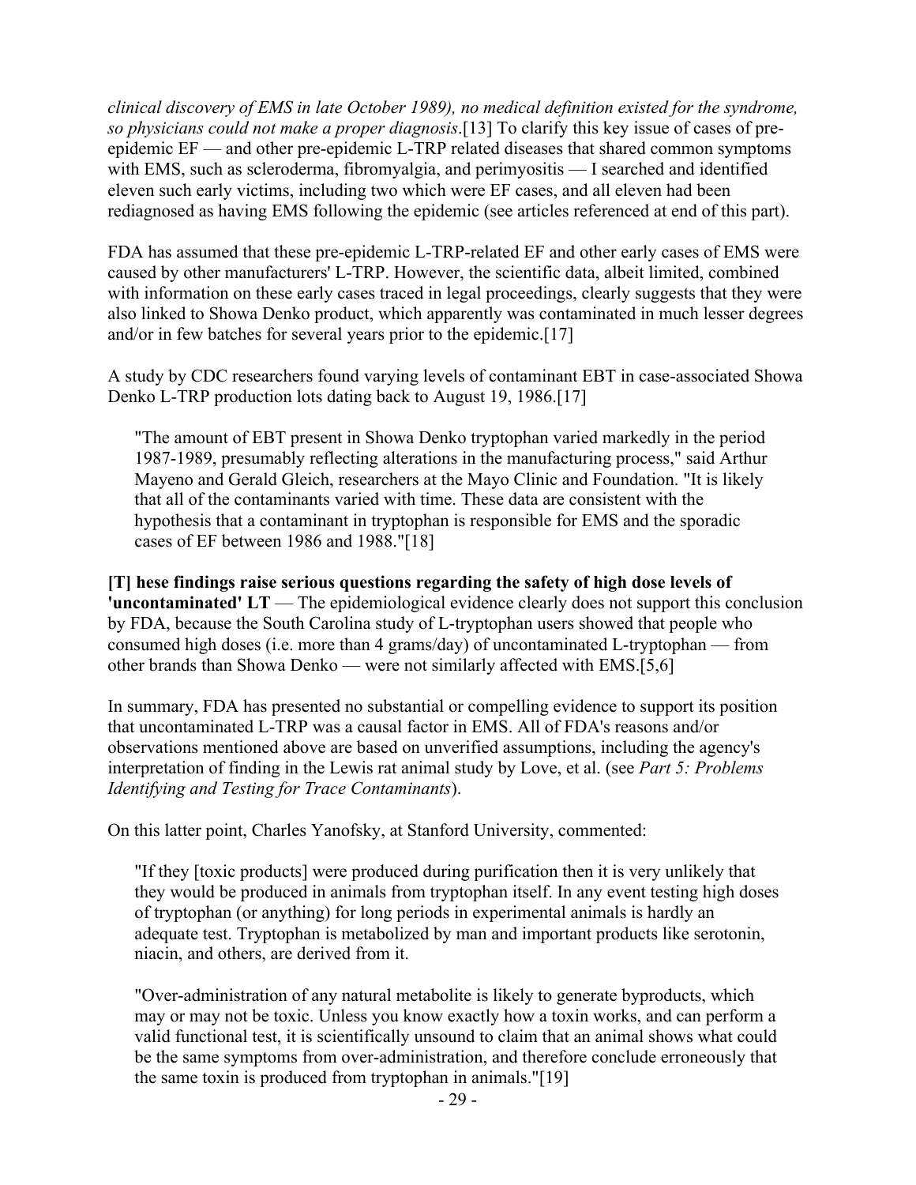*clinical discovery of EMS in late October 1989), no medical definition existed for the syndrome, so physicians could not make a proper diagnosis*.[13] To clarify this key issue of cases of pre-epidemic EF — and other pre-epidemic L-TRP related diseases that shared common symptoms with EMS, such as scleroderma, fibromyalgia, and perimyositis — I searched and identified eleven such early victims, including two which were EF cases, and all eleven had been rediagnosed as having EMS following the epidemic (see articles referenced at end of this part).

FDA has assumed that these pre-epidemic L-TRP-related EF and other early cases of EMS were caused by other manufacturers' L-TRP. However, the scientific data, albeit limited, combined with information on these early cases traced in legal proceedings, clearly suggests that they were also linked to Showa Denko product, which apparently was contaminated in much lesser degrees and/or in few batches for several years prior to the epidemic.[17]

A study by CDC researchers found varying levels of contaminant EBT in case-associated Showa Denko L-TRP production lots dating back to August 19, 1986.[17]

> "The amount of EBT present in Showa Denko tryptophan varied markedly in the period 1987-1989, presumably reflecting alterations in the manufacturing process," said Arthur Mayeno and Gerald Gleich, researchers at the Mayo Clinic and Foundation. "It is likely that all of the contaminants varied with time. These data are consistent with the hypothesis that a contaminant in tryptophan is responsible for EMS and the sporadic cases of EF between 1986 and 1988."[18]

**[T] hese findings raise serious questions regarding the safety of high dose levels of 'uncontaminated' LT** — The epidemiological evidence clearly does not support this conclusion by FDA, because the South Carolina study of L-tryptophan users showed that people who consumed high doses (i.e. more than 4 grams/day) of uncontaminated L-tryptophan — from other brands than Showa Denko — were not similarly affected with EMS.[5,6]

In summary, FDA has presented no substantial or compelling evidence to support its position that uncontaminated L-TRP was a causal factor in EMS. All of FDA's reasons and/or observations mentioned above are based on unverified assumptions, including the agency's interpretation of finding in the Lewis rat animal study by Love, et al. (see *Part 5: Problems Identifying and Testing for Trace Contaminants*).

On this latter point, Charles Yanofsky, at Stanford University, commented:

> "If they [toxic products] were produced during purification then it is very unlikely that they would be produced in animals from tryptophan itself. In any event testing high doses of tryptophan (or anything) for long periods in experimental animals is hardly an adequate test. Tryptophan is metabolized by man and important products like serotonin, niacin, and others, are derived from it.
>
> "Over-administration of any natural metabolite is likely to generate byproducts, which may or may not be toxic. Unless you know exactly how a toxin works, and can perform a valid functional test, it is scientifically unsound to claim that an animal shows what could be the same symptoms from over-administration, and therefore conclude erroneously that the same toxin is produced from tryptophan in animals."[19]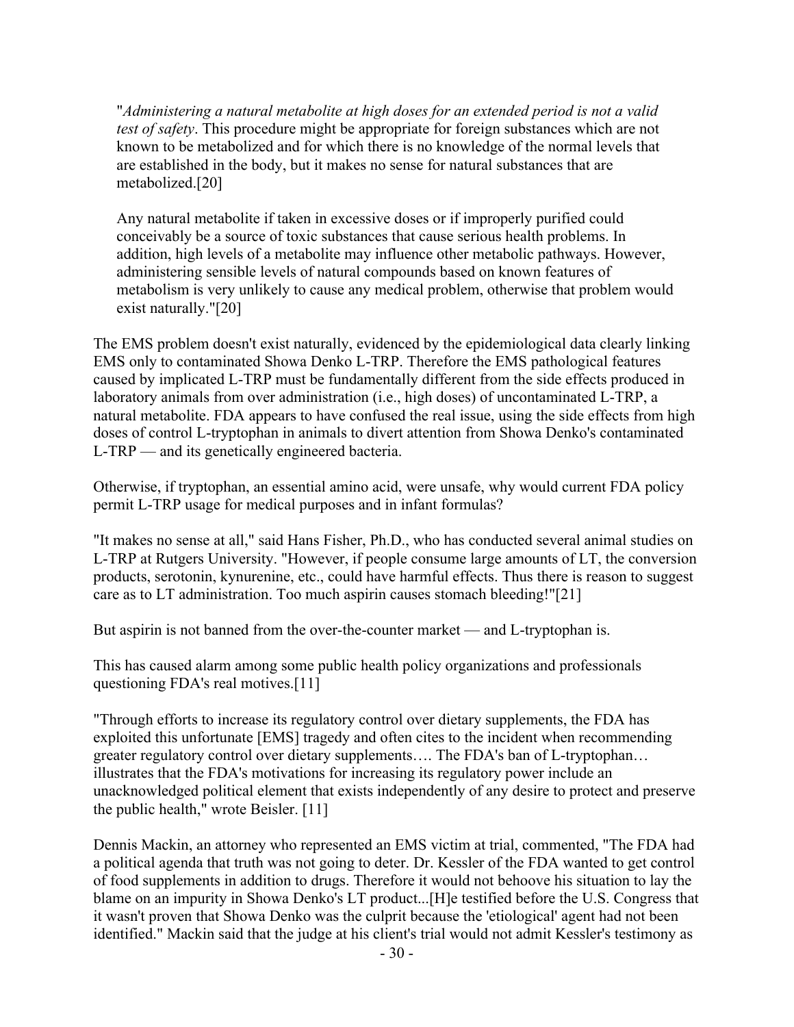> "*Administering a natural metabolite at high doses for an extended period is not a valid test of safety*. This procedure might be appropriate for foreign substances which are not known to be metabolized and for which there is no knowledge of the normal levels that are established in the body, but it makes no sense for natural substances that are metabolized.[20]
>
> Any natural metabolite if taken in excessive doses or if improperly purified could conceivably be a source of toxic substances that cause serious health problems. In addition, high levels of a metabolite may influence other metabolic pathways. However, administering sensible levels of natural compounds based on known features of metabolism is very unlikely to cause any medical problem, otherwise that problem would exist naturally."[20]

The EMS problem doesn't exist naturally, evidenced by the epidemiological data clearly linking EMS only to contaminated Showa Denko L-TRP. Therefore the EMS pathological features caused by implicated L-TRP must be fundamentally different from the side effects produced in laboratory animals from over administration (i.e., high doses) of uncontaminated L-TRP, a natural metabolite. FDA appears to have confused the real issue, using the side effects from high doses of control L-tryptophan in animals to divert attention from Showa Denko's contaminated L-TRP — and its genetically engineered bacteria.

Otherwise, if tryptophan, an essential amino acid, were unsafe, why would current FDA policy permit L-TRP usage for medical purposes and in infant formulas?

"It makes no sense at all," said Hans Fisher, Ph.D., who has conducted several animal studies on L-TRP at Rutgers University. "However, if people consume large amounts of LT, the conversion products, serotonin, kynurenine, etc., could have harmful effects. Thus there is reason to suggest care as to LT administration. Too much aspirin causes stomach bleeding!"[21]

But aspirin is not banned from the over-the-counter market — and L-tryptophan is.

This has caused alarm among some public health policy organizations and professionals questioning FDA's real motives.[11]

"Through efforts to increase its regulatory control over dietary supplements, the FDA has exploited this unfortunate [EMS] tragedy and often cites to the incident when recommending greater regulatory control over dietary supplements…. The FDA's ban of L-tryptophan… illustrates that the FDA's motivations for increasing its regulatory power include an unacknowledged political element that exists independently of any desire to protect and preserve the public health," wrote Beisler. [11]

Dennis Mackin, an attorney who represented an EMS victim at trial, commented, "The FDA had a political agenda that truth was not going to deter. Dr. Kessler of the FDA wanted to get control of food supplements in addition to drugs. Therefore it would not behoove his situation to lay the blame on an impurity in Showa Denko's LT product...[H]e testified before the U.S. Congress that it wasn't proven that Showa Denko was the culprit because the 'etiological' agent had not been identified." Mackin said that the judge at his client's trial would not admit Kessler's testimony as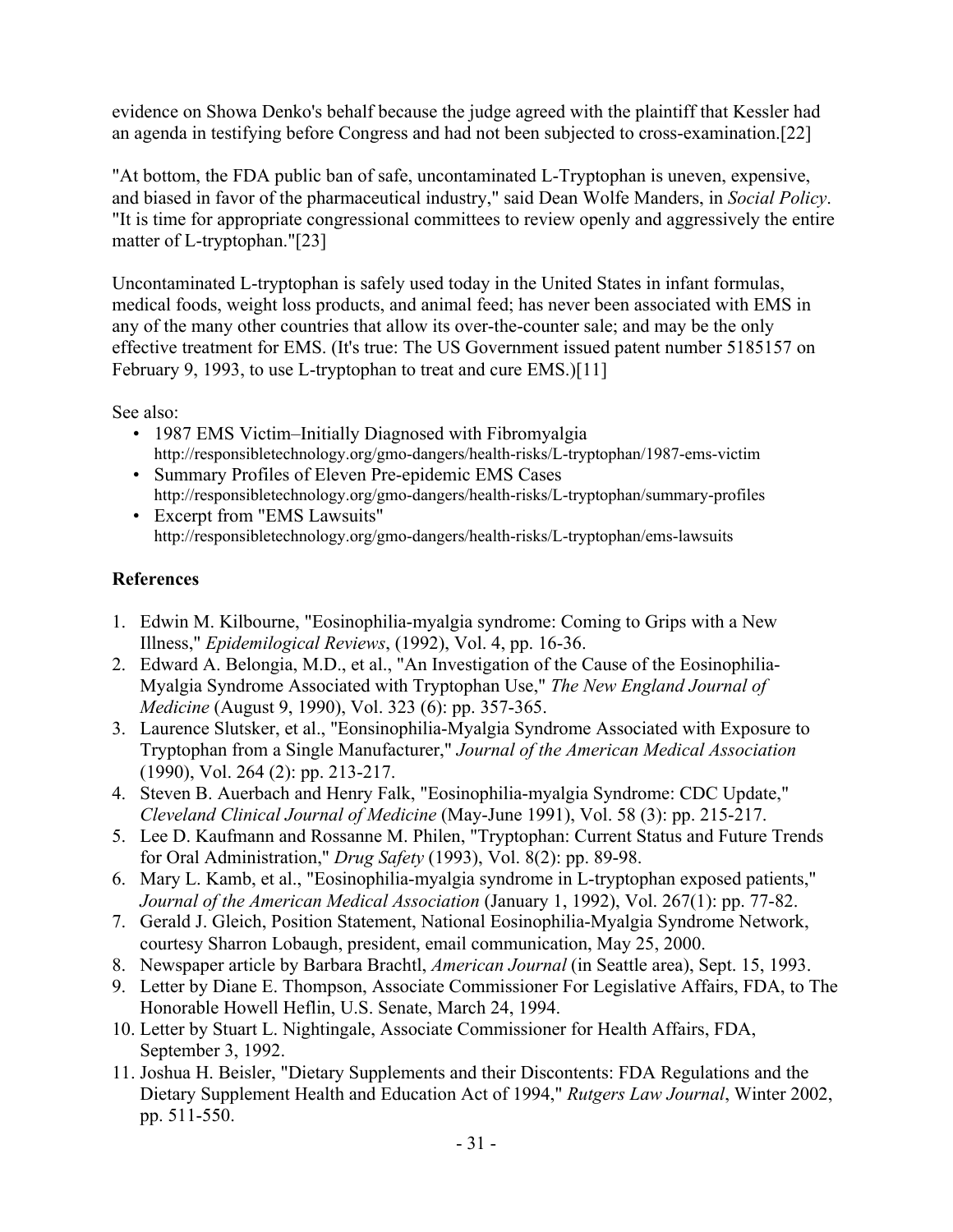evidence on Showa Denko's behalf because the judge agreed with the plaintiff that Kessler had an agenda in testifying before Congress and had not been subjected to cross-examination.[22]

"At bottom, the FDA public ban of safe, uncontaminated L-Tryptophan is uneven, expensive, and biased in favor of the pharmaceutical industry," said Dean Wolfe Manders, in *Social Policy*. "It is time for appropriate congressional committees to review openly and aggressively the entire matter of L-tryptophan."[23]

Uncontaminated L-tryptophan is safely used today in the United States in infant formulas, medical foods, weight loss products, and animal feed; has never been associated with EMS in any of the many other countries that allow its over-the-counter sale; and may be the only effective treatment for EMS. (It's true: The US Government issued patent number 5185157 on February 9, 1993, to use L-tryptophan to treat and cure EMS.)[11]

See also:

- 1987 EMS Victim–Initially Diagnosed with Fibromyalgia http://responsibletechnology.org/gmo-dangers/health-risks/L-tryptophan/1987-ems-victim
- Summary Profiles of Eleven Pre-epidemic EMS Cases http://responsibletechnology.org/gmo-dangers/health-risks/L-tryptophan/summary-profiles
- Excerpt from "EMS Lawsuits" http://responsibletechnology.org/gmo-dangers/health-risks/L-tryptophan/ems-lawsuits

## References

1. Edwin M. Kilbourne, "Eosinophilia-myalgia syndrome: Coming to Grips with a New Illness," *Epidemiological Reviews*, (1992), Vol. 4, pp. 16-36.
2. Edward A. Belongia, M.D., et al., "An Investigation of the Cause of the Eosinophilia-Myalgia Syndrome Associated with Tryptophan Use," *The New England Journal of Medicine* (August 9, 1990), Vol. 323 (6): pp. 357-365.
3. Laurence Slutsker, et al., "Eonsinophilia-Myalgia Syndrome Associated with Exposure to Tryptophan from a Single Manufacturer," *Journal of the American Medical Association* (1990), Vol. 264 (2): pp. 213-217.
4. Steven B. Auerbach and Henry Falk, "Eosinophilia-myalgia Syndrome: CDC Update," *Cleveland Clinical Journal of Medicine* (May-June 1991), Vol. 58 (3): pp. 215-217.
5. Lee D. Kaufmann and Rossanne M. Philen, "Tryptophan: Current Status and Future Trends for Oral Administration," *Drug Safety* (1993), Vol. 8(2): pp. 89-98.
6. Mary L. Kamb, et al., "Eosinophilia-myalgia syndrome in L-tryptophan exposed patients," *Journal of the American Medical Association* (January 1, 1992), Vol. 267(1): pp. 77-82.
7. Gerald J. Gleich, Position Statement, National Eosinophilia-Myalgia Syndrome Network, courtesy Sharron Lobaugh, president, email communication, May 25, 2000.
8. Newspaper article by Barbara Brachtl, *American Journal* (in Seattle area), Sept. 15, 1993.
9. Letter by Diane E. Thompson, Associate Commissioner For Legislative Affairs, FDA, to The Honorable Howell Heflin, U.S. Senate, March 24, 1994.
10. Letter by Stuart L. Nightingale, Associate Commissioner for Health Affairs, FDA, September 3, 1992.
11. Joshua H. Beisler, "Dietary Supplements and their Discontents: FDA Regulations and the Dietary Supplement Health and Education Act of 1994," *Rutgers Law Journal*, Winter 2002, pp. 511-550.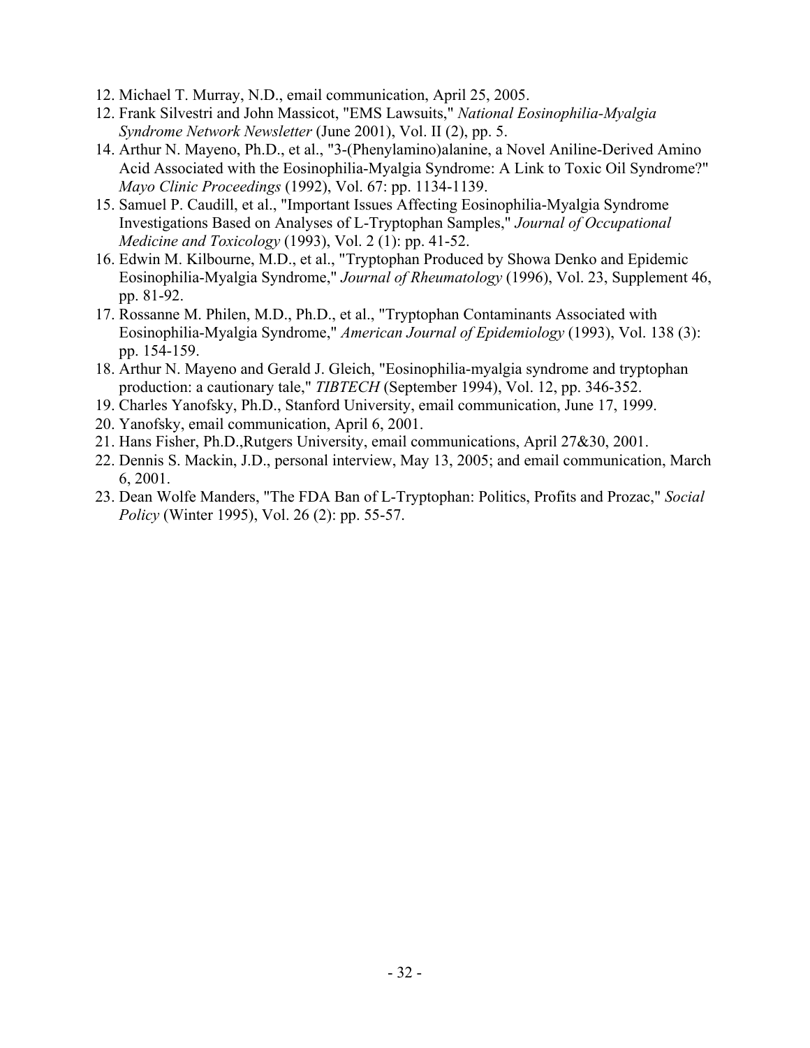12. Michael T. Murray, N.D., email communication, April 25, 2005.
12. Frank Silvestri and John Massicot, "EMS Lawsuits," *National Eosinophilia-Myalgia Syndrome Network Newsletter* (June 2001), Vol. II (2), pp. 5.
14. Arthur N. Mayeno, Ph.D., et al., "3-(Phenylamino)alanine, a Novel Aniline-Derived Amino Acid Associated with the Eosinophilia-Myalgia Syndrome: A Link to Toxic Oil Syndrome?" *Mayo Clinic Proceedings* (1992), Vol. 67: pp. 1134-1139.
15. Samuel P. Caudill, et al., "Important Issues Affecting Eosinophilia-Myalgia Syndrome Investigations Based on Analyses of L-Tryptophan Samples," *Journal of Occupational Medicine and Toxicology* (1993), Vol. 2 (1): pp. 41-52.
16. Edwin M. Kilbourne, M.D., et al., "Tryptophan Produced by Showa Denko and Epidemic Eosinophilia-Myalgia Syndrome," *Journal of Rheumatology* (1996), Vol. 23, Supplement 46, pp. 81-92.
17. Rossanne M. Philen, M.D., Ph.D., et al., "Tryptophan Contaminants Associated with Eosinophilia-Myalgia Syndrome," *American Journal of Epidemiology* (1993), Vol. 138 (3): pp. 154-159.
18. Arthur N. Mayeno and Gerald J. Gleich, "Eosinophilia-myalgia syndrome and tryptophan production: a cautionary tale," *TIBTECH* (September 1994), Vol. 12, pp. 346-352.
19. Charles Yanofsky, Ph.D., Stanford University, email communication, June 17, 1999.
20. Yanofsky, email communication, April 6, 2001.
21. Hans Fisher, Ph.D.,Rutgers University, email communications, April 27&30, 2001.
22. Dennis S. Mackin, J.D., personal interview, May 13, 2005; and email communication, March 6, 2001.
23. Dean Wolfe Manders, "The FDA Ban of L-Tryptophan: Politics, Profits and Prozac," *Social Policy* (Winter 1995), Vol. 26 (2): pp. 55-57.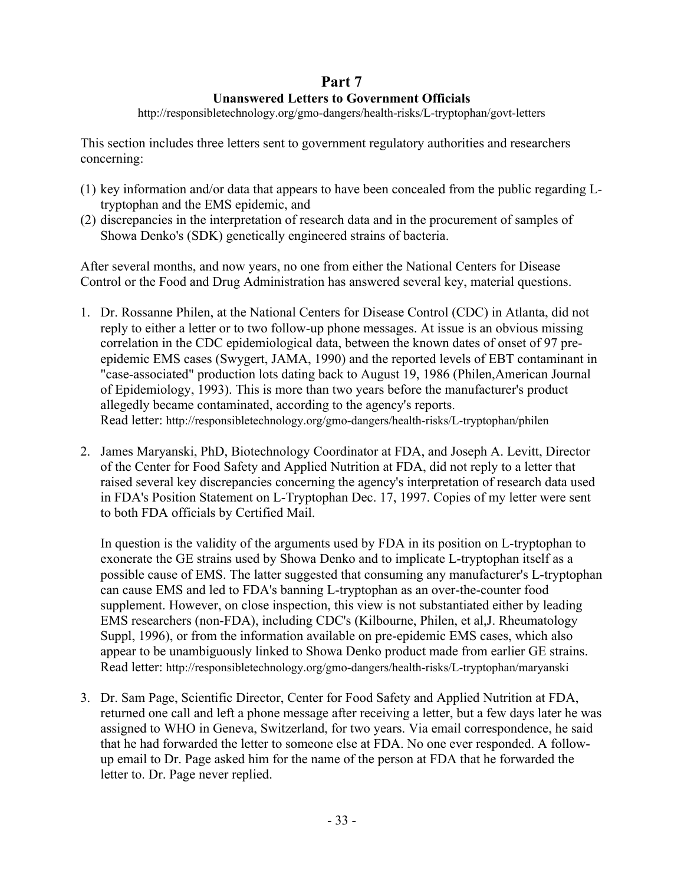# Part 7

## Unanswered Letters to Government Officials

http://responsibletechnology.org/gmo-dangers/health-risks/L-tryptophan/govt-letters

This section includes three letters sent to government regulatory authorities and researchers concerning:

(1) key information and/or data that appears to have been concealed from the public regarding L-tryptophan and the EMS epidemic, and
(2) discrepancies in the interpretation of research data and in the procurement of samples of Showa Denko's (SDK) genetically engineered strains of bacteria.

After several months, and now years, no one from either the National Centers for Disease Control or the Food and Drug Administration has answered several key, material questions.

1. Dr. Rossanne Philen, at the National Centers for Disease Control (CDC) in Atlanta, did not reply to either a letter or to two follow-up phone messages. At issue is an obvious missing correlation in the CDC epidemiological data, between the known dates of onset of 97 pre-epidemic EMS cases (Swygert, JAMA, 1990) and the reported levels of EBT contaminant in "case-associated" production lots dating back to August 19, 1986 (Philen,American Journal of Epidemiology, 1993). This is more than two years before the manufacturer's product allegedly became contaminated, according to the agency's reports.
   Read letter: http://responsibletechnology.org/gmo-dangers/health-risks/L-tryptophan/philen

2. James Maryanski, PhD, Biotechnology Coordinator at FDA, and Joseph A. Levitt, Director of the Center for Food Safety and Applied Nutrition at FDA, did not reply to a letter that raised several key discrepancies concerning the agency's interpretation of research data used in FDA's Position Statement on L-Tryptophan Dec. 17, 1997. Copies of my letter were sent to both FDA officials by Certified Mail.

   In question is the validity of the arguments used by FDA in its position on L-tryptophan to exonerate the GE strains used by Showa Denko and to implicate L-tryptophan itself as a possible cause of EMS. The latter suggested that consuming any manufacturer's L-tryptophan can cause EMS and led to FDA's banning L-tryptophan as an over-the-counter food supplement. However, on close inspection, this view is not substantiated either by leading EMS researchers (non-FDA), including CDC's (Kilbourne, Philen, et al,J. Rheumatology Suppl, 1996), or from the information available on pre-epidemic EMS cases, which also appear to be unambiguously linked to Showa Denko product made from earlier GE strains.
   Read letter: http://responsibletechnology.org/gmo-dangers/health-risks/L-tryptophan/maryanski

3. Dr. Sam Page, Scientific Director, Center for Food Safety and Applied Nutrition at FDA, returned one call and left a phone message after receiving a letter, but a few days later he was assigned to WHO in Geneva, Switzerland, for two years. Via email correspondence, he said that he had forwarded the letter to someone else at FDA. No one ever responded. A follow-up email to Dr. Page asked him for the name of the person at FDA that he forwarded the letter to. Dr. Page never replied.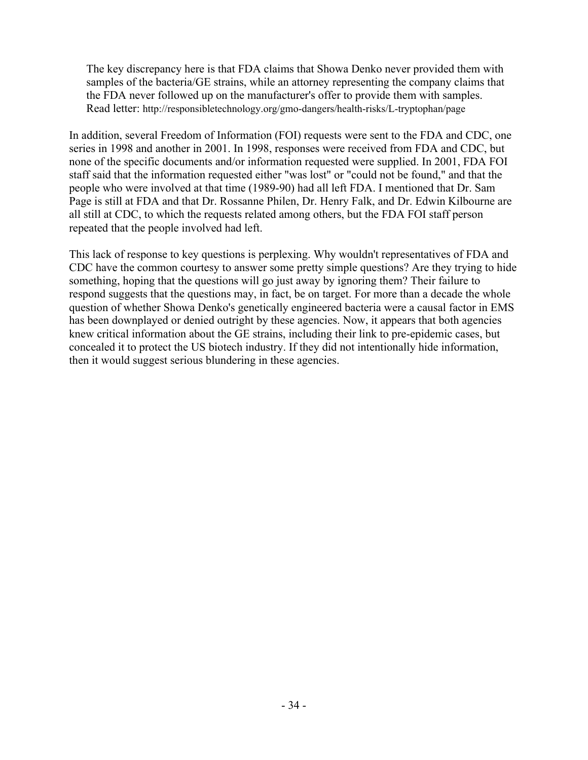> The key discrepancy here is that FDA claims that Showa Denko never provided them with samples of the bacteria/GE strains, while an attorney representing the company claims that the FDA never followed up on the manufacturer's offer to provide them with samples. Read letter: http://responsibletechnology.org/gmo-dangers/health-risks/L-tryptophan/page

In addition, several Freedom of Information (FOI) requests were sent to the FDA and CDC, one series in 1998 and another in 2001. In 1998, responses were received from FDA and CDC, but none of the specific documents and/or information requested were supplied. In 2001, FDA FOI staff said that the information requested either "was lost" or "could not be found," and that the people who were involved at that time (1989-90) had all left FDA. I mentioned that Dr. Sam Page is still at FDA and that Dr. Rossanne Philen, Dr. Henry Falk, and Dr. Edwin Kilbourne are all still at CDC, to which the requests related among others, but the FDA FOI staff person repeated that the people involved had left.

This lack of response to key questions is perplexing. Why wouldn't representatives of FDA and CDC have the common courtesy to answer some pretty simple questions? Are they trying to hide something, hoping that the questions will go just away by ignoring them? Their failure to respond suggests that the questions may, in fact, be on target. For more than a decade the whole question of whether Showa Denko's genetically engineered bacteria were a causal factor in EMS has been downplayed or denied outright by these agencies. Now, it appears that both agencies knew critical information about the GE strains, including their link to pre-epidemic cases, but concealed it to protect the US biotech industry. If they did not intentionally hide information, then it would suggest serious blundering in these agencies.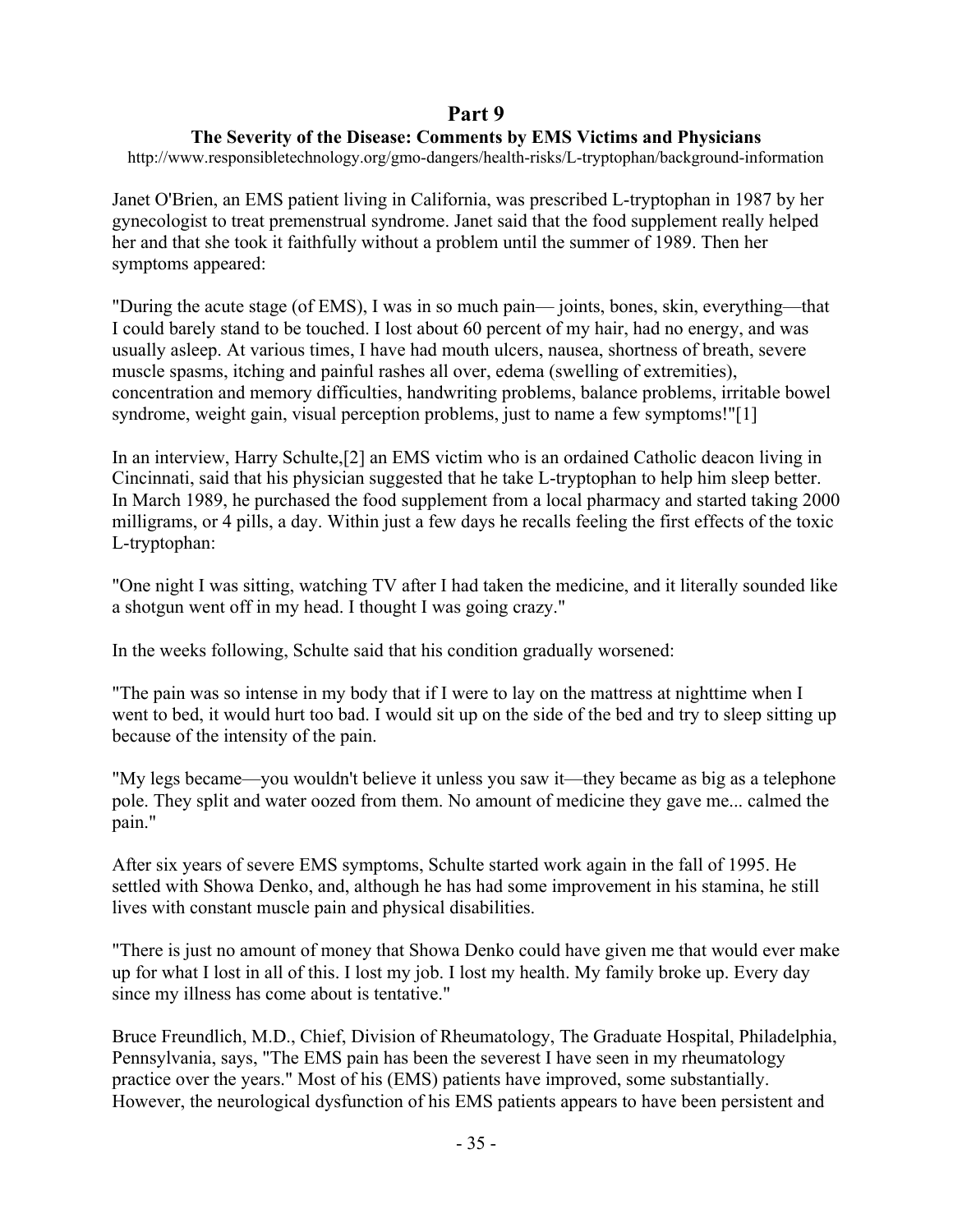## Part 9

### The Severity of the Disease: Comments by EMS Victims and Physicians

http://www.responsibletechnology.org/gmo-dangers/health-risks/L-tryptophan/background-information

Janet O'Brien, an EMS patient living in California, was prescribed L-tryptophan in 1987 by her gynecologist to treat premenstrual syndrome. Janet said that the food supplement really helped her and that she took it faithfully without a problem until the summer of 1989. Then her symptoms appeared:

"During the acute stage (of EMS), I was in so much pain— joints, bones, skin, everything—that I could barely stand to be touched. I lost about 60 percent of my hair, had no energy, and was usually asleep. At various times, I have had mouth ulcers, nausea, shortness of breath, severe muscle spasms, itching and painful rashes all over, edema (swelling of extremities), concentration and memory difficulties, handwriting problems, balance problems, irritable bowel syndrome, weight gain, visual perception problems, just to name a few symptoms!"[1]

In an interview, Harry Schulte,[2] an EMS victim who is an ordained Catholic deacon living in Cincinnati, said that his physician suggested that he take L-tryptophan to help him sleep better. In March 1989, he purchased the food supplement from a local pharmacy and started taking 2000 milligrams, or 4 pills, a day. Within just a few days he recalls feeling the first effects of the toxic L-tryptophan:

"One night I was sitting, watching TV after I had taken the medicine, and it literally sounded like a shotgun went off in my head. I thought I was going crazy."

In the weeks following, Schulte said that his condition gradually worsened:

"The pain was so intense in my body that if I were to lay on the mattress at nighttime when I went to bed, it would hurt too bad. I would sit up on the side of the bed and try to sleep sitting up because of the intensity of the pain.

"My legs became—you wouldn't believe it unless you saw it—they became as big as a telephone pole. They split and water oozed from them. No amount of medicine they gave me... calmed the pain."

After six years of severe EMS symptoms, Schulte started work again in the fall of 1995. He settled with Showa Denko, and, although he has had some improvement in his stamina, he still lives with constant muscle pain and physical disabilities.

"There is just no amount of money that Showa Denko could have given me that would ever make up for what I lost in all of this. I lost my job. I lost my health. My family broke up. Every day since my illness has come about is tentative."

Bruce Freundlich, M.D., Chief, Division of Rheumatology, The Graduate Hospital, Philadelphia, Pennsylvania, says, "The EMS pain has been the severest I have seen in my rheumatology practice over the years." Most of his (EMS) patients have improved, some substantially. However, the neurological dysfunction of his EMS patients appears to have been persistent and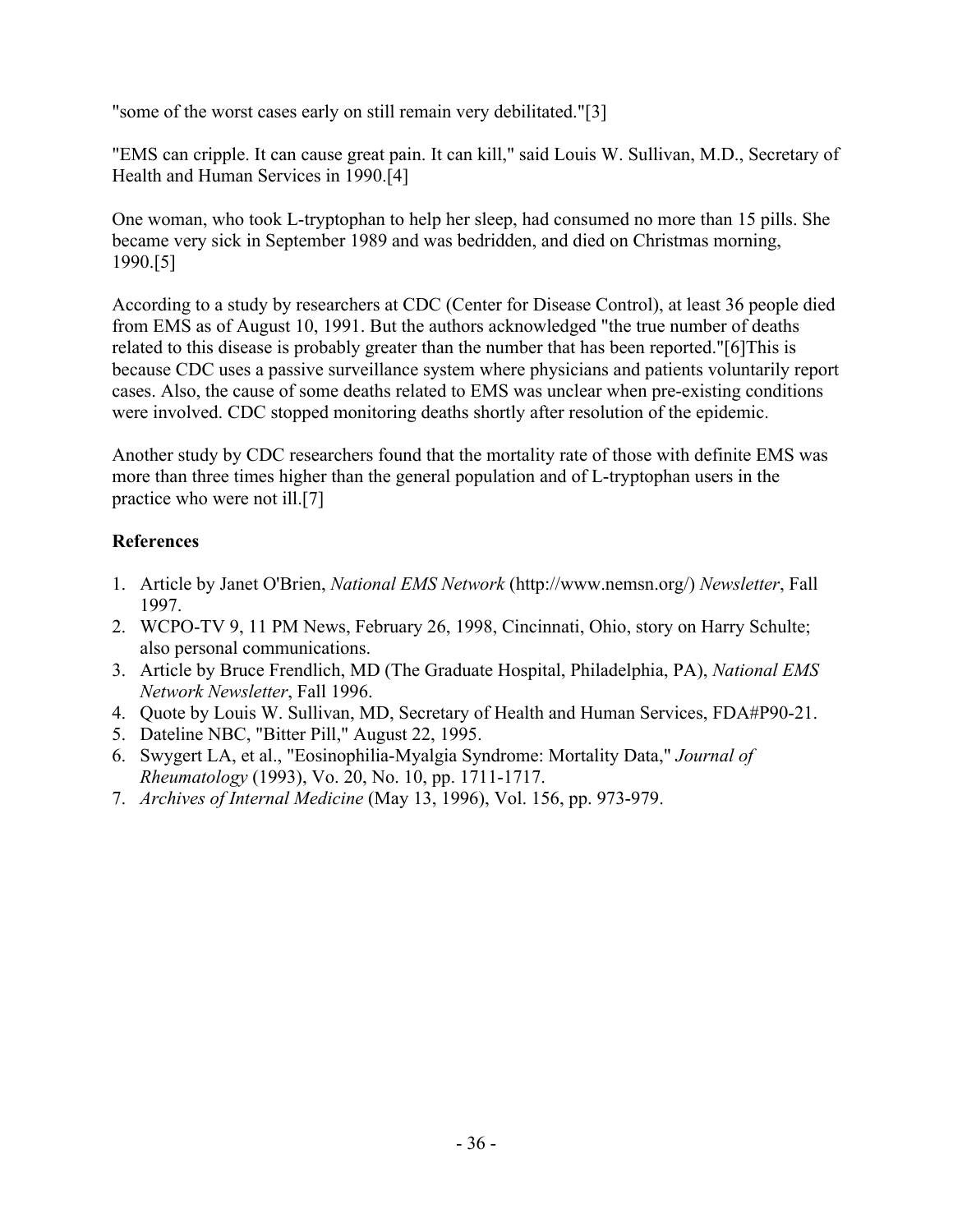"some of the worst cases early on still remain very debilitated."[3]

"EMS can cripple. It can cause great pain. It can kill," said Louis W. Sullivan, M.D., Secretary of Health and Human Services in 1990.[4]

One woman, who took L-tryptophan to help her sleep, had consumed no more than 15 pills. She became very sick in September 1989 and was bedridden, and died on Christmas morning, 1990.[5]

According to a study by researchers at CDC (Center for Disease Control), at least 36 people died from EMS as of August 10, 1991. But the authors acknowledged "the true number of deaths related to this disease is probably greater than the number that has been reported."[6]This is because CDC uses a passive surveillance system where physicians and patients voluntarily report cases. Also, the cause of some deaths related to EMS was unclear when pre-existing conditions were involved. CDC stopped monitoring deaths shortly after resolution of the epidemic.

Another study by CDC researchers found that the mortality rate of those with definite EMS was more than three times higher than the general population and of L-tryptophan users in the practice who were not ill.[7]

### References

1. Article by Janet O'Brien, *National EMS Network* (http://www.nemsn.org/) *Newsletter*, Fall 1997.
2. WCPO-TV 9, 11 PM News, February 26, 1998, Cincinnati, Ohio, story on Harry Schulte; also personal communications.
3. Article by Bruce Frendlich, MD (The Graduate Hospital, Philadelphia, PA), *National EMS Network Newsletter*, Fall 1996.
4. Quote by Louis W. Sullivan, MD, Secretary of Health and Human Services, FDA#P90-21.
5. Dateline NBC, "Bitter Pill," August 22, 1995.
6. Swygert LA, et al., "Eosinophilia-Myalgia Syndrome: Mortality Data," *Journal of Rheumatology* (1993), Vo. 20, No. 10, pp. 1711-1717.
7. *Archives of Internal Medicine* (May 13, 1996), Vol. 156, pp. 973-979.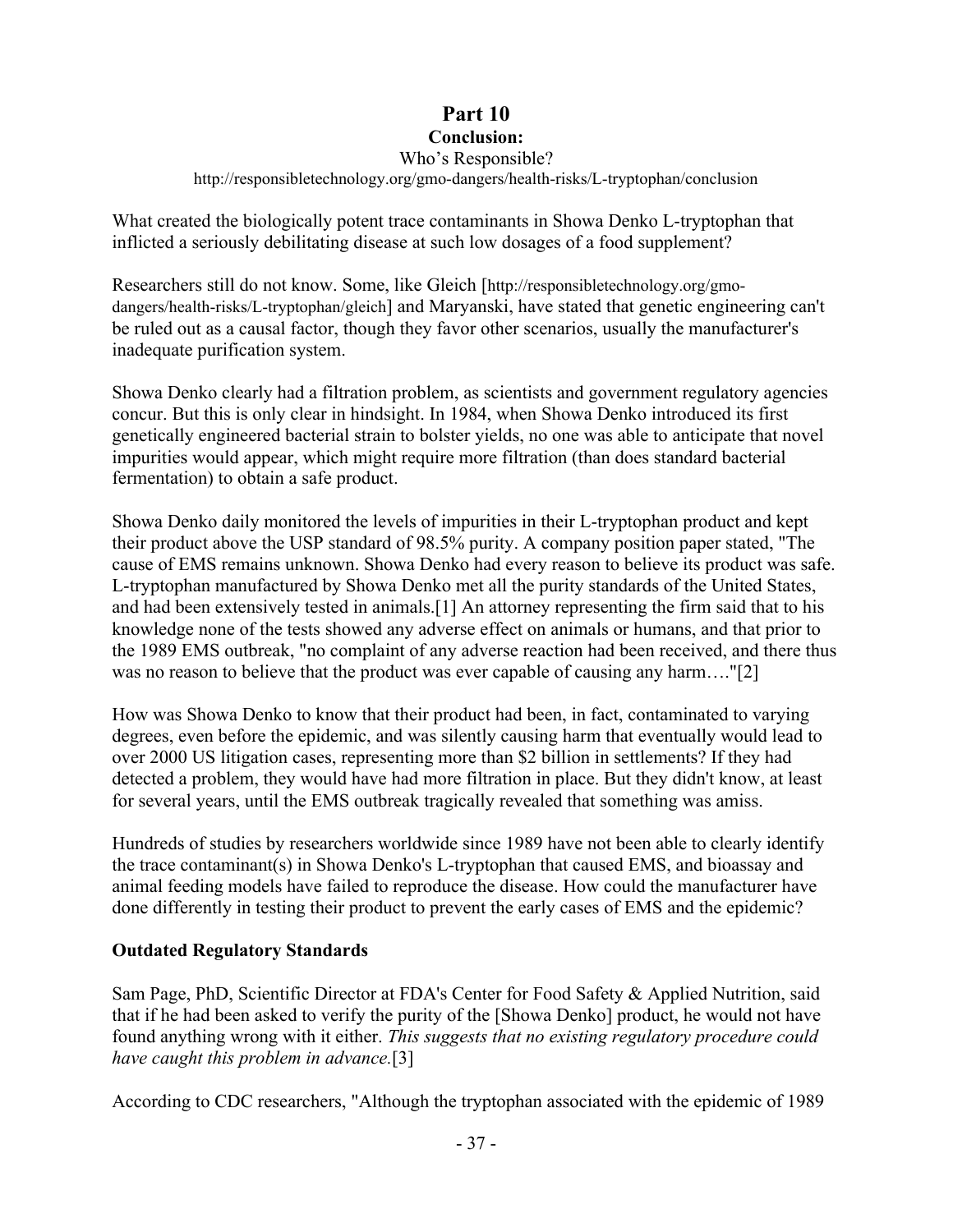# Part 10

## Conclusion:

Who's Responsible?

http://responsibletechnology.org/gmo-dangers/health-risks/L-tryptophan/conclusion

What created the biologically potent trace contaminants in Showa Denko L-tryptophan that inflicted a seriously debilitating disease at such low dosages of a food supplement?

Researchers still do not know. Some, like Gleich [http://responsibletechnology.org/gmo-dangers/health-risks/L-tryptophan/gleich] and Maryanski, have stated that genetic engineering can't be ruled out as a causal factor, though they favor other scenarios, usually the manufacturer's inadequate purification system.

Showa Denko clearly had a filtration problem, as scientists and government regulatory agencies concur. But this is only clear in hindsight. In 1984, when Showa Denko introduced its first genetically engineered bacterial strain to bolster yields, no one was able to anticipate that novel impurities would appear, which might require more filtration (than does standard bacterial fermentation) to obtain a safe product.

Showa Denko daily monitored the levels of impurities in their L-tryptophan product and kept their product above the USP standard of 98.5% purity. A company position paper stated, "The cause of EMS remains unknown. Showa Denko had every reason to believe its product was safe. L-tryptophan manufactured by Showa Denko met all the purity standards of the United States, and had been extensively tested in animals.[1] An attorney representing the firm said that to his knowledge none of the tests showed any adverse effect on animals or humans, and that prior to the 1989 EMS outbreak, "no complaint of any adverse reaction had been received, and there thus was no reason to believe that the product was ever capable of causing any harm…."[2]

How was Showa Denko to know that their product had been, in fact, contaminated to varying degrees, even before the epidemic, and was silently causing harm that eventually would lead to over 2000 US litigation cases, representing more than $2 billion in settlements? If they had detected a problem, they would have had more filtration in place. But they didn't know, at least for several years, until the EMS outbreak tragically revealed that something was amiss.

Hundreds of studies by researchers worldwide since 1989 have not been able to clearly identify the trace contaminant(s) in Showa Denko's L-tryptophan that caused EMS, and bioassay and animal feeding models have failed to reproduce the disease. How could the manufacturer have done differently in testing their product to prevent the early cases of EMS and the epidemic?

### Outdated Regulatory Standards

Sam Page, PhD, Scientific Director at FDA's Center for Food Safety & Applied Nutrition, said that if he had been asked to verify the purity of the [Showa Denko] product, he would not have found anything wrong with it either. *This suggests that no existing regulatory procedure could have caught this problem in advance.*[3]

According to CDC researchers, "Although the tryptophan associated with the epidemic of 1989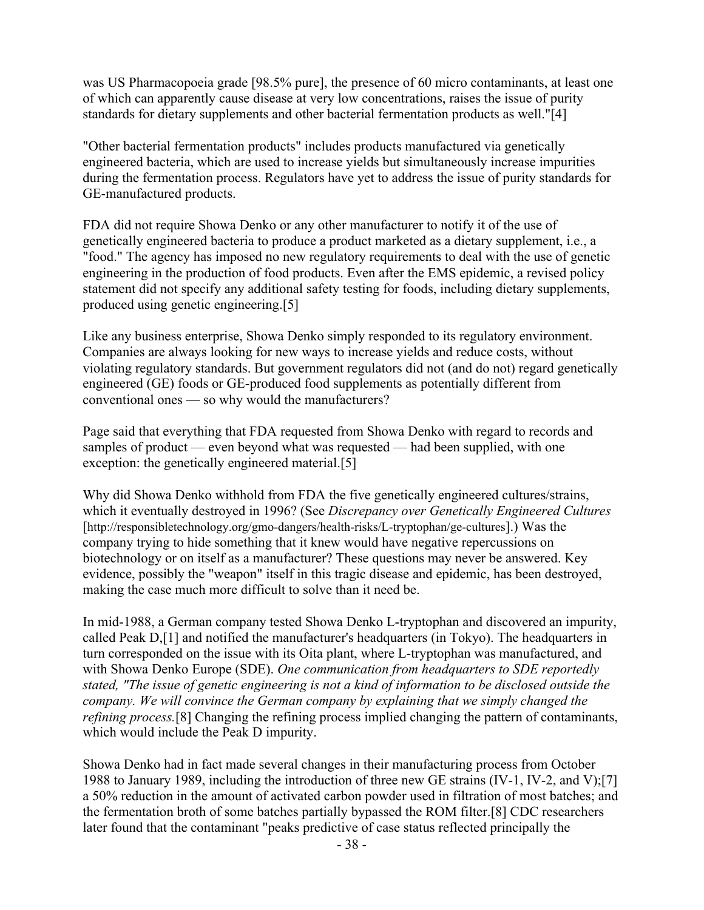was US Pharmacopoeia grade [98.5% pure], the presence of 60 micro contaminants, at least one of which can apparently cause disease at very low concentrations, raises the issue of purity standards for dietary supplements and other bacterial fermentation products as well."[4]

"Other bacterial fermentation products" includes products manufactured via genetically engineered bacteria, which are used to increase yields but simultaneously increase impurities during the fermentation process. Regulators have yet to address the issue of purity standards for GE-manufactured products.

FDA did not require Showa Denko or any other manufacturer to notify it of the use of genetically engineered bacteria to produce a product marketed as a dietary supplement, i.e., a "food." The agency has imposed no new regulatory requirements to deal with the use of genetic engineering in the production of food products. Even after the EMS epidemic, a revised policy statement did not specify any additional safety testing for foods, including dietary supplements, produced using genetic engineering.[5]

Like any business enterprise, Showa Denko simply responded to its regulatory environment. Companies are always looking for new ways to increase yields and reduce costs, without violating regulatory standards. But government regulators did not (and do not) regard genetically engineered (GE) foods or GE-produced food supplements as potentially different from conventional ones — so why would the manufacturers?

Page said that everything that FDA requested from Showa Denko with regard to records and samples of product — even beyond what was requested — had been supplied, with one exception: the genetically engineered material.[5]

Why did Showa Denko withhold from FDA the five genetically engineered cultures/strains, which it eventually destroyed in 1996? (See *Discrepancy over Genetically Engineered Cultures* [http://responsibletechnology.org/gmo-dangers/health-risks/L-tryptophan/ge-cultures].) Was the company trying to hide something that it knew would have negative repercussions on biotechnology or on itself as a manufacturer? These questions may never be answered. Key evidence, possibly the "weapon" itself in this tragic disease and epidemic, has been destroyed, making the case much more difficult to solve than it need be.

In mid-1988, a German company tested Showa Denko L-tryptophan and discovered an impurity, called Peak D,[1] and notified the manufacturer's headquarters (in Tokyo). The headquarters in turn corresponded on the issue with its Oita plant, where L-tryptophan was manufactured, and with Showa Denko Europe (SDE). *One communication from headquarters to SDE reportedly stated, "The issue of genetic engineering is not a kind of information to be disclosed outside the company. We will convince the German company by explaining that we simply changed the refining process.*[8] Changing the refining process implied changing the pattern of contaminants, which would include the Peak D impurity.

Showa Denko had in fact made several changes in their manufacturing process from October 1988 to January 1989, including the introduction of three new GE strains (IV-1, IV-2, and V);[7] a 50% reduction in the amount of activated carbon powder used in filtration of most batches; and the fermentation broth of some batches partially bypassed the ROM filter.[8] CDC researchers later found that the contaminant "peaks predictive of case status reflected principally the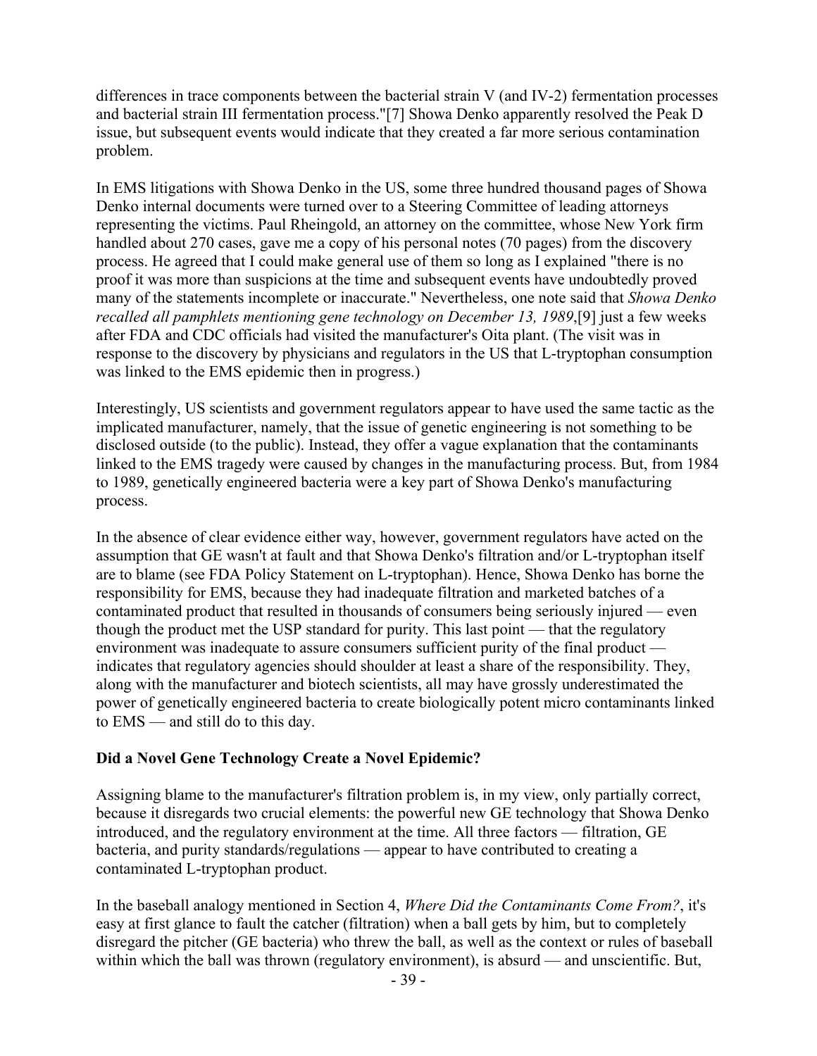differences in trace components between the bacterial strain V (and IV-2) fermentation processes and bacterial strain III fermentation process."[7] Showa Denko apparently resolved the Peak D issue, but subsequent events would indicate that they created a far more serious contamination problem.

In EMS litigations with Showa Denko in the US, some three hundred thousand pages of Showa Denko internal documents were turned over to a Steering Committee of leading attorneys representing the victims. Paul Rheingold, an attorney on the committee, whose New York firm handled about 270 cases, gave me a copy of his personal notes (70 pages) from the discovery process. He agreed that I could make general use of them so long as I explained "there is no proof it was more than suspicions at the time and subsequent events have undoubtedly proved many of the statements incomplete or inaccurate." Nevertheless, one note said that *Showa Denko recalled all pamphlets mentioning gene technology on December 13, 1989*,[9] just a few weeks after FDA and CDC officials had visited the manufacturer's Oita plant. (The visit was in response to the discovery by physicians and regulators in the US that L-tryptophan consumption was linked to the EMS epidemic then in progress.)

Interestingly, US scientists and government regulators appear to have used the same tactic as the implicated manufacturer, namely, that the issue of genetic engineering is not something to be disclosed outside (to the public). Instead, they offer a vague explanation that the contaminants linked to the EMS tragedy were caused by changes in the manufacturing process. But, from 1984 to 1989, genetically engineered bacteria were a key part of Showa Denko's manufacturing process.

In the absence of clear evidence either way, however, government regulators have acted on the assumption that GE wasn't at fault and that Showa Denko's filtration and/or L-tryptophan itself are to blame (see FDA Policy Statement on L-tryptophan). Hence, Showa Denko has borne the responsibility for EMS, because they had inadequate filtration and marketed batches of a contaminated product that resulted in thousands of consumers being seriously injured — even though the product met the USP standard for purity. This last point — that the regulatory environment was inadequate to assure consumers sufficient purity of the final product — indicates that regulatory agencies should shoulder at least a share of the responsibility. They, along with the manufacturer and biotech scientists, all may have grossly underestimated the power of genetically engineered bacteria to create biologically potent micro contaminants linked to EMS — and still do to this day.

**Did a Novel Gene Technology Create a Novel Epidemic?**

Assigning blame to the manufacturer's filtration problem is, in my view, only partially correct, because it disregards two crucial elements: the powerful new GE technology that Showa Denko introduced, and the regulatory environment at the time. All three factors — filtration, GE bacteria, and purity standards/regulations — appear to have contributed to creating a contaminated L-tryptophan product.

In the baseball analogy mentioned in Section 4, *Where Did the Contaminants Come From?*, it's easy at first glance to fault the catcher (filtration) when a ball gets by him, but to completely disregard the pitcher (GE bacteria) who threw the ball, as well as the context or rules of baseball within which the ball was thrown (regulatory environment), is absurd — and unscientific. But,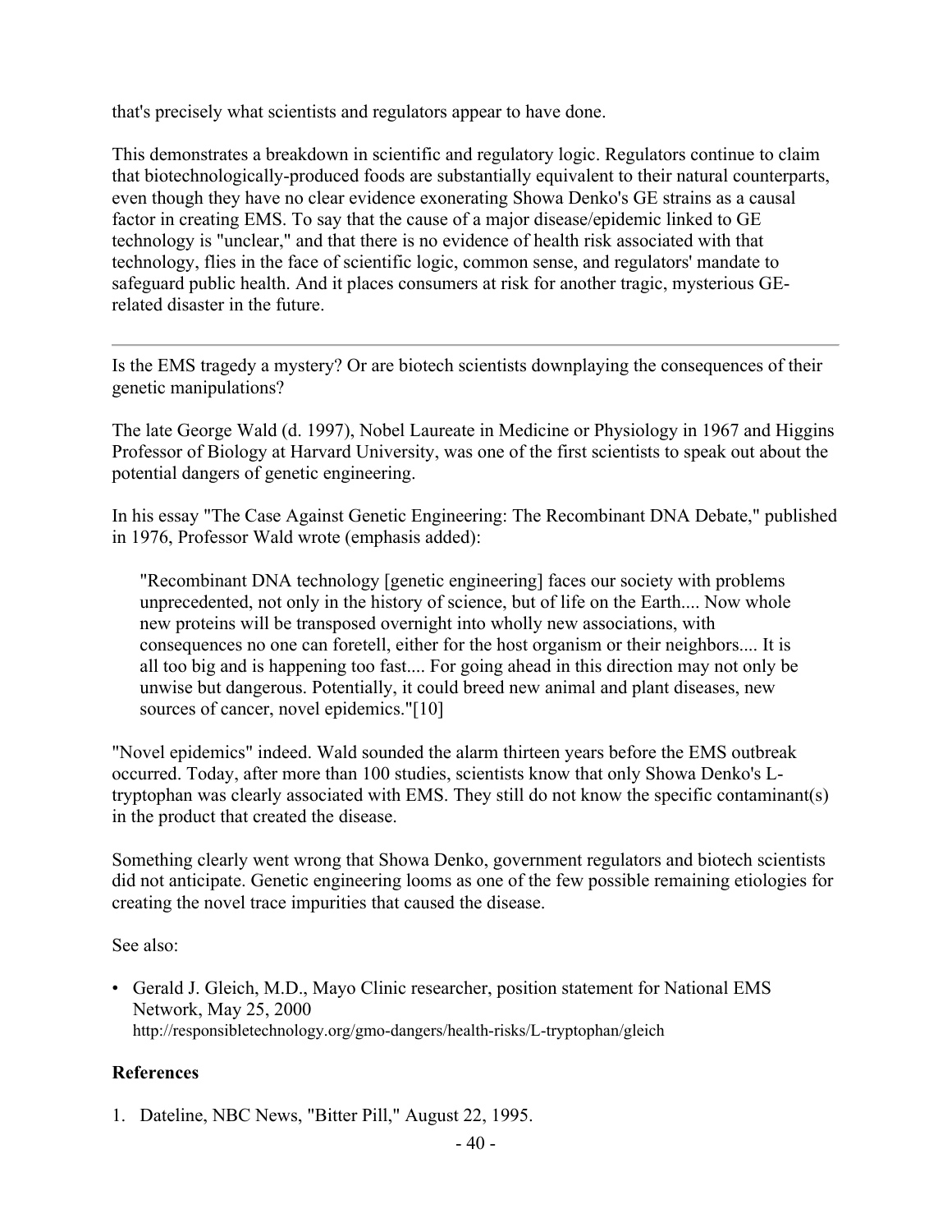that's precisely what scientists and regulators appear to have done.

This demonstrates a breakdown in scientific and regulatory logic. Regulators continue to claim that biotechnologically-produced foods are substantially equivalent to their natural counterparts, even though they have no clear evidence exonerating Showa Denko's GE strains as a causal factor in creating EMS. To say that the cause of a major disease/epidemic linked to GE technology is "unclear," and that there is no evidence of health risk associated with that technology, flies in the face of scientific logic, common sense, and regulators' mandate to safeguard public health. And it places consumers at risk for another tragic, mysterious GE-related disaster in the future.

---

Is the EMS tragedy a mystery? Or are biotech scientists downplaying the consequences of their genetic manipulations?

The late George Wald (d. 1997), Nobel Laureate in Medicine or Physiology in 1967 and Higgins Professor of Biology at Harvard University, was one of the first scientists to speak out about the potential dangers of genetic engineering.

In his essay "The Case Against Genetic Engineering: The Recombinant DNA Debate," published in 1976, Professor Wald wrote (emphasis added):

> "Recombinant DNA technology [genetic engineering] faces our society with problems unprecedented, not only in the history of science, but of life on the Earth.... Now whole new proteins will be transposed overnight into wholly new associations, with consequences no one can foretell, either for the host organism or their neighbors.... It is all too big and is happening too fast.... For going ahead in this direction may not only be unwise but dangerous. Potentially, it could breed new animal and plant diseases, new sources of cancer, novel epidemics."[10]

"Novel epidemics" indeed. Wald sounded the alarm thirteen years before the EMS outbreak occurred. Today, after more than 100 studies, scientists know that only Showa Denko's L-tryptophan was clearly associated with EMS. They still do not know the specific contaminant(s) in the product that created the disease.

Something clearly went wrong that Showa Denko, government regulators and biotech scientists did not anticipate. Genetic engineering looms as one of the few possible remaining etiologies for creating the novel trace impurities that caused the disease.

See also:

- Gerald J. Gleich, M.D., Mayo Clinic researcher, position statement for National EMS Network, May 25, 2000
  http://responsibletechnology.org/gmo-dangers/health-risks/L-tryptophan/gleich

**References**

1. Dateline, NBC News, "Bitter Pill," August 22, 1995.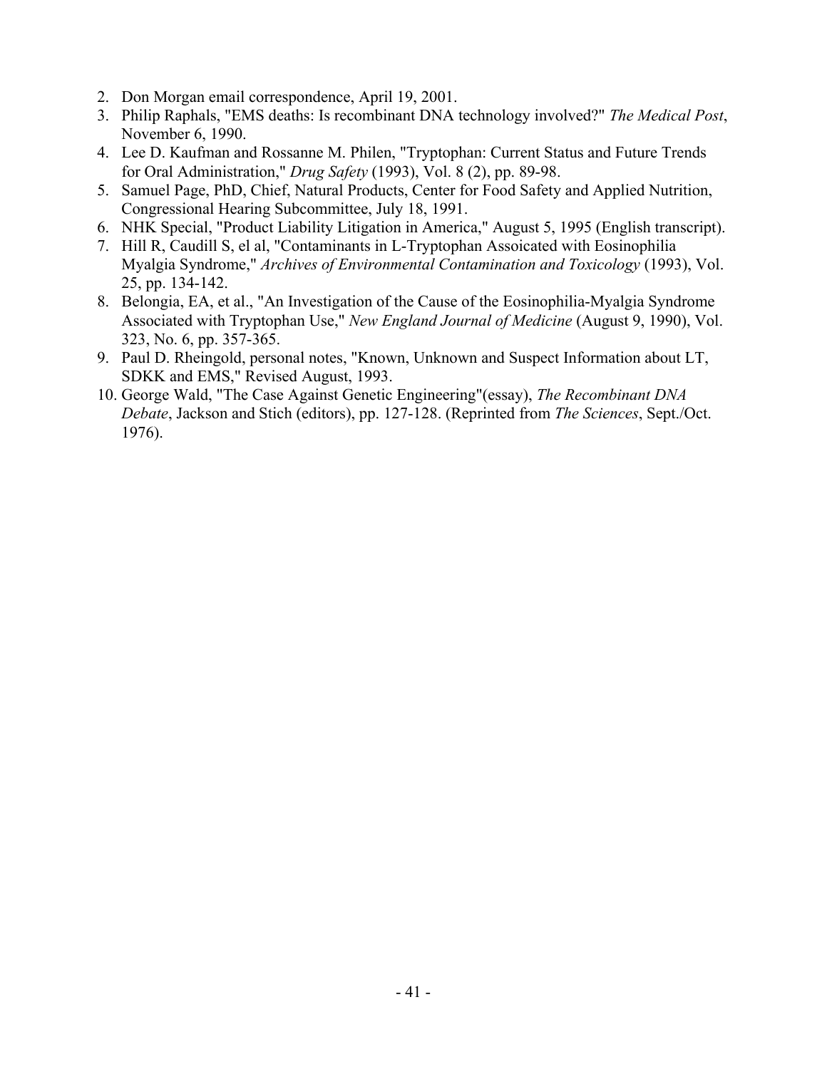2. Don Morgan email correspondence, April 19, 2001.
3. Philip Raphals, "EMS deaths: Is recombinant DNA technology involved?" *The Medical Post*, November 6, 1990.
4. Lee D. Kaufman and Rossanne M. Philen, "Tryptophan: Current Status and Future Trends for Oral Administration," *Drug Safety* (1993), Vol. 8 (2), pp. 89-98.
5. Samuel Page, PhD, Chief, Natural Products, Center for Food Safety and Applied Nutrition, Congressional Hearing Subcommittee, July 18, 1991.
6. NHK Special, "Product Liability Litigation in America," August 5, 1995 (English transcript).
7. Hill R, Caudill S, el al, "Contaminants in L-Tryptophan Assoicated with Eosinophilia Myalgia Syndrome," *Archives of Environmental Contamination and Toxicology* (1993), Vol. 25, pp. 134-142.
8. Belongia, EA, et al., "An Investigation of the Cause of the Eosinophilia-Myalgia Syndrome Associated with Tryptophan Use," *New England Journal of Medicine* (August 9, 1990), Vol. 323, No. 6, pp. 357-365.
9. Paul D. Rheingold, personal notes, "Known, Unknown and Suspect Information about LT, SDKK and EMS," Revised August, 1993.
10. George Wald, "The Case Against Genetic Engineering"(essay), *The Recombinant DNA Debate*, Jackson and Stich (editors), pp. 127-128. (Reprinted from *The Sciences*, Sept./Oct. 1976).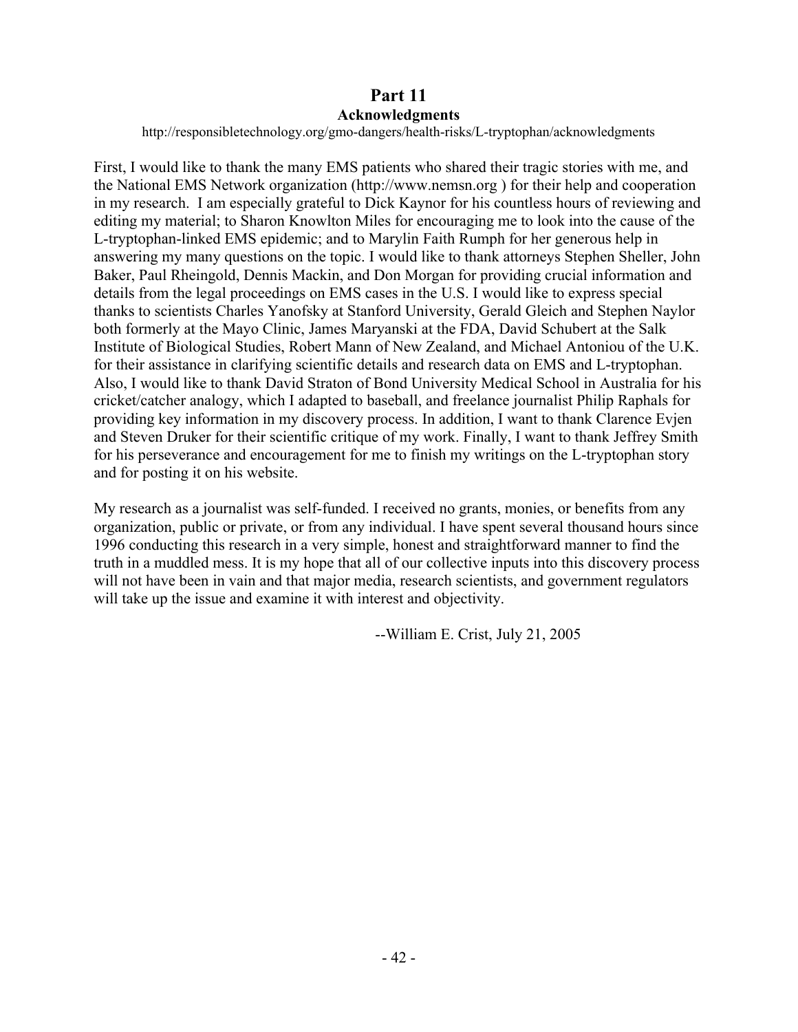# Part 11

## Acknowledgments

http://responsibletechnology.org/gmo-dangers/health-risks/L-tryptophan/acknowledgments

First, I would like to thank the many EMS patients who shared their tragic stories with me, and the National EMS Network organization (http://www.nemsn.org ) for their help and cooperation in my research. I am especially grateful to Dick Kaynor for his countless hours of reviewing and editing my material; to Sharon Knowlton Miles for encouraging me to look into the cause of the L-tryptophan-linked EMS epidemic; and to Marylin Faith Rumph for her generous help in answering my many questions on the topic. I would like to thank attorneys Stephen Sheller, John Baker, Paul Rheingold, Dennis Mackin, and Don Morgan for providing crucial information and details from the legal proceedings on EMS cases in the U.S. I would like to express special thanks to scientists Charles Yanofsky at Stanford University, Gerald Gleich and Stephen Naylor both formerly at the Mayo Clinic, James Maryanski at the FDA, David Schubert at the Salk Institute of Biological Studies, Robert Mann of New Zealand, and Michael Antoniou of the U.K. for their assistance in clarifying scientific details and research data on EMS and L-tryptophan. Also, I would like to thank David Straton of Bond University Medical School in Australia for his cricket/catcher analogy, which I adapted to baseball, and freelance journalist Philip Raphals for providing key information in my discovery process. In addition, I want to thank Clarence Evjen and Steven Druker for their scientific critique of my work. Finally, I want to thank Jeffrey Smith for his perseverance and encouragement for me to finish my writings on the L-tryptophan story and for posting it on his website.

My research as a journalist was self-funded. I received no grants, monies, or benefits from any organization, public or private, or from any individual. I have spent several thousand hours since 1996 conducting this research in a very simple, honest and straightforward manner to find the truth in a muddled mess. It is my hope that all of our collective inputs into this discovery process will not have been in vain and that major media, research scientists, and government regulators will take up the issue and examine it with interest and objectivity.

--William E. Crist, July 21, 2005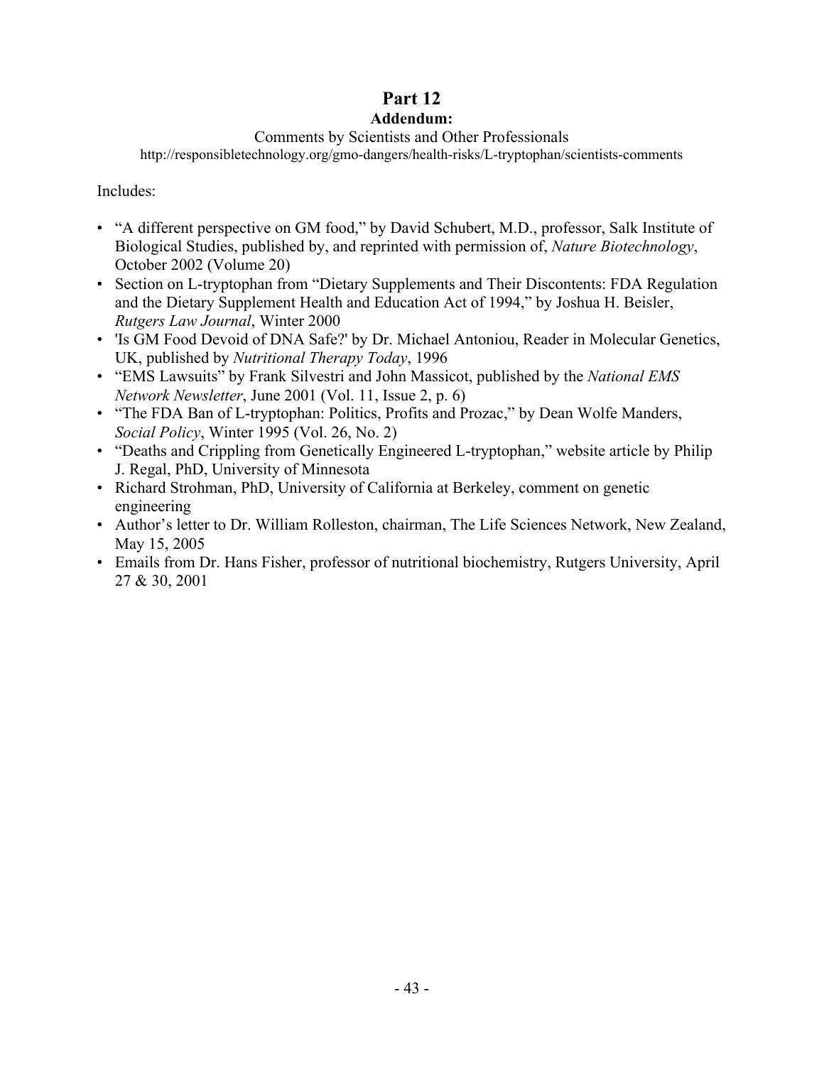# Part 12

## Addendum:

Comments by Scientists and Other Professionals

http://responsibletechnology.org/gmo-dangers/health-risks/L-tryptophan/scientists-comments

Includes:

- "A different perspective on GM food," by David Schubert, M.D., professor, Salk Institute of Biological Studies, published by, and reprinted with permission of, *Nature Biotechnology*, October 2002 (Volume 20)
- Section on L-tryptophan from "Dietary Supplements and Their Discontents: FDA Regulation and the Dietary Supplement Health and Education Act of 1994," by Joshua H. Beisler, *Rutgers Law Journal*, Winter 2000
- 'Is GM Food Devoid of DNA Safe?' by Dr. Michael Antoniou, Reader in Molecular Genetics, UK, published by *Nutritional Therapy Today*, 1996
- "EMS Lawsuits" by Frank Silvestri and John Massicot, published by the *National EMS Network Newsletter*, June 2001 (Vol. 11, Issue 2, p. 6)
- "The FDA Ban of L-tryptophan: Politics, Profits and Prozac," by Dean Wolfe Manders, *Social Policy*, Winter 1995 (Vol. 26, No. 2)
- "Deaths and Crippling from Genetically Engineered L-tryptophan," website article by Philip J. Regal, PhD, University of Minnesota
- Richard Strohman, PhD, University of California at Berkeley, comment on genetic engineering
- Author's letter to Dr. William Rolleston, chairman, The Life Sciences Network, New Zealand, May 15, 2005
- Emails from Dr. Hans Fisher, professor of nutritional biochemistry, Rutgers University, April 27 & 30, 2001